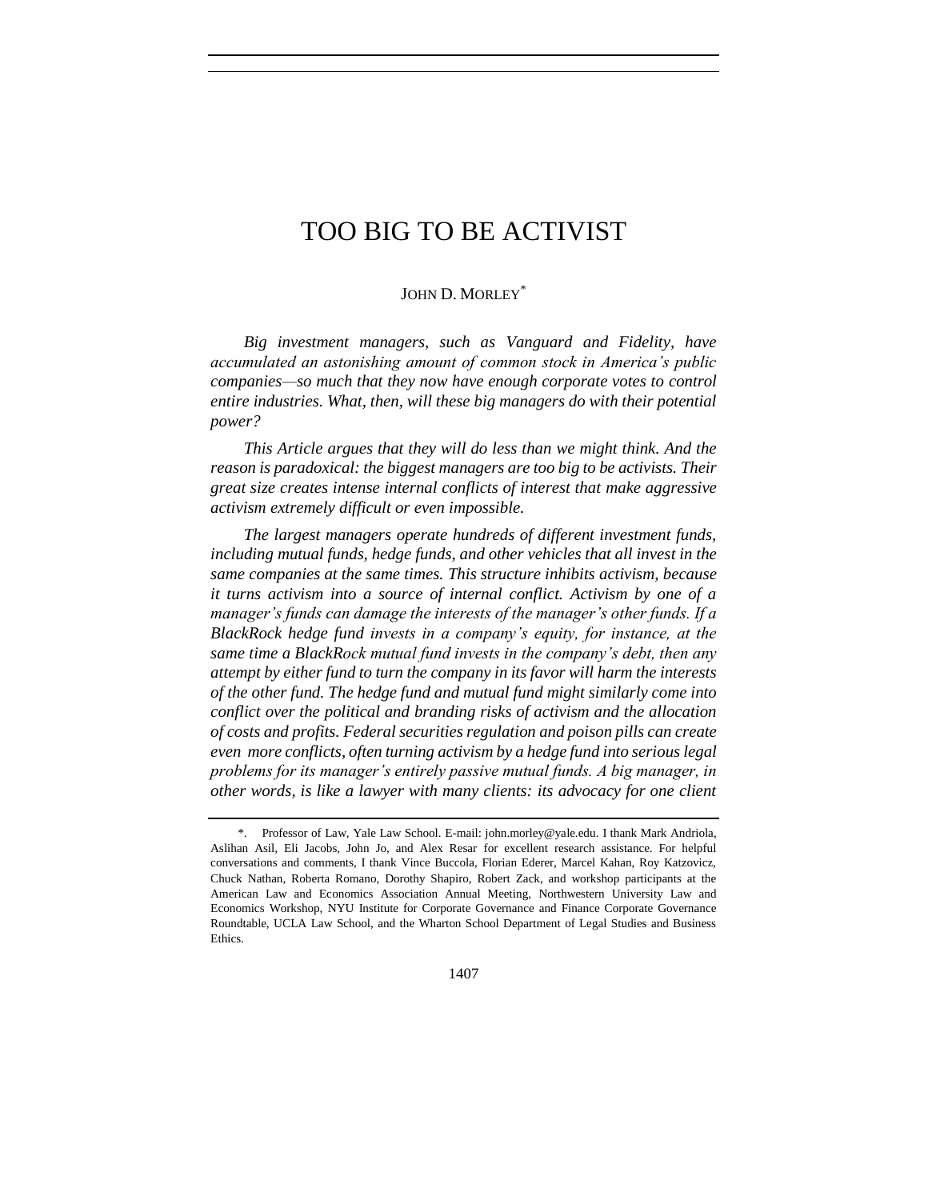# TOO BIG TO BE ACTIVIST

JOHN D. MORLEY[*]

*Big investment managers, such as Vanguard and Fidelity, have accumulated an astonishing amount of common stock in America's public companies—so much that they now have enough corporate votes to control entire industries. What, then, will these big managers do with their potential power?*

*This Article argues that they will do less than we might think. And the reason is paradoxical: the biggest managers are too big to be activists. Their great size creates intense internal conflicts of interest that make aggressive activism extremely difficult or even impossible.*

*The largest managers operate hundreds of different investment funds, including mutual funds, hedge funds, and other vehicles that all invest in the same companies at the same times. This structure inhibits activism, because it turns activism into a source of internal conflict. Activism by one of a manager's funds can damage the interests of the manager's other funds. If a BlackRock hedge fund invests in a company's equity, for instance, at the same time a BlackRock mutual fund invests in the company's debt, then any attempt by either fund to turn the company in its favor will harm the interests of the other fund. The hedge fund and mutual fund might similarly come into conflict over the political and branding risks of activism and the allocation of costs and profits. Federal securities regulation and poison pills can create even more conflicts, often turning activism by a hedge fund into serious legal problems for its manager's entirely passive mutual funds. A big manager, in other words, is like a lawyer with many clients: its advocacy for one client*

---

[*]. Professor of Law, Yale Law School. E-mail: john.morley@yale.edu. I thank Mark Andriola, Aslihan Asil, Eli Jacobs, John Jo, and Alex Resar for excellent research assistance. For helpful conversations and comments, I thank Vince Buccola, Florian Ederer, Marcel Kahan, Roy Katzovicz, Chuck Nathan, Roberta Romano, Dorothy Shapiro, Robert Zack, and workshop participants at the American Law and Economics Association Annual Meeting, Northwestern University Law and Economics Workshop, NYU Institute for Corporate Governance and Finance Corporate Governance Roundtable, UCLA Law School, and the Wharton School Department of Legal Studies and Business Ethics.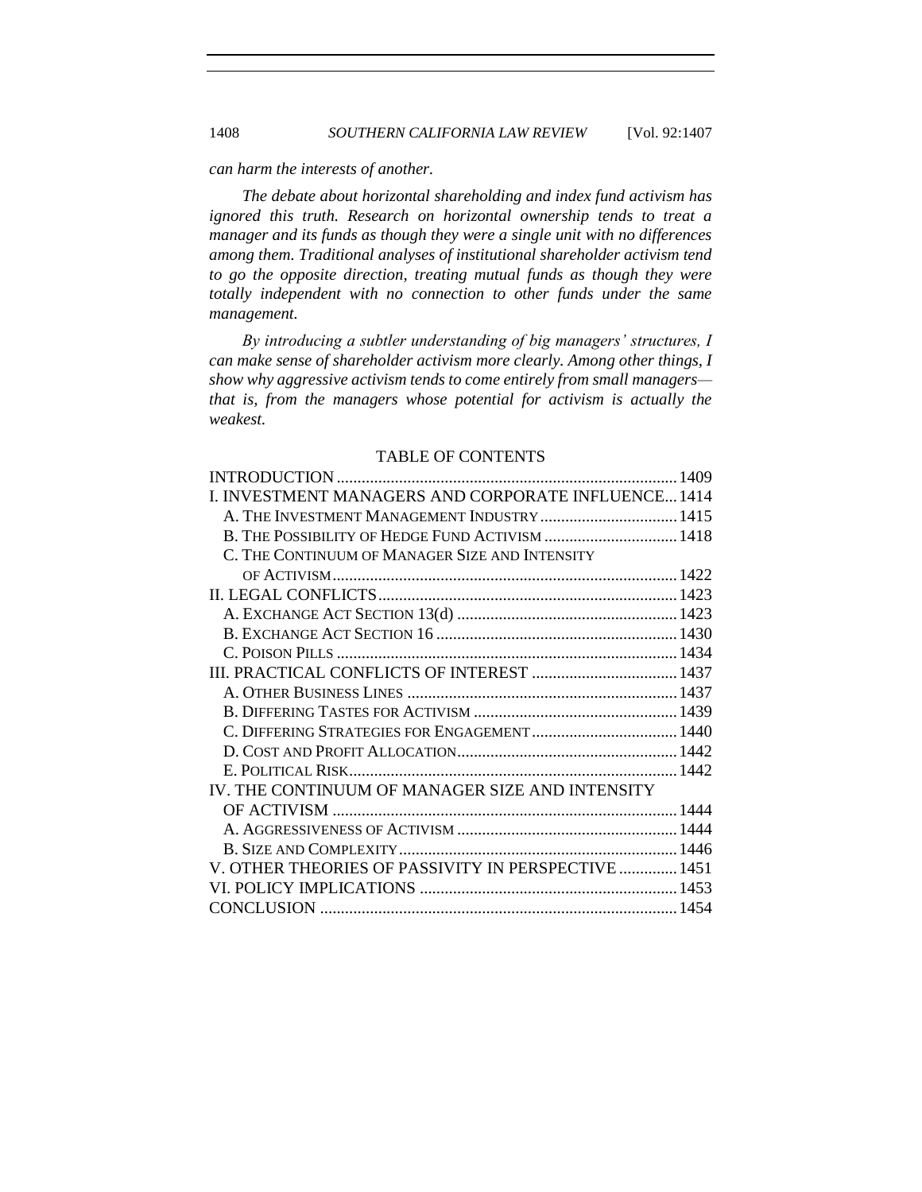*can harm the interests of another.*

*The debate about horizontal shareholding and index fund activism has ignored this truth. Research on horizontal ownership tends to treat a manager and its funds as though they were a single unit with no differences among them. Traditional analyses of institutional shareholder activism tend to go the opposite direction, treating mutual funds as though they were totally independent with no connection to other funds under the same management.*

*By introducing a subtler understanding of big managers' structures, I can make sense of shareholder activism more clearly. Among other things, I show why aggressive activism tends to come entirely from small managers—that is, from the managers whose potential for activism is actually the weakest.*

## TABLE OF CONTENTS

INTRODUCTION ... 1409

I. INVESTMENT MANAGERS AND CORPORATE INFLUENCE ... 1414
- A. THE INVESTMENT MANAGEMENT INDUSTRY ... 1415
- B. THE POSSIBILITY OF HEDGE FUND ACTIVISM ... 1418
- C. THE CONTINUUM OF MANAGER SIZE AND INTENSITY OF ACTIVISM ... 1422

II. LEGAL CONFLICTS ... 1423
- A. EXCHANGE ACT SECTION 13(d) ... 1423
- B. EXCHANGE ACT SECTION 16 ... 1430
- C. POISON PILLS ... 1434

III. PRACTICAL CONFLICTS OF INTEREST ... 1437
- A. OTHER BUSINESS LINES ... 1437
- B. DIFFERING TASTES FOR ACTIVISM ... 1439
- C. DIFFERING STRATEGIES FOR ENGAGEMENT ... 1440
- D. COST AND PROFIT ALLOCATION ... 1442
- E. POLITICAL RISK ... 1442

IV. THE CONTINUUM OF MANAGER SIZE AND INTENSITY OF ACTIVISM ... 1444
- A. AGGRESSIVENESS OF ACTIVISM ... 1444
- B. SIZE AND COMPLEXITY ... 1446

V. OTHER THEORIES OF PASSIVITY IN PERSPECTIVE ... 1451

VI. POLICY IMPLICATIONS ... 1453

CONCLUSION ... 1454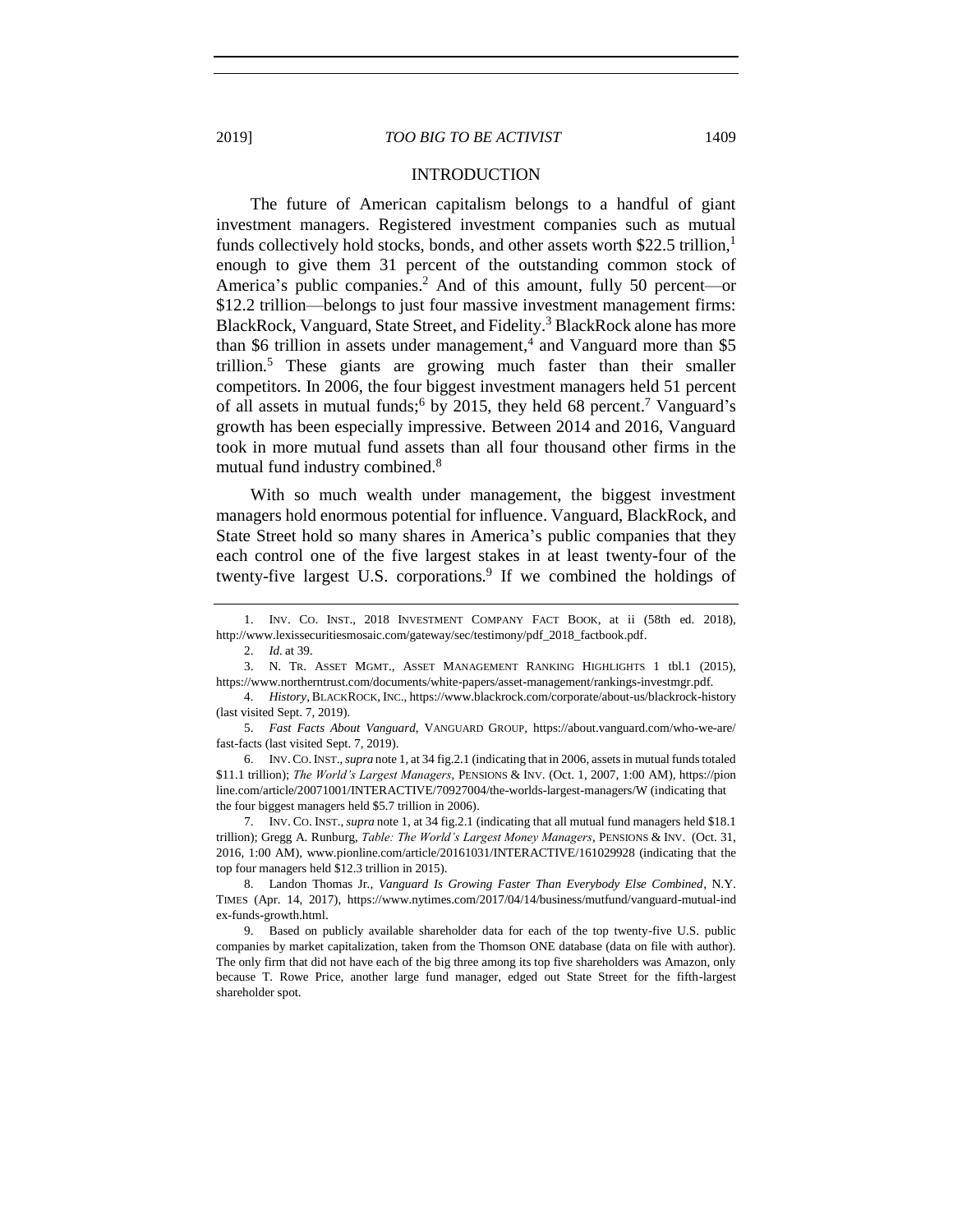## INTRODUCTION

The future of American capitalism belongs to a handful of giant investment managers. Registered investment companies such as mutual funds collectively hold stocks, bonds, and other assets worth \$22.5 trillion,[1] enough to give them 31 percent of the outstanding common stock of America's public companies.[2] And of this amount, fully 50 percent—or \$12.2 trillion—belongs to just four massive investment management firms: BlackRock, Vanguard, State Street, and Fidelity.[3] BlackRock alone has more than \$6 trillion in assets under management,[4] and Vanguard more than \$5 trillion.[5] These giants are growing much faster than their smaller competitors. In 2006, the four biggest investment managers held 51 percent of all assets in mutual funds;[6] by 2015, they held 68 percent.[7] Vanguard's growth has been especially impressive. Between 2014 and 2016, Vanguard took in more mutual fund assets than all four thousand other firms in the mutual fund industry combined.[8]

With so much wealth under management, the biggest investment managers hold enormous potential for influence. Vanguard, BlackRock, and State Street hold so many shares in America's public companies that they each control one of the five largest stakes in at least twenty-four of the twenty-five largest U.S. corporations.[9] If we combined the holdings of

---

1. INV. CO. INST., 2018 INVESTMENT COMPANY FACT BOOK, at ii (58th ed. 2018), http://www.lexissecuritiesmosaic.com/gateway/sec/testimony/pdf_2018_factbook.pdf.

2. *Id.* at 39.

3. N. TR. ASSET MGMT., ASSET MANAGEMENT RANKING HIGHLIGHTS 1 tbl.1 (2015), https://www.northerntrust.com/documents/white-papers/asset-management/rankings-investmgr.pdf.

4. *History*, BLACKROCK, INC., https://www.blackrock.com/corporate/about-us/blackrock-history (last visited Sept. 7, 2019).

5. *Fast Facts About Vanguard*, VANGUARD GROUP, https://about.vanguard.com/who-we-are/fast-facts (last visited Sept. 7, 2019).

6. INV. CO. INST., *supra* note 1, at 34 fig.2.1 (indicating that in 2006, assets in mutual funds totaled \$11.1 trillion); *The World's Largest Managers*, PENSIONS & INV. (Oct. 1, 2007, 1:00 AM), https://pionline.com/article/20071001/INTERACTIVE/70927004/the-worlds-largest-managers/W (indicating that the four biggest managers held \$5.7 trillion in 2006).

7. INV. CO. INST., *supra* note 1, at 34 fig.2.1 (indicating that all mutual fund managers held \$18.1 trillion); Gregg A. Runburg, *Table: The World's Largest Money Managers*, PENSIONS & INV. (Oct. 31, 2016, 1:00 AM), www.pionline.com/article/20161031/INTERACTIVE/161029928 (indicating that the top four managers held \$12.3 trillion in 2015).

8. Landon Thomas Jr., *Vanguard Is Growing Faster Than Everybody Else Combined*, N.Y. TIMES (Apr. 14, 2017), https://www.nytimes.com/2017/04/14/business/mutfund/vanguard-mutual-index-funds-growth.html.

9. Based on publicly available shareholder data for each of the top twenty-five U.S. public companies by market capitalization, taken from the Thomson ONE database (data on file with author). The only firm that did not have each of the big three among its top five shareholders was Amazon, only because T. Rowe Price, another large fund manager, edged out State Street for the fifth-largest shareholder spot.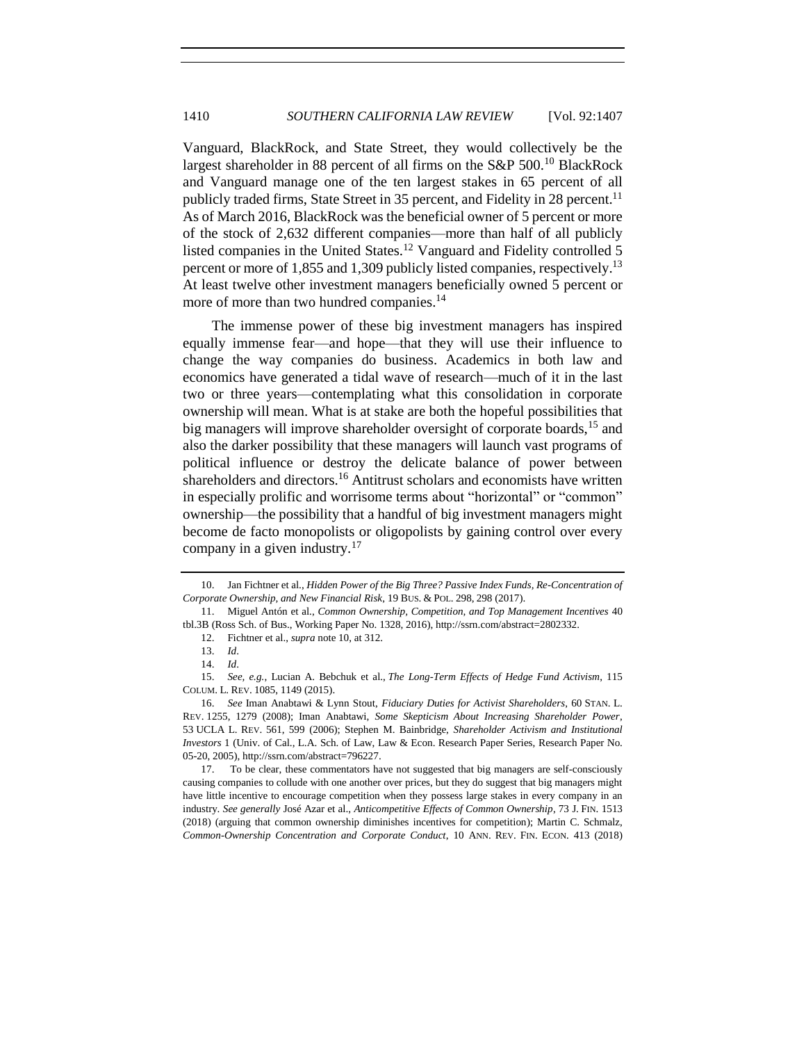Vanguard, BlackRock, and State Street, they would collectively be the largest shareholder in 88 percent of all firms on the S&P 500.[10] BlackRock and Vanguard manage one of the ten largest stakes in 65 percent of all publicly traded firms, State Street in 35 percent, and Fidelity in 28 percent.[11] As of March 2016, BlackRock was the beneficial owner of 5 percent or more of the stock of 2,632 different companies—more than half of all publicly listed companies in the United States.[12] Vanguard and Fidelity controlled 5 percent or more of 1,855 and 1,309 publicly listed companies, respectively.[13] At least twelve other investment managers beneficially owned 5 percent or more of more than two hundred companies.[14]

The immense power of these big investment managers has inspired equally immense fear—and hope—that they will use their influence to change the way companies do business. Academics in both law and economics have generated a tidal wave of research—much of it in the last two or three years—contemplating what this consolidation in corporate ownership will mean. What is at stake are both the hopeful possibilities that big managers will improve shareholder oversight of corporate boards,[15] and also the darker possibility that these managers will launch vast programs of political influence or destroy the delicate balance of power between shareholders and directors.[16] Antitrust scholars and economists have written in especially prolific and worrisome terms about "horizontal" or "common" ownership—the possibility that a handful of big investment managers might become de facto monopolists or oligopolists by gaining control over every company in a given industry.[17]

---

10. Jan Fichtner et al., *Hidden Power of the Big Three? Passive Index Funds, Re-Concentration of Corporate Ownership, and New Financial Risk*, 19 BUS. & POL. 298, 298 (2017).

11. Miguel Antón et al., *Common Ownership, Competition, and Top Management Incentives* 40 tbl.3B (Ross Sch. of Bus., Working Paper No. 1328, 2016), http://ssrn.com/abstract=2802332.

12. Fichtner et al., *supra* note 10, at 312.

13. *Id*.

14. *Id*.

15. *See, e.g.*, Lucian A. Bebchuk et al., *The Long-Term Effects of Hedge Fund Activism*, 115 COLUM. L. REV. 1085, 1149 (2015).

16. *See* Iman Anabtawi & Lynn Stout, *Fiduciary Duties for Activist Shareholders*, 60 STAN. L. REV. 1255, 1279 (2008); Iman Anabtawi, *Some Skepticism About Increasing Shareholder Power*, 53 UCLA L. REV. 561, 599 (2006); Stephen M. Bainbridge, *Shareholder Activism and Institutional Investors* 1 (Univ. of Cal., L.A. Sch. of Law, Law & Econ. Research Paper Series, Research Paper No. 05-20, 2005), http://ssrn.com/abstract=796227.

17. To be clear, these commentators have not suggested that big managers are self-consciously causing companies to collude with one another over prices, but they do suggest that big managers might have little incentive to encourage competition when they possess large stakes in every company in an industry. *See generally* José Azar et al., *Anticompetitive Effects of Common Ownership*, 73 J. FIN. 1513 (2018) (arguing that common ownership diminishes incentives for competition); Martin C. Schmalz, *Common-Ownership Concentration and Corporate Conduct*, 10 ANN. REV. FIN. ECON. 413 (2018)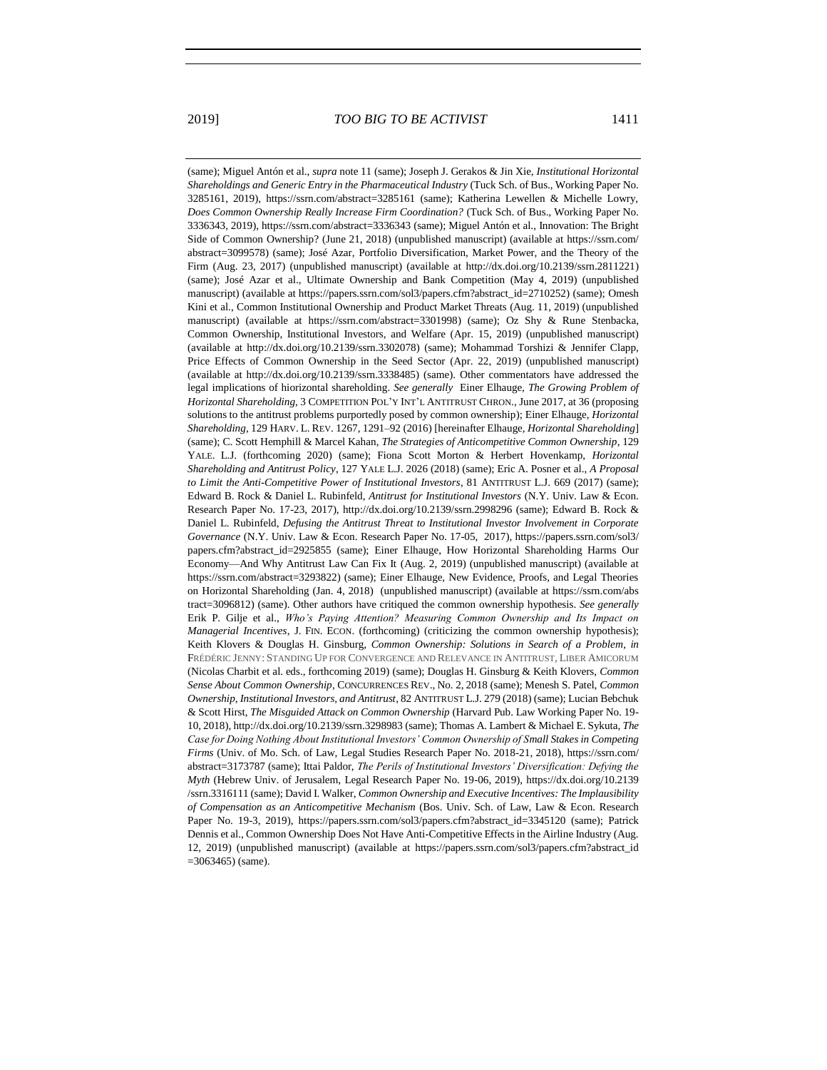(same); Miguel Antón et al., *supra* note 11 (same); Joseph J. Gerakos & Jin Xie, *Institutional Horizontal Shareholdings and Generic Entry in the Pharmaceutical Industry* (Tuck Sch. of Bus., Working Paper No. 3285161, 2019), https://ssrn.com/abstract=3285161 (same); Katherina Lewellen & Michelle Lowry, *Does Common Ownership Really Increase Firm Coordination?* (Tuck Sch. of Bus., Working Paper No. 3336343, 2019), https://ssrn.com/abstract=3336343 (same); Miguel Antón et al., Innovation: The Bright Side of Common Ownership? (June 21, 2018) (unpublished manuscript) (available at https://ssrn.com/abstract=3099578) (same); José Azar, Portfolio Diversification, Market Power, and the Theory of the Firm (Aug. 23, 2017) (unpublished manuscript) (available at http://dx.doi.org/10.2139/ssrn.2811221) (same); José Azar et al., Ultimate Ownership and Bank Competition (May 4, 2019) (unpublished manuscript) (available at https://papers.ssrn.com/sol3/papers.cfm?abstract_id=2710252) (same); Omesh Kini et al., Common Institutional Ownership and Product Market Threats (Aug. 11, 2019) (unpublished manuscript) (available at https://ssrn.com/abstract=3301998) (same); Oz Shy & Rune Stenbacka, Common Ownership, Institutional Investors, and Welfare (Apr. 15, 2019) (unpublished manuscript) (available at http://dx.doi.org/10.2139/ssrn.3302078) (same); Mohammad Torshizi & Jennifer Clapp, Price Effects of Common Ownership in the Seed Sector (Apr. 22, 2019) (unpublished manuscript) (available at http://dx.doi.org/10.2139/ssrn.3338485) (same). Other commentators have addressed the legal implications of hiorizontal shareholding. *See generally* Einer Elhauge, *The Growing Problem of Horizontal Shareholding*, 3 COMPETITION POL'Y INT'L ANTITRUST CHRON., June 2017, at 36 (proposing solutions to the antitrust problems purportedly posed by common ownership); Einer Elhauge, *Horizontal Shareholding*, 129 HARV. L. REV. 1267, 1291–92 (2016) [hereinafter Elhauge, *Horizontal Shareholding*] (same); C. Scott Hemphill & Marcel Kahan, *The Strategies of Anticompetitive Common Ownership*, 129 YALE. L.J. (forthcoming 2020) (same); Fiona Scott Morton & Herbert Hovenkamp, *Horizontal Shareholding and Antitrust Policy*, 127 YALE L.J. 2026 (2018) (same); Eric A. Posner et al., *A Proposal to Limit the Anti-Competitive Power of Institutional Investors*, 81 ANTITRUST L.J. 669 (2017) (same); Edward B. Rock & Daniel L. Rubinfeld, *Antitrust for Institutional Investors* (N.Y. Univ. Law & Econ. Research Paper No. 17-23, 2017), http://dx.doi.org/10.2139/ssrn.2998296 (same); Edward B. Rock & Daniel L. Rubinfeld, *Defusing the Antitrust Threat to Institutional Investor Involvement in Corporate Governance* (N.Y. Univ. Law & Econ. Research Paper No. 17-05, 2017), https://papers.ssrn.com/sol3/papers.cfm?abstract_id=2925855 (same); Einer Elhauge, How Horizontal Shareholding Harms Our Economy—And Why Antitrust Law Can Fix It (Aug. 2, 2019) (unpublished manuscript) (available at https://ssrn.com/abstract=3293822) (same); Einer Elhauge, New Evidence, Proofs, and Legal Theories on Horizontal Shareholding (Jan. 4, 2018) (unpublished manuscript) (available at https://ssrn.com/abstract=3096812) (same). Other authors have critiqued the common ownership hypothesis. *See generally* Erik P. Gilje et al., *Who's Paying Attention? Measuring Common Ownership and Its Impact on Managerial Incentives*, J. FIN. ECON. (forthcoming) (criticizing the common ownership hypothesis); Keith Klovers & Douglas H. Ginsburg, *Common Ownership: Solutions in Search of a Problem*, *in* FRÉDÉRIC JENNY: STANDING UP FOR CONVERGENCE AND RELEVANCE IN ANTITRUST, LIBER AMICORUM (Nicolas Charbit et al. eds., forthcoming 2019) (same); Douglas H. Ginsburg & Keith Klovers, *Common Sense About Common Ownership*, CONCURRENCES REV., No. 2, 2018 (same); Menesh S. Patel, *Common Ownership, Institutional Investors, and Antitrust*, 82 ANTITRUST L.J. 279 (2018) (same); Lucian Bebchuk & Scott Hirst, *The Misguided Attack on Common Ownership* (Harvard Pub. Law Working Paper No. 19-10, 2018), http://dx.doi.org/10.2139/ssrn.3298983 (same); Thomas A. Lambert & Michael E. Sykuta, *The Case for Doing Nothing About Institutional Investors' Common Ownership of Small Stakes in Competing Firms* (Univ. of Mo. Sch. of Law, Legal Studies Research Paper No. 2018-21, 2018), https://ssrn.com/abstract=3173787 (same); Ittai Paldor, *The Perils of Institutional Investors' Diversification: Defying the Myth* (Hebrew Univ. of Jerusalem, Legal Research Paper No. 19-06, 2019), https://dx.doi.org/10.2139/ssrn.3316111 (same); David I. Walker, *Common Ownership and Executive Incentives: The Implausibility of Compensation as an Anticompetitive Mechanism* (Bos. Univ. Sch. of Law, Law & Econ. Research Paper No. 19-3, 2019), https://papers.ssrn.com/sol3/papers.cfm?abstract_id=3345120 (same); Patrick Dennis et al., Common Ownership Does Not Have Anti-Competitive Effects in the Airline Industry (Aug. 12, 2019) (unpublished manuscript) (available at https://papers.ssrn.com/sol3/papers.cfm?abstract_id=3063465) (same).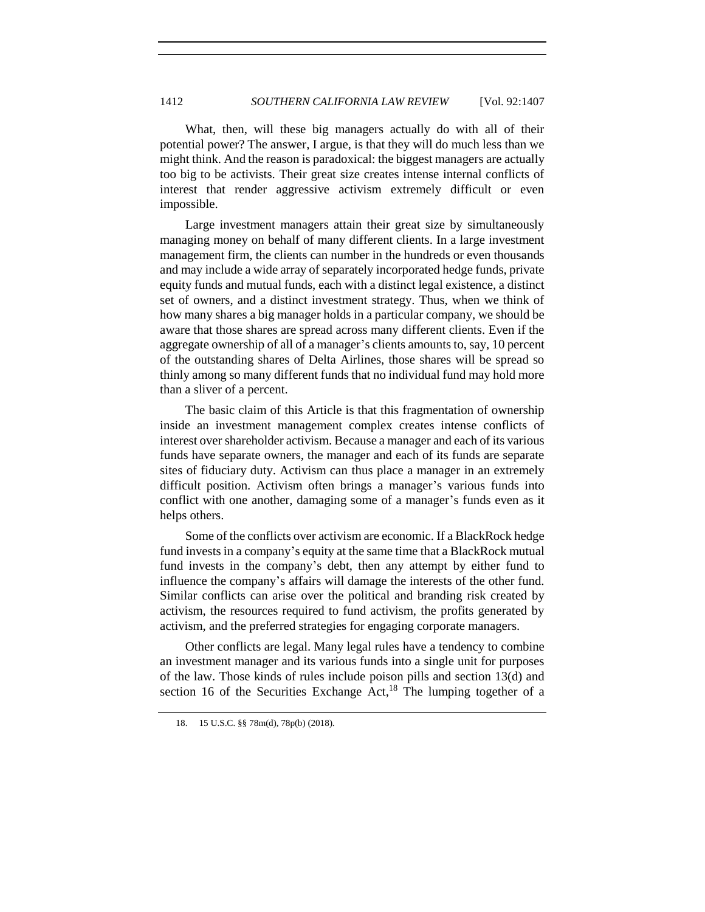What, then, will these big managers actually do with all of their potential power? The answer, I argue, is that they will do much less than we might think. And the reason is paradoxical: the biggest managers are actually too big to be activists. Their great size creates intense internal conflicts of interest that render aggressive activism extremely difficult or even impossible.

Large investment managers attain their great size by simultaneously managing money on behalf of many different clients. In a large investment management firm, the clients can number in the hundreds or even thousands and may include a wide array of separately incorporated hedge funds, private equity funds and mutual funds, each with a distinct legal existence, a distinct set of owners, and a distinct investment strategy. Thus, when we think of how many shares a big manager holds in a particular company, we should be aware that those shares are spread across many different clients. Even if the aggregate ownership of all of a manager's clients amounts to, say, 10 percent of the outstanding shares of Delta Airlines, those shares will be spread so thinly among so many different funds that no individual fund may hold more than a sliver of a percent.

The basic claim of this Article is that this fragmentation of ownership inside an investment management complex creates intense conflicts of interest over shareholder activism. Because a manager and each of its various funds have separate owners, the manager and each of its funds are separate sites of fiduciary duty. Activism can thus place a manager in an extremely difficult position. Activism often brings a manager's various funds into conflict with one another, damaging some of a manager's funds even as it helps others.

Some of the conflicts over activism are economic. If a BlackRock hedge fund invests in a company's equity at the same time that a BlackRock mutual fund invests in the company's debt, then any attempt by either fund to influence the company's affairs will damage the interests of the other fund. Similar conflicts can arise over the political and branding risk created by activism, the resources required to fund activism, the profits generated by activism, and the preferred strategies for engaging corporate managers.

Other conflicts are legal. Many legal rules have a tendency to combine an investment manager and its various funds into a single unit for purposes of the law. Those kinds of rules include poison pills and section 13(d) and section 16 of the Securities Exchange Act,[18] The lumping together of a

---

18. 15 U.S.C. §§ 78m(d), 78p(b) (2018).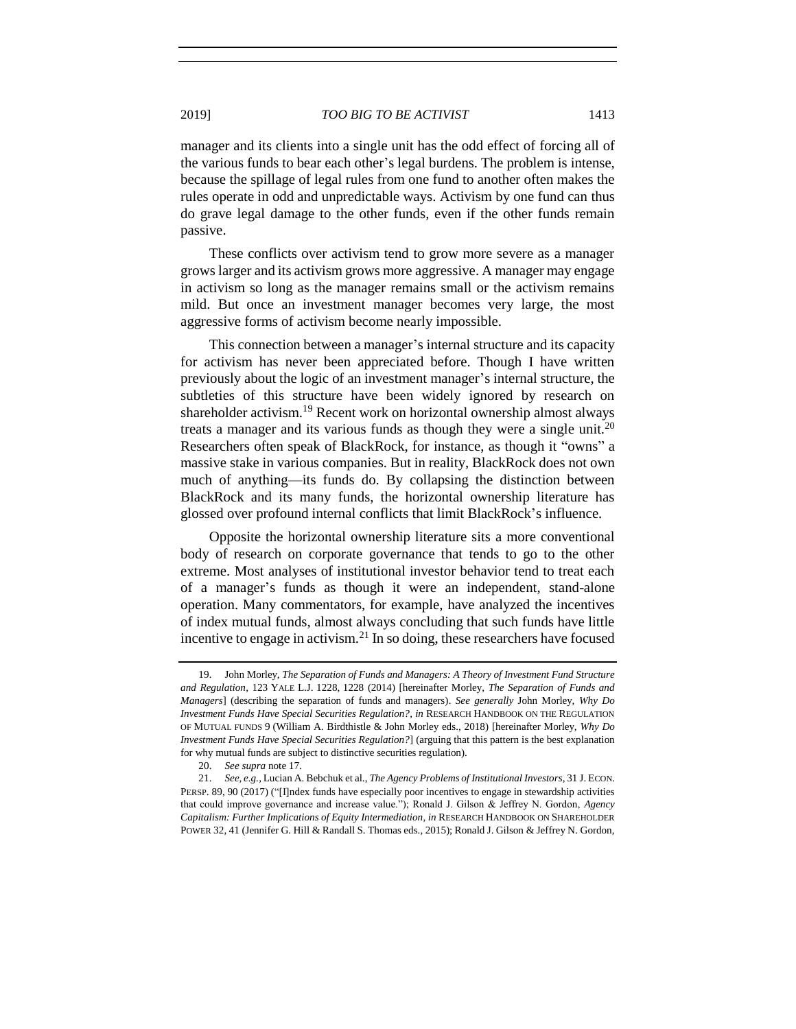manager and its clients into a single unit has the odd effect of forcing all of the various funds to bear each other's legal burdens. The problem is intense, because the spillage of legal rules from one fund to another often makes the rules operate in odd and unpredictable ways. Activism by one fund can thus do grave legal damage to the other funds, even if the other funds remain passive.

These conflicts over activism tend to grow more severe as a manager grows larger and its activism grows more aggressive. A manager may engage in activism so long as the manager remains small or the activism remains mild. But once an investment manager becomes very large, the most aggressive forms of activism become nearly impossible.

This connection between a manager's internal structure and its capacity for activism has never been appreciated before. Though I have written previously about the logic of an investment manager's internal structure, the subtleties of this structure have been widely ignored by research on shareholder activism.[19] Recent work on horizontal ownership almost always treats a manager and its various funds as though they were a single unit.[20] Researchers often speak of BlackRock, for instance, as though it "owns" a massive stake in various companies. But in reality, BlackRock does not own much of anything—its funds do. By collapsing the distinction between BlackRock and its many funds, the horizontal ownership literature has glossed over profound internal conflicts that limit BlackRock's influence.

Opposite the horizontal ownership literature sits a more conventional body of research on corporate governance that tends to go to the other extreme. Most analyses of institutional investor behavior tend to treat each of a manager's funds as though it were an independent, stand-alone operation. Many commentators, for example, have analyzed the incentives of index mutual funds, almost always concluding that such funds have little incentive to engage in activism.[21] In so doing, these researchers have focused

---

19. John Morley, *The Separation of Funds and Managers: A Theory of Investment Fund Structure and Regulation*, 123 YALE L.J. 1228, 1228 (2014) [hereinafter Morley, *The Separation of Funds and Managers*] (describing the separation of funds and managers). *See generally* John Morley, *Why Do Investment Funds Have Special Securities Regulation?*, *in* RESEARCH HANDBOOK ON THE REGULATION OF MUTUAL FUNDS 9 (William A. Birdthistle & John Morley eds., 2018) [hereinafter Morley, *Why Do Investment Funds Have Special Securities Regulation?*] (arguing that this pattern is the best explanation for why mutual funds are subject to distinctive securities regulation).

20. *See supra* note 17.

21. *See, e.g.*, Lucian A. Bebchuk et al., *The Agency Problems of Institutional Investors*, 31 J. ECON. PERSP. 89, 90 (2017) ("[I]ndex funds have especially poor incentives to engage in stewardship activities that could improve governance and increase value."); Ronald J. Gilson & Jeffrey N. Gordon, *Agency Capitalism: Further Implications of Equity Intermediation*, *in* RESEARCH HANDBOOK ON SHAREHOLDER POWER 32, 41 (Jennifer G. Hill & Randall S. Thomas eds., 2015); Ronald J. Gilson & Jeffrey N. Gordon,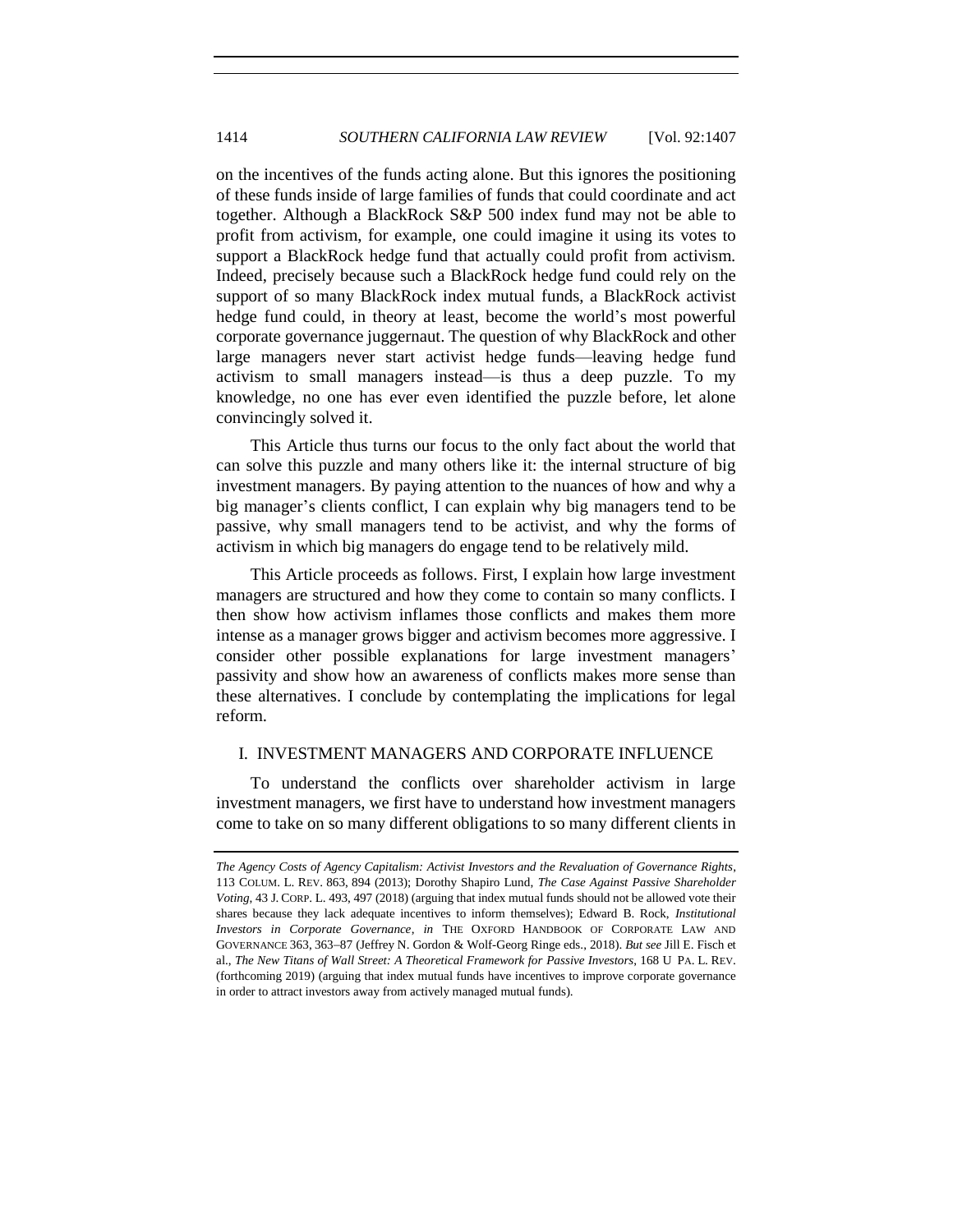on the incentives of the funds acting alone. But this ignores the positioning of these funds inside of large families of funds that could coordinate and act together. Although a BlackRock S&P 500 index fund may not be able to profit from activism, for example, one could imagine it using its votes to support a BlackRock hedge fund that actually could profit from activism. Indeed, precisely because such a BlackRock hedge fund could rely on the support of so many BlackRock index mutual funds, a BlackRock activist hedge fund could, in theory at least, become the world's most powerful corporate governance juggernaut. The question of why BlackRock and other large managers never start activist hedge funds—leaving hedge fund activism to small managers instead—is thus a deep puzzle. To my knowledge, no one has ever even identified the puzzle before, let alone convincingly solved it.

This Article thus turns our focus to the only fact about the world that can solve this puzzle and many others like it: the internal structure of big investment managers. By paying attention to the nuances of how and why a big manager's clients conflict, I can explain why big managers tend to be passive, why small managers tend to be activist, and why the forms of activism in which big managers do engage tend to be relatively mild.

This Article proceeds as follows. First, I explain how large investment managers are structured and how they come to contain so many conflicts. I then show how activism inflames those conflicts and makes them more intense as a manager grows bigger and activism becomes more aggressive. I consider other possible explanations for large investment managers' passivity and show how an awareness of conflicts makes more sense than these alternatives. I conclude by contemplating the implications for legal reform.

## I. INVESTMENT MANAGERS AND CORPORATE INFLUENCE

To understand the conflicts over shareholder activism in large investment managers, we first have to understand how investment managers come to take on so many different obligations to so many different clients in

---

*The Agency Costs of Agency Capitalism: Activist Investors and the Revaluation of Governance Rights*, 113 COLUM. L. REV. 863, 894 (2013); Dorothy Shapiro Lund, *The Case Against Passive Shareholder Voting*, 43 J. CORP. L. 493, 497 (2018) (arguing that index mutual funds should not be allowed vote their shares because they lack adequate incentives to inform themselves); Edward B. Rock, *Institutional Investors in Corporate Governance*, *in* THE OXFORD HANDBOOK OF CORPORATE LAW AND GOVERNANCE 363, 363–87 (Jeffrey N. Gordon & Wolf-Georg Ringe eds., 2018). *But see* Jill E. Fisch et al., *The New Titans of Wall Street: A Theoretical Framework for Passive Investors*, 168 U PA. L. REV. (forthcoming 2019) (arguing that index mutual funds have incentives to improve corporate governance in order to attract investors away from actively managed mutual funds).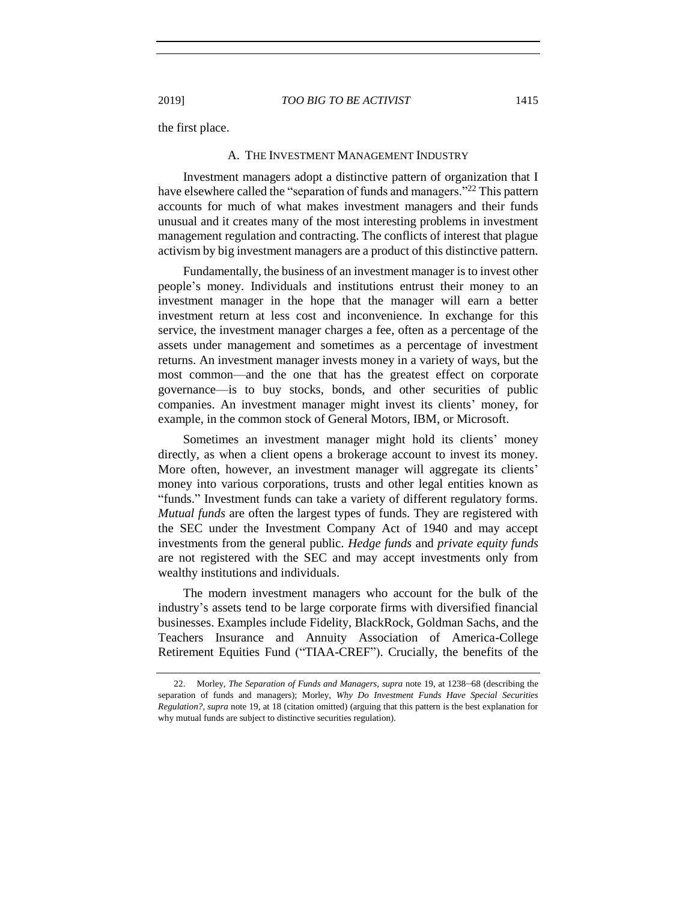the first place.

### A. THE INVESTMENT MANAGEMENT INDUSTRY

Investment managers adopt a distinctive pattern of organization that I have elsewhere called the "separation of funds and managers."[22] This pattern accounts for much of what makes investment managers and their funds unusual and it creates many of the most interesting problems in investment management regulation and contracting. The conflicts of interest that plague activism by big investment managers are a product of this distinctive pattern.

Fundamentally, the business of an investment manager is to invest other people's money. Individuals and institutions entrust their money to an investment manager in the hope that the manager will earn a better investment return at less cost and inconvenience. In exchange for this service, the investment manager charges a fee, often as a percentage of the assets under management and sometimes as a percentage of investment returns. An investment manager invests money in a variety of ways, but the most common—and the one that has the greatest effect on corporate governance—is to buy stocks, bonds, and other securities of public companies. An investment manager might invest its clients' money, for example, in the common stock of General Motors, IBM, or Microsoft.

Sometimes an investment manager might hold its clients' money directly, as when a client opens a brokerage account to invest its money. More often, however, an investment manager will aggregate its clients' money into various corporations, trusts and other legal entities known as "funds." Investment funds can take a variety of different regulatory forms. *Mutual funds* are often the largest types of funds. They are registered with the SEC under the Investment Company Act of 1940 and may accept investments from the general public. *Hedge funds* and *private equity funds* are not registered with the SEC and may accept investments only from wealthy institutions and individuals.

The modern investment managers who account for the bulk of the industry's assets tend to be large corporate firms with diversified financial businesses. Examples include Fidelity, BlackRock, Goldman Sachs, and the Teachers Insurance and Annuity Association of America-College Retirement Equities Fund ("TIAA-CREF"). Crucially, the benefits of the

---

22. Morley, *The Separation of Funds and Managers*, *supra* note 19, at 1238–68 (describing the separation of funds and managers); Morley, *Why Do Investment Funds Have Special Securities Regulation?*, *supra* note 19, at 18 (citation omitted) (arguing that this pattern is the best explanation for why mutual funds are subject to distinctive securities regulation).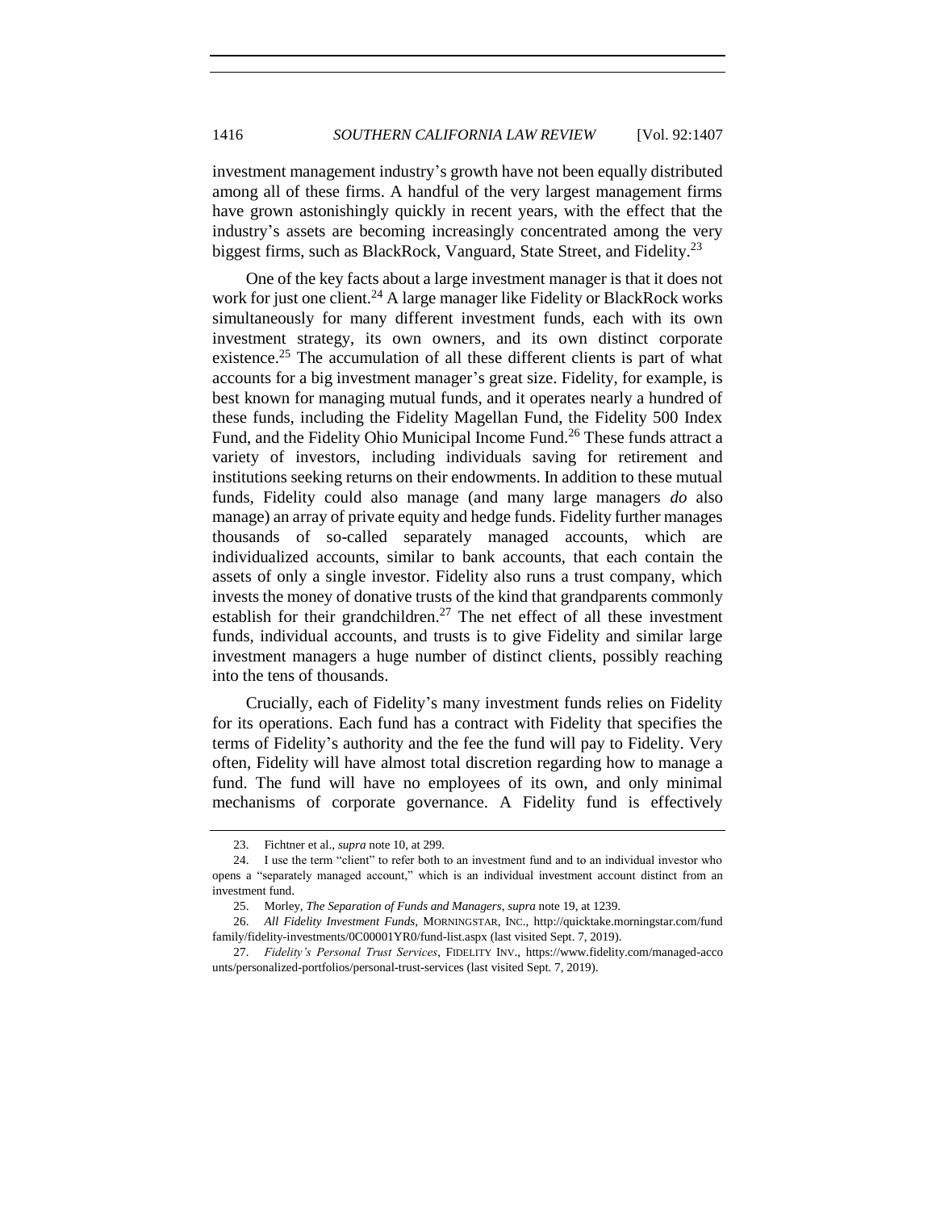investment management industry's growth have not been equally distributed among all of these firms. A handful of the very largest management firms have grown astonishingly quickly in recent years, with the effect that the industry's assets are becoming increasingly concentrated among the very biggest firms, such as BlackRock, Vanguard, State Street, and Fidelity.[23]

One of the key facts about a large investment manager is that it does not work for just one client.[24] A large manager like Fidelity or BlackRock works simultaneously for many different investment funds, each with its own investment strategy, its own owners, and its own distinct corporate existence.[25] The accumulation of all these different clients is part of what accounts for a big investment manager's great size. Fidelity, for example, is best known for managing mutual funds, and it operates nearly a hundred of these funds, including the Fidelity Magellan Fund, the Fidelity 500 Index Fund, and the Fidelity Ohio Municipal Income Fund.[26] These funds attract a variety of investors, including individuals saving for retirement and institutions seeking returns on their endowments. In addition to these mutual funds, Fidelity could also manage (and many large managers *do* also manage) an array of private equity and hedge funds. Fidelity further manages thousands of so-called separately managed accounts, which are individualized accounts, similar to bank accounts, that each contain the assets of only a single investor. Fidelity also runs a trust company, which invests the money of donative trusts of the kind that grandparents commonly establish for their grandchildren.[27] The net effect of all these investment funds, individual accounts, and trusts is to give Fidelity and similar large investment managers a huge number of distinct clients, possibly reaching into the tens of thousands.

Crucially, each of Fidelity's many investment funds relies on Fidelity for its operations. Each fund has a contract with Fidelity that specifies the terms of Fidelity's authority and the fee the fund will pay to Fidelity. Very often, Fidelity will have almost total discretion regarding how to manage a fund. The fund will have no employees of its own, and only minimal mechanisms of corporate governance. A Fidelity fund is effectively

---

23. Fichtner et al., *supra* note 10, at 299.

24. I use the term "client" to refer both to an investment fund and to an individual investor who opens a "separately managed account," which is an individual investment account distinct from an investment fund.

25. Morley, *The Separation of Funds and Managers*, *supra* note 19, at 1239.

26. *All Fidelity Investment Funds*, MORNINGSTAR, INC., http://quicktake.morningstar.com/fundfamily/fidelity-investments/0C00001YR0/fund-list.aspx (last visited Sept. 7, 2019).

27. *Fidelity's Personal Trust Services*, FIDELITY INV., https://www.fidelity.com/managed-accounts/personalized-portfolios/personal-trust-services (last visited Sept. 7, 2019).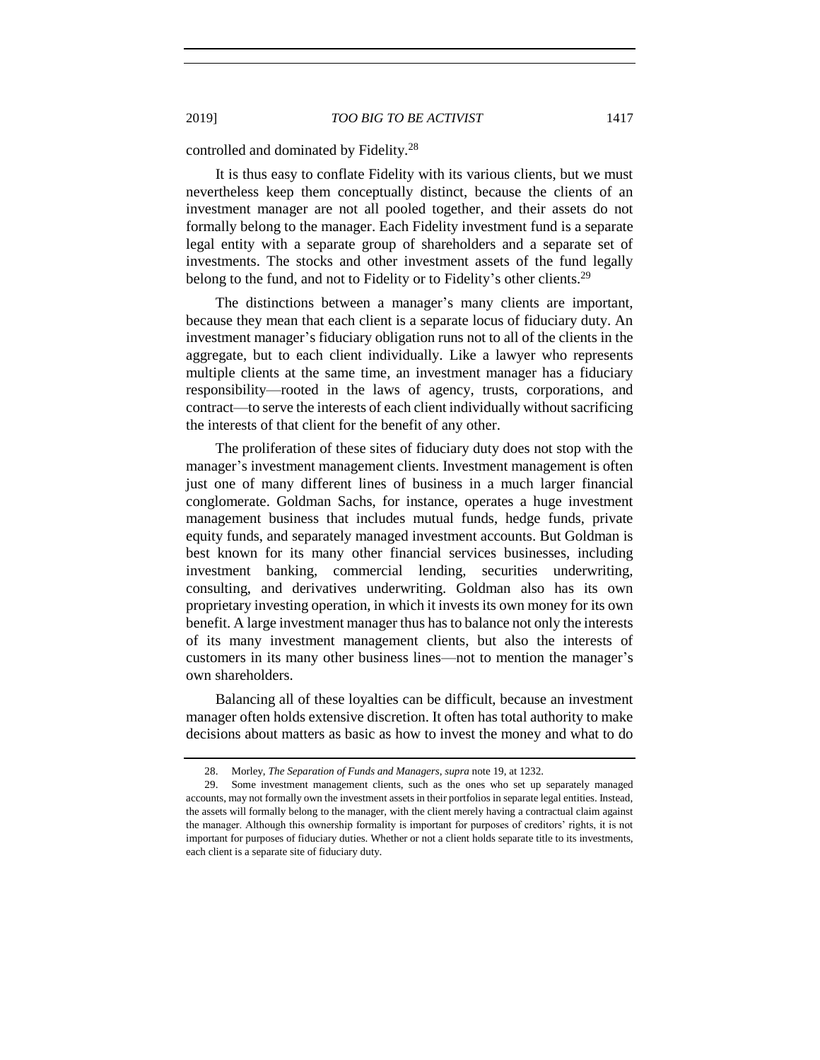controlled and dominated by Fidelity.[28]

It is thus easy to conflate Fidelity with its various clients, but we must nevertheless keep them conceptually distinct, because the clients of an investment manager are not all pooled together, and their assets do not formally belong to the manager. Each Fidelity investment fund is a separate legal entity with a separate group of shareholders and a separate set of investments. The stocks and other investment assets of the fund legally belong to the fund, and not to Fidelity or to Fidelity's other clients.[29]

The distinctions between a manager's many clients are important, because they mean that each client is a separate locus of fiduciary duty. An investment manager's fiduciary obligation runs not to all of the clients in the aggregate, but to each client individually. Like a lawyer who represents multiple clients at the same time, an investment manager has a fiduciary responsibility—rooted in the laws of agency, trusts, corporations, and contract—to serve the interests of each client individually without sacrificing the interests of that client for the benefit of any other.

The proliferation of these sites of fiduciary duty does not stop with the manager's investment management clients. Investment management is often just one of many different lines of business in a much larger financial conglomerate. Goldman Sachs, for instance, operates a huge investment management business that includes mutual funds, hedge funds, private equity funds, and separately managed investment accounts. But Goldman is best known for its many other financial services businesses, including investment banking, commercial lending, securities underwriting, consulting, and derivatives underwriting. Goldman also has its own proprietary investing operation, in which it invests its own money for its own benefit. A large investment manager thus has to balance not only the interests of its many investment management clients, but also the interests of customers in its many other business lines—not to mention the manager's own shareholders.

Balancing all of these loyalties can be difficult, because an investment manager often holds extensive discretion. It often has total authority to make decisions about matters as basic as how to invest the money and what to do

---

28. Morley, *The Separation of Funds and Managers*, *supra* note 19, at 1232.

29. Some investment management clients, such as the ones who set up separately managed accounts, may not formally own the investment assets in their portfolios in separate legal entities. Instead, the assets will formally belong to the manager, with the client merely having a contractual claim against the manager. Although this ownership formality is important for purposes of creditors' rights, it is not important for purposes of fiduciary duties. Whether or not a client holds separate title to its investments, each client is a separate site of fiduciary duty.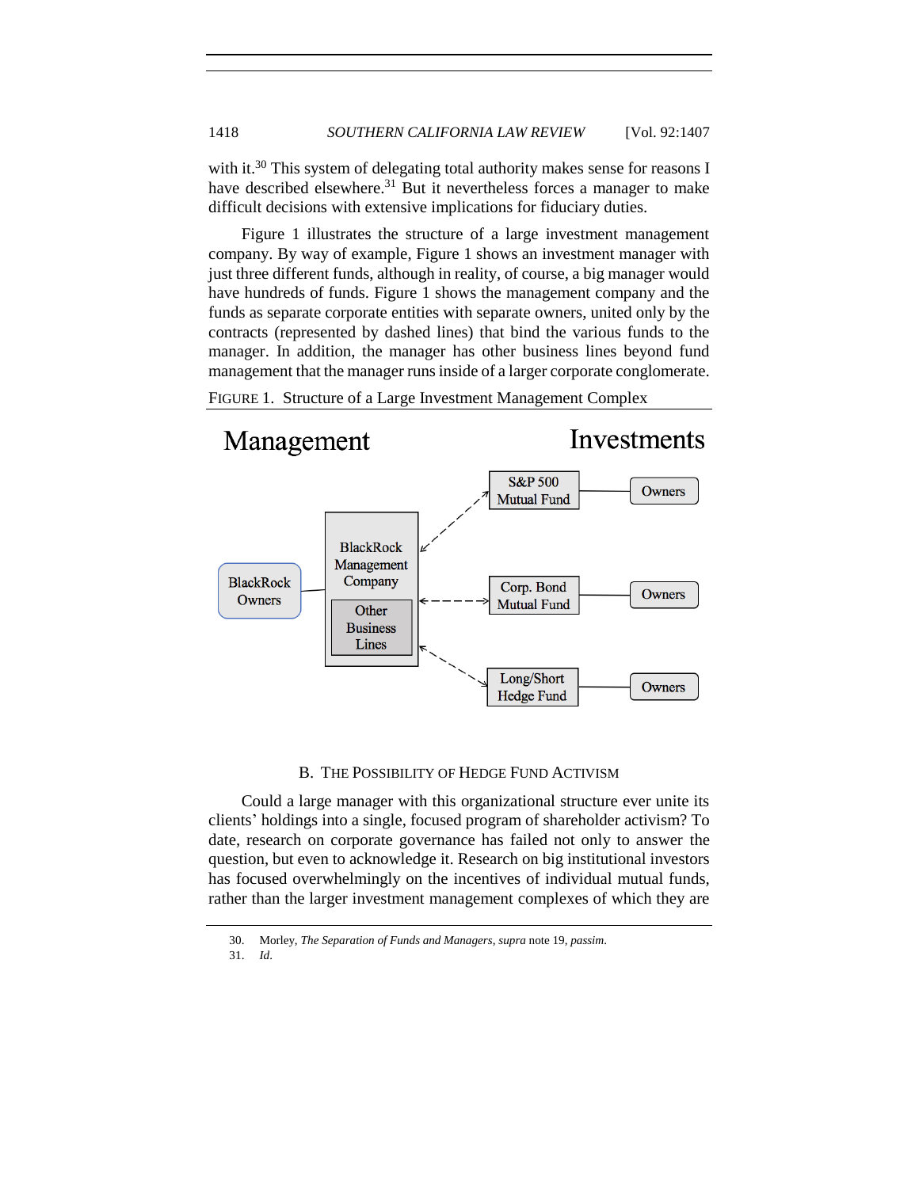with it.[30] This system of delegating total authority makes sense for reasons I have described elsewhere.[31] But it nevertheless forces a manager to make difficult decisions with extensive implications for fiduciary duties.

Figure 1 illustrates the structure of a large investment management company. By way of example, Figure 1 shows an investment manager with just three different funds, although in reality, of course, a big manager would have hundreds of funds. Figure 1 shows the management company and the funds as separate corporate entities with separate owners, united only by the contracts (represented by dashed lines) that bind the various funds to the manager. In addition, the manager has other business lines beyond fund management that the manager runs inside of a larger corporate conglomerate.

FIGURE 1. Structure of a Large Investment Management Complex

Management — Investments

BlackRock Owners — BlackRock Management Company (Other Business Lines)

S&P 500 Mutual Fund — Owners

Corp. Bond Mutual Fund — Owners

Long/Short Hedge Fund — Owners

## B. THE POSSIBILITY OF HEDGE FUND ACTIVISM

Could a large manager with this organizational structure ever unite its clients' holdings into a single, focused program of shareholder activism? To date, research on corporate governance has failed not only to answer the question, but even to acknowledge it. Research on big institutional investors has focused overwhelmingly on the incentives of individual mutual funds, rather than the larger investment management complexes of which they are

30. Morley, *The Separation of Funds and Managers*, *supra* note 19, *passim*.

31. *Id.*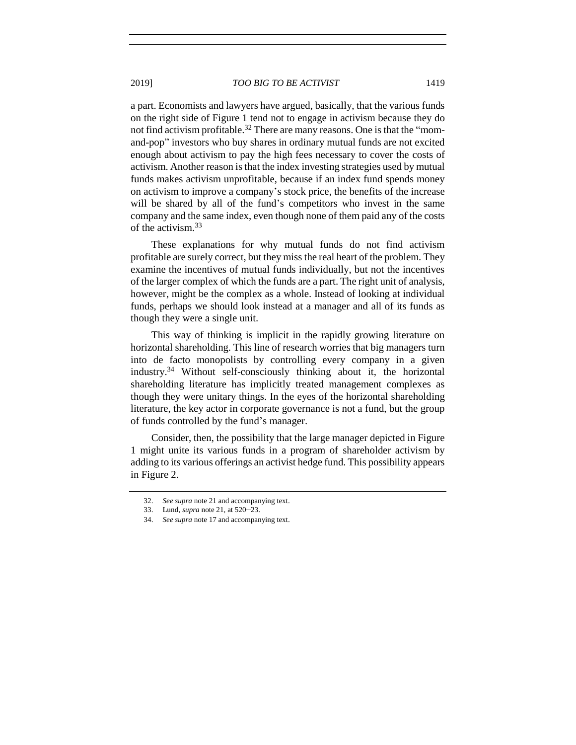a part. Economists and lawyers have argued, basically, that the various funds on the right side of Figure 1 tend not to engage in activism because they do not find activism profitable.[32] There are many reasons. One is that the "mom-and-pop" investors who buy shares in ordinary mutual funds are not excited enough about activism to pay the high fees necessary to cover the costs of activism. Another reason is that the index investing strategies used by mutual funds makes activism unprofitable, because if an index fund spends money on activism to improve a company's stock price, the benefits of the increase will be shared by all of the fund's competitors who invest in the same company and the same index, even though none of them paid any of the costs of the activism.[33]

These explanations for why mutual funds do not find activism profitable are surely correct, but they miss the real heart of the problem. They examine the incentives of mutual funds individually, but not the incentives of the larger complex of which the funds are a part. The right unit of analysis, however, might be the complex as a whole. Instead of looking at individual funds, perhaps we should look instead at a manager and all of its funds as though they were a single unit.

This way of thinking is implicit in the rapidly growing literature on horizontal shareholding. This line of research worries that big managers turn into de facto monopolists by controlling every company in a given industry.[34] Without self-consciously thinking about it, the horizontal shareholding literature has implicitly treated management complexes as though they were unitary things. In the eyes of the horizontal shareholding literature, the key actor in corporate governance is not a fund, but the group of funds controlled by the fund's manager.

Consider, then, the possibility that the large manager depicted in Figure 1 might unite its various funds in a program of shareholder activism by adding to its various offerings an activist hedge fund. This possibility appears in Figure 2.

32. *See supra* note 21 and accompanying text.

33. Lund, *supra* note 21, at 520–23.

34. *See supra* note 17 and accompanying text.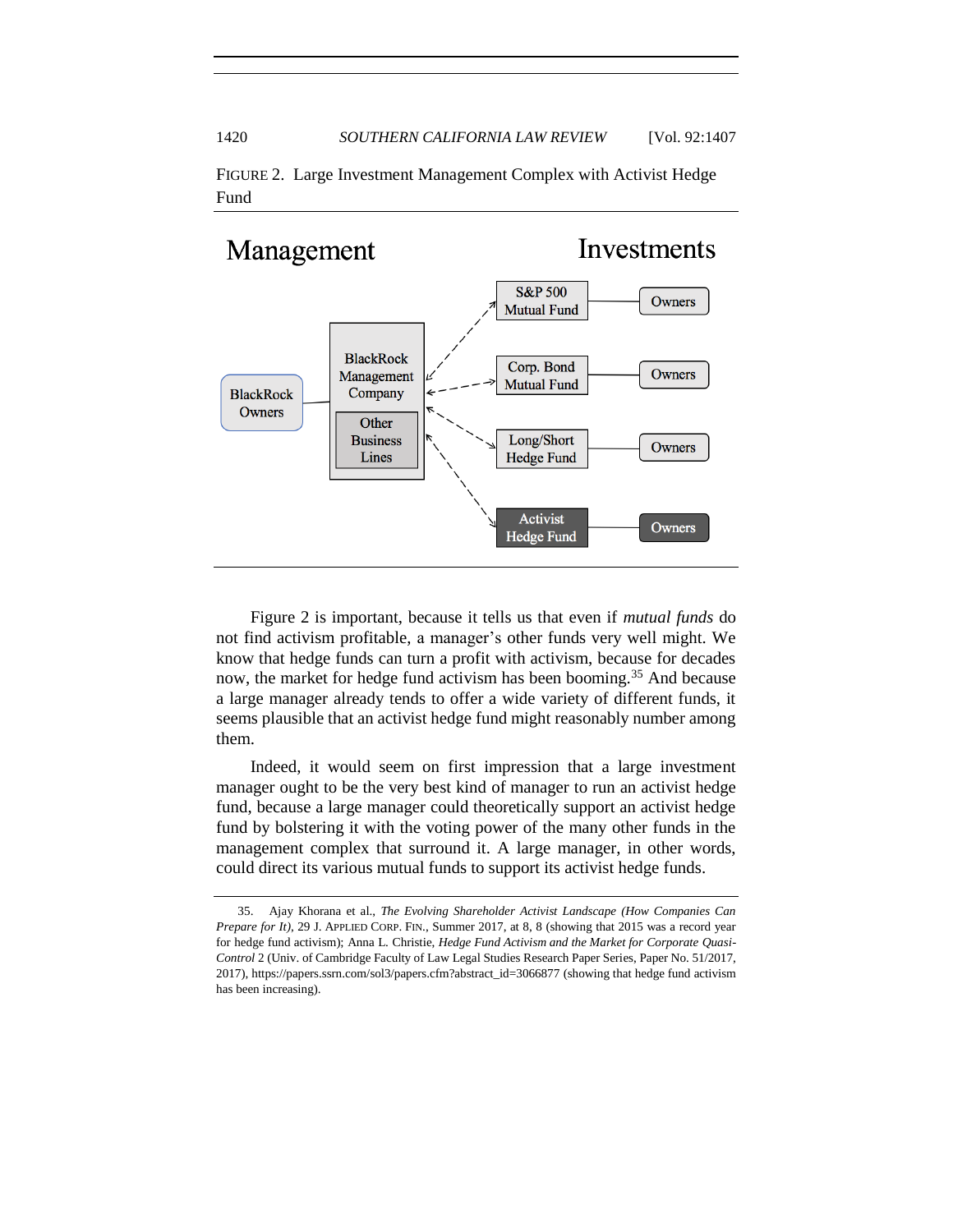FIGURE 2. Large Investment Management Complex with Activist Hedge Fund

Management — Investments

BlackRock Owners — BlackRock Management Company (Other Business Lines)

S&P 500 Mutual Fund — Owners

Corp. Bond Mutual Fund — Owners

Long/Short Hedge Fund — Owners

Activist Hedge Fund — Owners

Figure 2 is important, because it tells us that even if *mutual funds* do not find activism profitable, a manager's other funds very well might. We know that hedge funds can turn a profit with activism, because for decades now, the market for hedge fund activism has been booming.[35] And because a large manager already tends to offer a wide variety of different funds, it seems plausible that an activist hedge fund might reasonably number among them.

Indeed, it would seem on first impression that a large investment manager ought to be the very best kind of manager to run an activist hedge fund, because a large manager could theoretically support an activist hedge fund by bolstering it with the voting power of the many other funds in the management complex that surround it. A large manager, in other words, could direct its various mutual funds to support its activist hedge funds.

35. Ajay Khorana et al., *The Evolving Shareholder Activist Landscape (How Companies Can Prepare for It)*, 29 J. APPLIED CORP. FIN., Summer 2017, at 8, 8 (showing that 2015 was a record year for hedge fund activism); Anna L. Christie, *Hedge Fund Activism and the Market for Corporate Quasi-Control* 2 (Univ. of Cambridge Faculty of Law Legal Studies Research Paper Series, Paper No. 51/2017, 2017), https://papers.ssrn.com/sol3/papers.cfm?abstract_id=3066877 (showing that hedge fund activism has been increasing).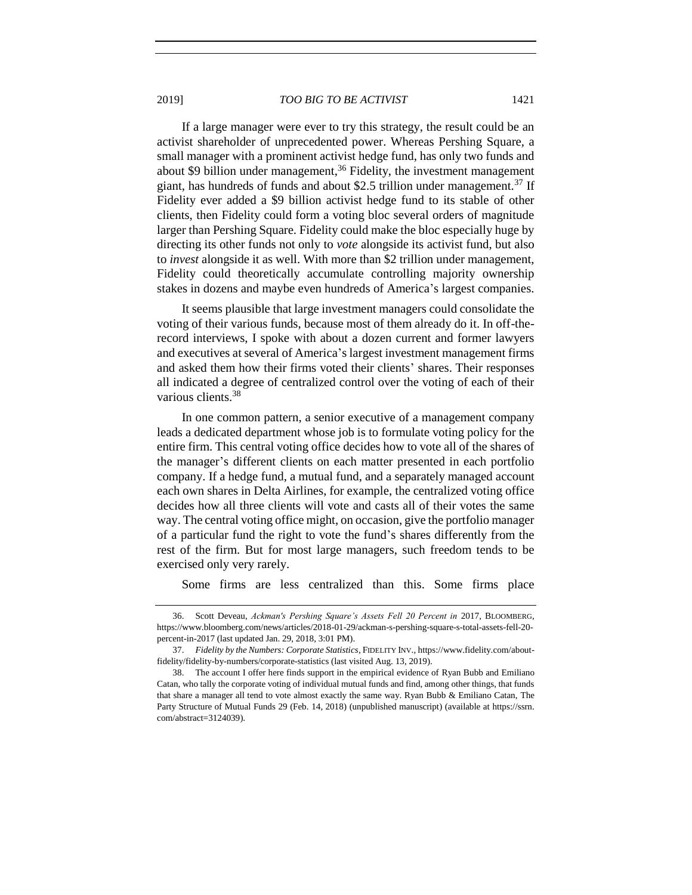If a large manager were ever to try this strategy, the result could be an activist shareholder of unprecedented power. Whereas Pershing Square, a small manager with a prominent activist hedge fund, has only two funds and about $9 billion under management,[36] Fidelity, the investment management giant, has hundreds of funds and about $2.5 trillion under management.[37] If Fidelity ever added a $9 billion activist hedge fund to its stable of other clients, then Fidelity could form a voting bloc several orders of magnitude larger than Pershing Square. Fidelity could make the bloc especially huge by directing its other funds not only to *vote* alongside its activist fund, but also to *invest* alongside it as well. With more than $2 trillion under management, Fidelity could theoretically accumulate controlling majority ownership stakes in dozens and maybe even hundreds of America's largest companies.

It seems plausible that large investment managers could consolidate the voting of their various funds, because most of them already do it. In off-the-record interviews, I spoke with about a dozen current and former lawyers and executives at several of America's largest investment management firms and asked them how their firms voted their clients' shares. Their responses all indicated a degree of centralized control over the voting of each of their various clients.[38]

In one common pattern, a senior executive of a management company leads a dedicated department whose job is to formulate voting policy for the entire firm. This central voting office decides how to vote all of the shares of the manager's different clients on each matter presented in each portfolio company. If a hedge fund, a mutual fund, and a separately managed account each own shares in Delta Airlines, for example, the centralized voting office decides how all three clients will vote and casts all of their votes the same way. The central voting office might, on occasion, give the portfolio manager of a particular fund the right to vote the fund's shares differently from the rest of the firm. But for most large managers, such freedom tends to be exercised only very rarely.

Some firms are less centralized than this. Some firms place

---

36. Scott Deveau, *Ackman's Pershing Square's Assets Fell 20 Percent in* 2017, BLOOMBERG, https://www.bloomberg.com/news/articles/2018-01-29/ackman-s-pershing-square-s-total-assets-fell-20-percent-in-2017 (last updated Jan. 29, 2018, 3:01 PM).

37. *Fidelity by the Numbers: Corporate Statistics*, FIDELITY INV., https://www.fidelity.com/about-fidelity/fidelity-by-numbers/corporate-statistics (last visited Aug. 13, 2019).

38. The account I offer here finds support in the empirical evidence of Ryan Bubb and Emiliano Catan, who tally the corporate voting of individual mutual funds and find, among other things, that funds that share a manager all tend to vote almost exactly the same way. Ryan Bubb & Emiliano Catan, The Party Structure of Mutual Funds 29 (Feb. 14, 2018) (unpublished manuscript) (available at https://ssrn.com/abstract=3124039).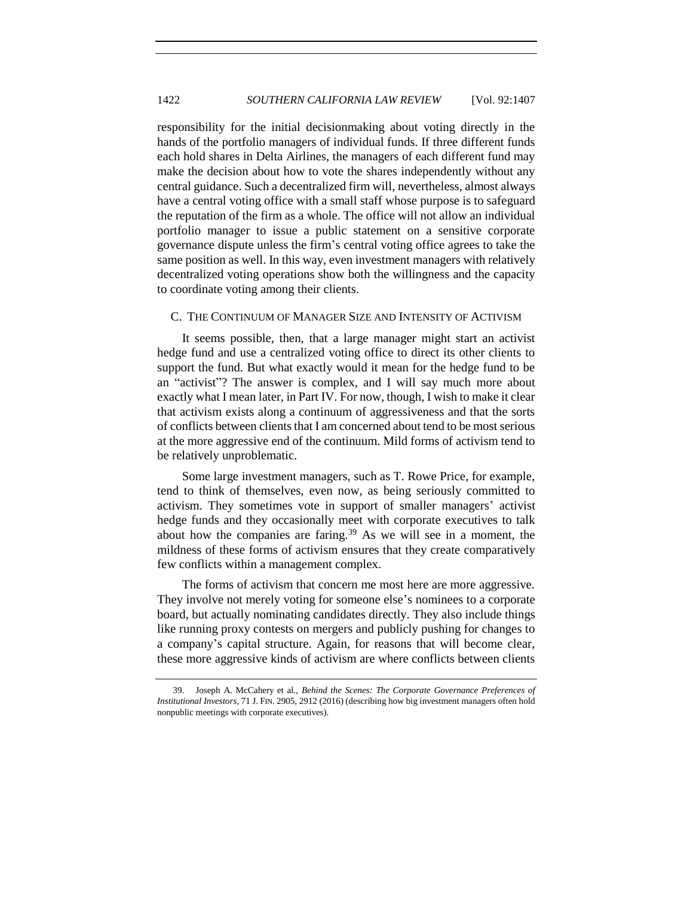responsibility for the initial decisionmaking about voting directly in the hands of the portfolio managers of individual funds. If three different funds each hold shares in Delta Airlines, the managers of each different fund may make the decision about how to vote the shares independently without any central guidance. Such a decentralized firm will, nevertheless, almost always have a central voting office with a small staff whose purpose is to safeguard the reputation of the firm as a whole. The office will not allow an individual portfolio manager to issue a public statement on a sensitive corporate governance dispute unless the firm's central voting office agrees to take the same position as well. In this way, even investment managers with relatively decentralized voting operations show both the willingness and the capacity to coordinate voting among their clients.

### C. THE CONTINUUM OF MANAGER SIZE AND INTENSITY OF ACTIVISM

It seems possible, then, that a large manager might start an activist hedge fund and use a centralized voting office to direct its other clients to support the fund. But what exactly would it mean for the hedge fund to be an "activist"? The answer is complex, and I will say much more about exactly what I mean later, in Part IV. For now, though, I wish to make it clear that activism exists along a continuum of aggressiveness and that the sorts of conflicts between clients that I am concerned about tend to be most serious at the more aggressive end of the continuum. Mild forms of activism tend to be relatively unproblematic.

Some large investment managers, such as T. Rowe Price, for example, tend to think of themselves, even now, as being seriously committed to activism. They sometimes vote in support of smaller managers' activist hedge funds and they occasionally meet with corporate executives to talk about how the companies are faring.[39] As we will see in a moment, the mildness of these forms of activism ensures that they create comparatively few conflicts within a management complex.

The forms of activism that concern me most here are more aggressive. They involve not merely voting for someone else's nominees to a corporate board, but actually nominating candidates directly. They also include things like running proxy contests on mergers and publicly pushing for changes to a company's capital structure. Again, for reasons that will become clear, these more aggressive kinds of activism are where conflicts between clients

39. Joseph A. McCahery et al., *Behind the Scenes: The Corporate Governance Preferences of Institutional Investors*, 71 J. FIN. 2905, 2912 (2016) (describing how big investment managers often hold nonpublic meetings with corporate executives).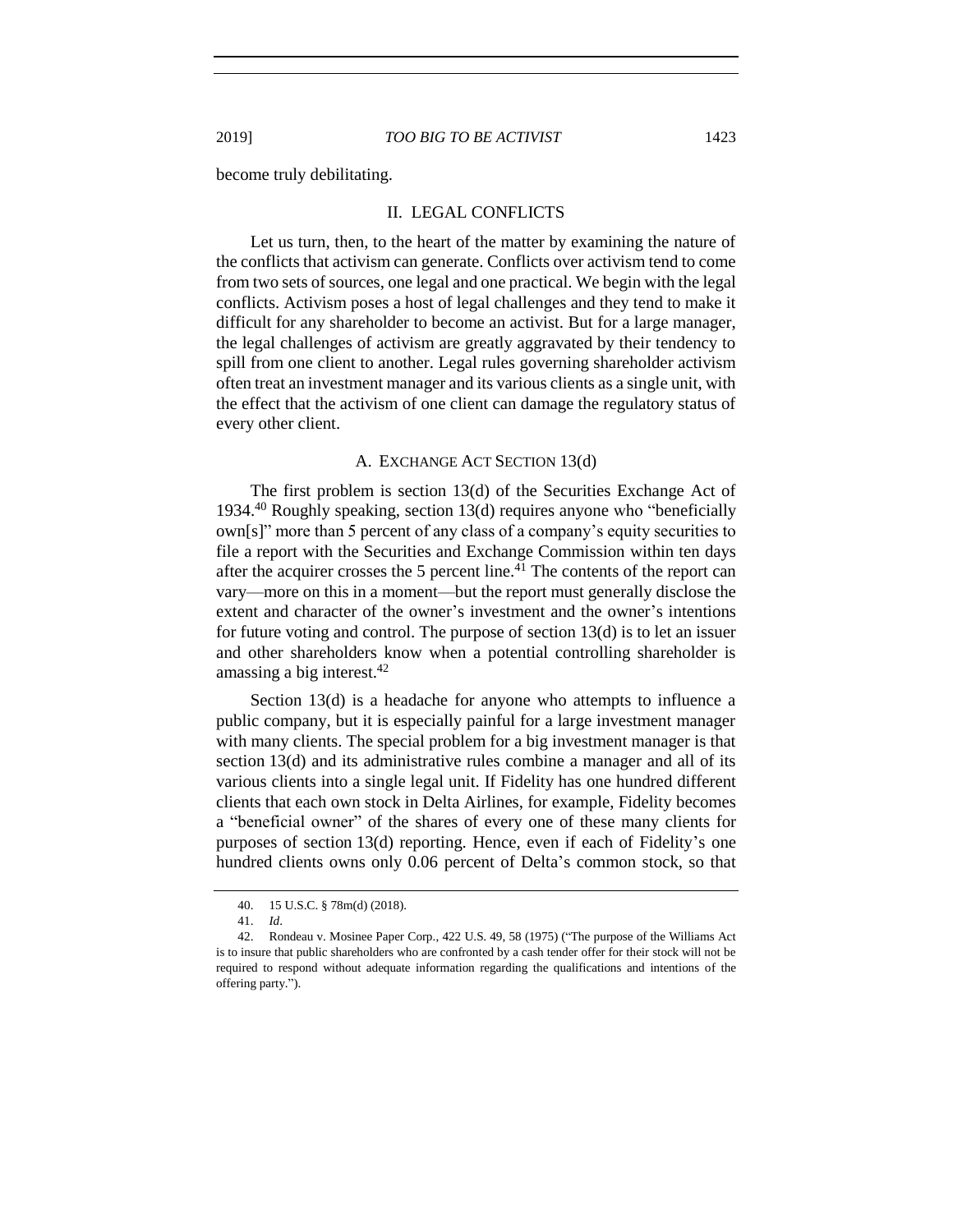become truly debilitating.

## II. LEGAL CONFLICTS

Let us turn, then, to the heart of the matter by examining the nature of the conflicts that activism can generate. Conflicts over activism tend to come from two sets of sources, one legal and one practical. We begin with the legal conflicts. Activism poses a host of legal challenges and they tend to make it difficult for any shareholder to become an activist. But for a large manager, the legal challenges of activism are greatly aggravated by their tendency to spill from one client to another. Legal rules governing shareholder activism often treat an investment manager and its various clients as a single unit, with the effect that the activism of one client can damage the regulatory status of every other client.

### A. EXCHANGE ACT SECTION 13(d)

The first problem is section 13(d) of the Securities Exchange Act of 1934.[40] Roughly speaking, section 13(d) requires anyone who "beneficially own[s]" more than 5 percent of any class of a company's equity securities to file a report with the Securities and Exchange Commission within ten days after the acquirer crosses the 5 percent line.[41] The contents of the report can vary—more on this in a moment—but the report must generally disclose the extent and character of the owner's investment and the owner's intentions for future voting and control. The purpose of section 13(d) is to let an issuer and other shareholders know when a potential controlling shareholder is amassing a big interest.[42]

Section 13(d) is a headache for anyone who attempts to influence a public company, but it is especially painful for a large investment manager with many clients. The special problem for a big investment manager is that section 13(d) and its administrative rules combine a manager and all of its various clients into a single legal unit. If Fidelity has one hundred different clients that each own stock in Delta Airlines, for example, Fidelity becomes a "beneficial owner" of the shares of every one of these many clients for purposes of section 13(d) reporting. Hence, even if each of Fidelity's one hundred clients owns only 0.06 percent of Delta's common stock, so that

40. 15 U.S.C. § 78m(d) (2018).

41. *Id*.

42. Rondeau v. Mosinee Paper Corp., 422 U.S. 49, 58 (1975) ("The purpose of the Williams Act is to insure that public shareholders who are confronted by a cash tender offer for their stock will not be required to respond without adequate information regarding the qualifications and intentions of the offering party.").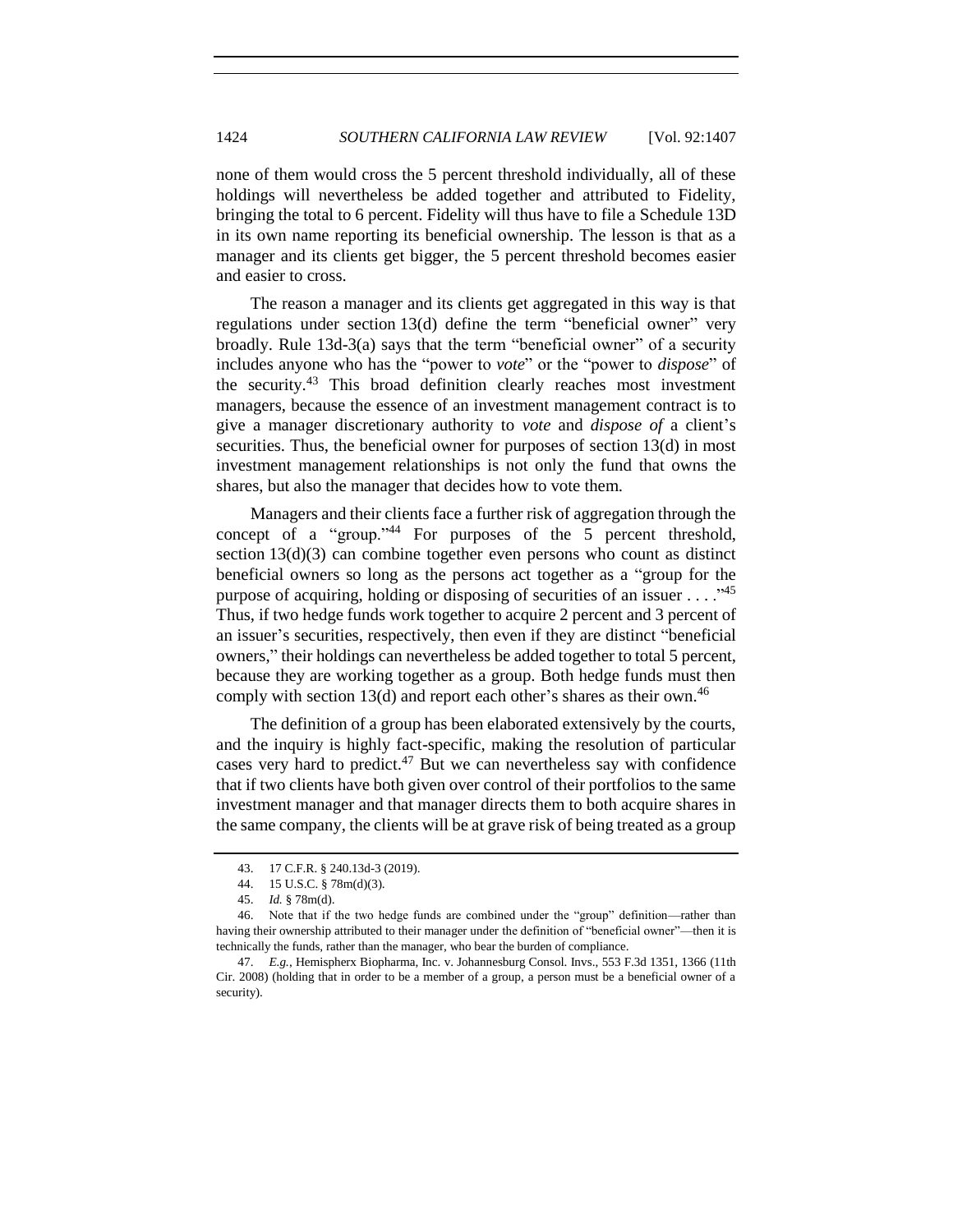none of them would cross the 5 percent threshold individually, all of these holdings will nevertheless be added together and attributed to Fidelity, bringing the total to 6 percent. Fidelity will thus have to file a Schedule 13D in its own name reporting its beneficial ownership. The lesson is that as a manager and its clients get bigger, the 5 percent threshold becomes easier and easier to cross.

The reason a manager and its clients get aggregated in this way is that regulations under section 13(d) define the term "beneficial owner" very broadly. Rule 13d-3(a) says that the term "beneficial owner" of a security includes anyone who has the "power to *vote*" or the "power to *dispose*" of the security.[43] This broad definition clearly reaches most investment managers, because the essence of an investment management contract is to give a manager discretionary authority to *vote* and *dispose of* a client's securities. Thus, the beneficial owner for purposes of section 13(d) in most investment management relationships is not only the fund that owns the shares, but also the manager that decides how to vote them.

Managers and their clients face a further risk of aggregation through the concept of a "group."[44] For purposes of the 5 percent threshold, section 13(d)(3) can combine together even persons who count as distinct beneficial owners so long as the persons act together as a "group for the purpose of acquiring, holding or disposing of securities of an issuer . . . ."[45] Thus, if two hedge funds work together to acquire 2 percent and 3 percent of an issuer's securities, respectively, then even if they are distinct "beneficial owners," their holdings can nevertheless be added together to total 5 percent, because they are working together as a group. Both hedge funds must then comply with section 13(d) and report each other's shares as their own.[46]

The definition of a group has been elaborated extensively by the courts, and the inquiry is highly fact-specific, making the resolution of particular cases very hard to predict.[47] But we can nevertheless say with confidence that if two clients have both given over control of their portfolios to the same investment manager and that manager directs them to both acquire shares in the same company, the clients will be at grave risk of being treated as a group

---

43. 17 C.F.R. § 240.13d-3 (2019).

44. 15 U.S.C. § 78m(d)(3).

45. *Id.* § 78m(d).

46. Note that if the two hedge funds are combined under the "group" definition—rather than having their ownership attributed to their manager under the definition of "beneficial owner"—then it is technically the funds, rather than the manager, who bear the burden of compliance.

47. *E.g.*, Hemispherx Biopharma, Inc. v. Johannesburg Consol. Invs., 553 F.3d 1351, 1366 (11th Cir. 2008) (holding that in order to be a member of a group, a person must be a beneficial owner of a security).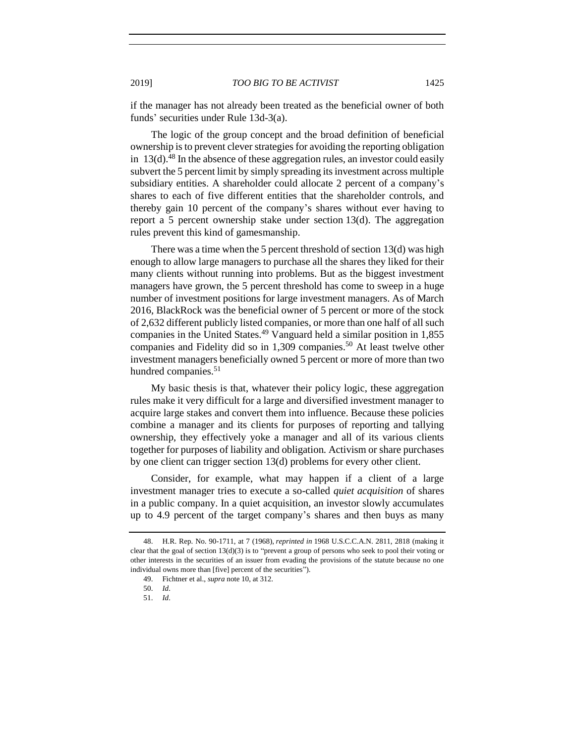if the manager has not already been treated as the beneficial owner of both funds' securities under Rule 13d-3(a).

The logic of the group concept and the broad definition of beneficial ownership is to prevent clever strategies for avoiding the reporting obligation in 13(d).[48] In the absence of these aggregation rules, an investor could easily subvert the 5 percent limit by simply spreading its investment across multiple subsidiary entities. A shareholder could allocate 2 percent of a company's shares to each of five different entities that the shareholder controls, and thereby gain 10 percent of the company's shares without ever having to report a 5 percent ownership stake under section 13(d). The aggregation rules prevent this kind of gamesmanship.

There was a time when the 5 percent threshold of section 13(d) was high enough to allow large managers to purchase all the shares they liked for their many clients without running into problems. But as the biggest investment managers have grown, the 5 percent threshold has come to sweep in a huge number of investment positions for large investment managers. As of March 2016, BlackRock was the beneficial owner of 5 percent or more of the stock of 2,632 different publicly listed companies, or more than one half of all such companies in the United States.[49] Vanguard held a similar position in 1,855 companies and Fidelity did so in 1,309 companies.[50] At least twelve other investment managers beneficially owned 5 percent or more of more than two hundred companies.[51]

My basic thesis is that, whatever their policy logic, these aggregation rules make it very difficult for a large and diversified investment manager to acquire large stakes and convert them into influence. Because these policies combine a manager and its clients for purposes of reporting and tallying ownership, they effectively yoke a manager and all of its various clients together for purposes of liability and obligation. Activism or share purchases by one client can trigger section 13(d) problems for every other client.

Consider, for example, what may happen if a client of a large investment manager tries to execute a so-called *quiet acquisition* of shares in a public company. In a quiet acquisition, an investor slowly accumulates up to 4.9 percent of the target company's shares and then buys as many

---

48. H.R. Rep. No. 90-1711, at 7 (1968), *reprinted in* 1968 U.S.C.C.A.N. 2811, 2818 (making it clear that the goal of section 13(d)(3) is to "prevent a group of persons who seek to pool their voting or other interests in the securities of an issuer from evading the provisions of the statute because no one individual owns more than [five] percent of the securities").

49. Fichtner et al., *supra* note 10, at 312.

50. *Id.*

51. *Id.*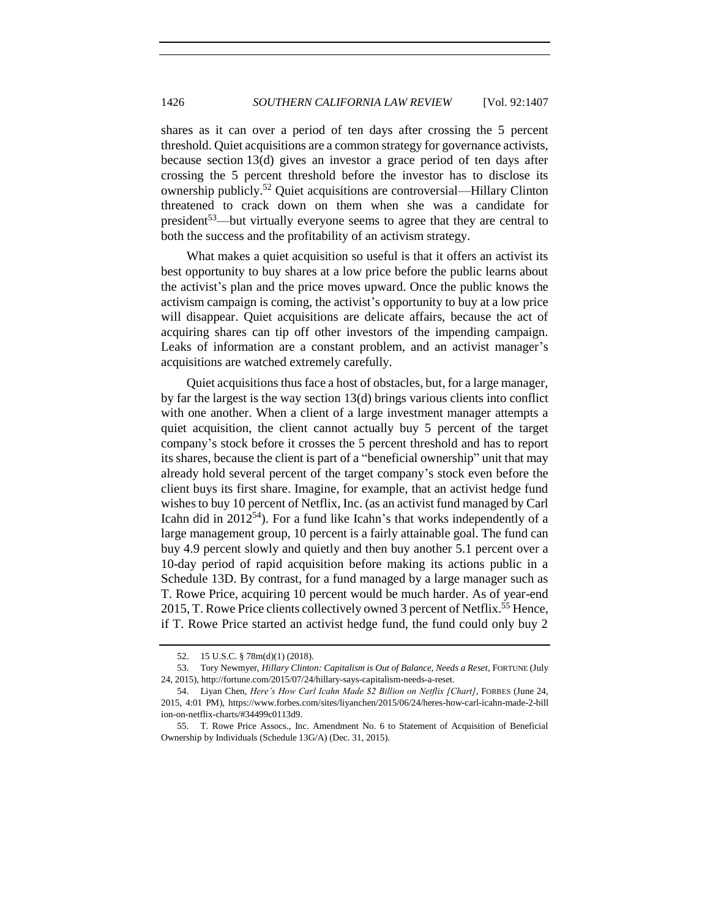shares as it can over a period of ten days after crossing the 5 percent threshold. Quiet acquisitions are a common strategy for governance activists, because section 13(d) gives an investor a grace period of ten days after crossing the 5 percent threshold before the investor has to disclose its ownership publicly.[52] Quiet acquisitions are controversial—Hillary Clinton threatened to crack down on them when she was a candidate for president[53]—but virtually everyone seems to agree that they are central to both the success and the profitability of an activism strategy.

What makes a quiet acquisition so useful is that it offers an activist its best opportunity to buy shares at a low price before the public learns about the activist's plan and the price moves upward. Once the public knows the activism campaign is coming, the activist's opportunity to buy at a low price will disappear. Quiet acquisitions are delicate affairs, because the act of acquiring shares can tip off other investors of the impending campaign. Leaks of information are a constant problem, and an activist manager's acquisitions are watched extremely carefully.

Quiet acquisitions thus face a host of obstacles, but, for a large manager, by far the largest is the way section 13(d) brings various clients into conflict with one another. When a client of a large investment manager attempts a quiet acquisition, the client cannot actually buy 5 percent of the target company's stock before it crosses the 5 percent threshold and has to report its shares, because the client is part of a "beneficial ownership" unit that may already hold several percent of the target company's stock even before the client buys its first share. Imagine, for example, that an activist hedge fund wishes to buy 10 percent of Netflix, Inc. (as an activist fund managed by Carl Icahn did in 2012[54]). For a fund like Icahn's that works independently of a large management group, 10 percent is a fairly attainable goal. The fund can buy 4.9 percent slowly and quietly and then buy another 5.1 percent over a 10-day period of rapid acquisition before making its actions public in a Schedule 13D. By contrast, for a fund managed by a large manager such as T. Rowe Price, acquiring 10 percent would be much harder. As of year-end 2015, T. Rowe Price clients collectively owned 3 percent of Netflix.[55] Hence, if T. Rowe Price started an activist hedge fund, the fund could only buy 2

52. 15 U.S.C. § 78m(d)(1) (2018).

53. Tory Newmyer, *Hillary Clinton: Capitalism is Out of Balance, Needs a Reset*, FORTUNE (July 24, 2015), http://fortune.com/2015/07/24/hillary-says-capitalism-needs-a-reset.

54. Liyan Chen, *Here's How Carl Icahn Made $2 Billion on Netflix [Chart]*, FORBES (June 24, 2015, 4:01 PM), https://www.forbes.com/sites/liyanchen/2015/06/24/heres-how-carl-icahn-made-2-billion-on-netflix-charts/#34499c0113d9.

55. T. Rowe Price Assocs., Inc. Amendment No. 6 to Statement of Acquisition of Beneficial Ownership by Individuals (Schedule 13G/A) (Dec. 31, 2015).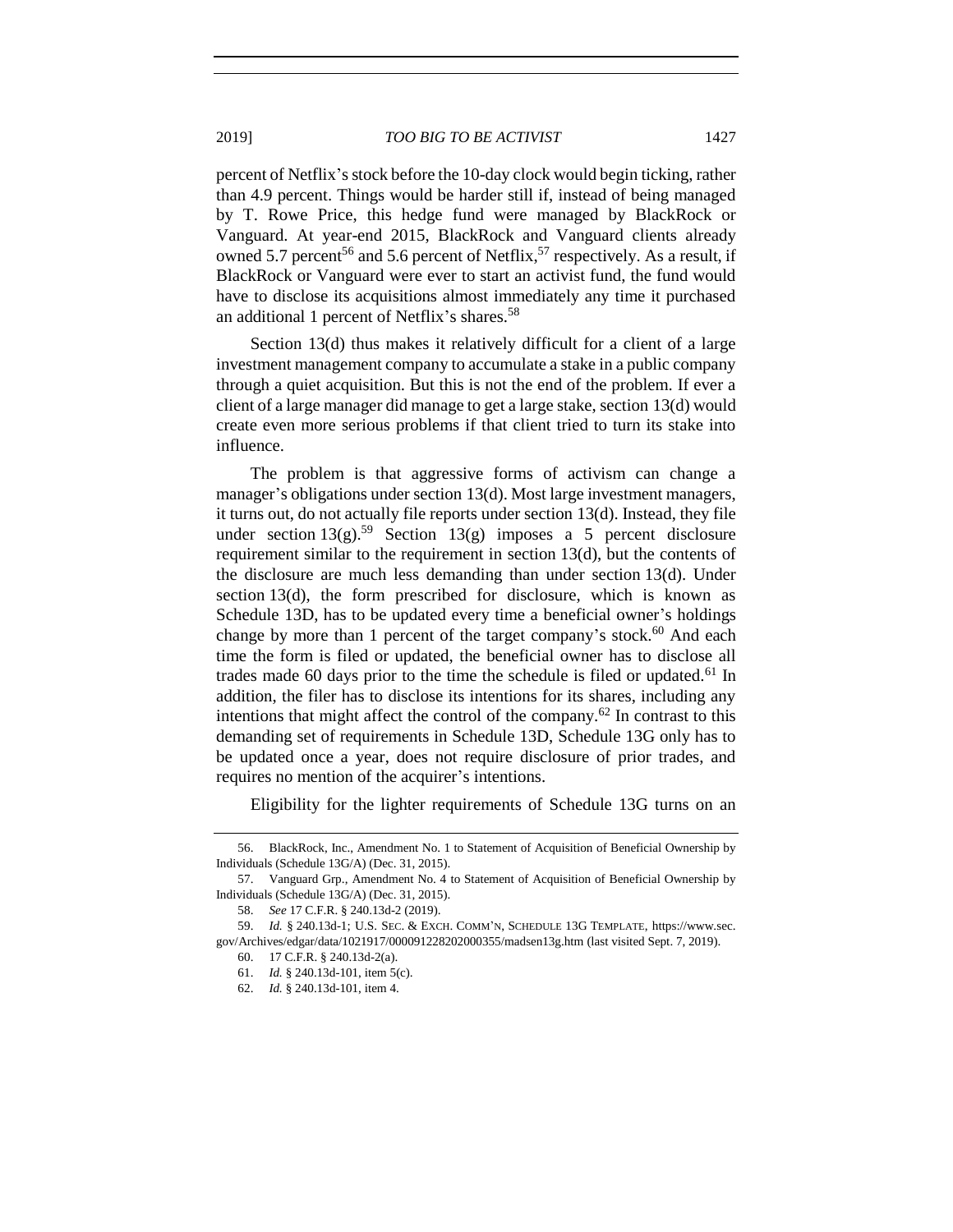percent of Netflix's stock before the 10-day clock would begin ticking, rather than 4.9 percent. Things would be harder still if, instead of being managed by T. Rowe Price, this hedge fund were managed by BlackRock or Vanguard. At year-end 2015, BlackRock and Vanguard clients already owned 5.7 percent[56] and 5.6 percent of Netflix,[57] respectively. As a result, if BlackRock or Vanguard were ever to start an activist fund, the fund would have to disclose its acquisitions almost immediately any time it purchased an additional 1 percent of Netflix's shares.[58]

Section 13(d) thus makes it relatively difficult for a client of a large investment management company to accumulate a stake in a public company through a quiet acquisition. But this is not the end of the problem. If ever a client of a large manager did manage to get a large stake, section 13(d) would create even more serious problems if that client tried to turn its stake into influence.

The problem is that aggressive forms of activism can change a manager's obligations under section 13(d). Most large investment managers, it turns out, do not actually file reports under section 13(d). Instead, they file under section 13(g).[59] Section 13(g) imposes a 5 percent disclosure requirement similar to the requirement in section 13(d), but the contents of the disclosure are much less demanding than under section 13(d). Under section 13(d), the form prescribed for disclosure, which is known as Schedule 13D, has to be updated every time a beneficial owner's holdings change by more than 1 percent of the target company's stock.[60] And each time the form is filed or updated, the beneficial owner has to disclose all trades made 60 days prior to the time the schedule is filed or updated.[61] In addition, the filer has to disclose its intentions for its shares, including any intentions that might affect the control of the company.[62] In contrast to this demanding set of requirements in Schedule 13D, Schedule 13G only has to be updated once a year, does not require disclosure of prior trades, and requires no mention of the acquirer's intentions.

Eligibility for the lighter requirements of Schedule 13G turns on an

---

56. BlackRock, Inc., Amendment No. 1 to Statement of Acquisition of Beneficial Ownership by Individuals (Schedule 13G/A) (Dec. 31, 2015).

57. Vanguard Grp., Amendment No. 4 to Statement of Acquisition of Beneficial Ownership by Individuals (Schedule 13G/A) (Dec. 31, 2015).

58. *See* 17 C.F.R. § 240.13d-2 (2019).

59. *Id.* § 240.13d-1; U.S. SEC. & EXCH. COMM'N, SCHEDULE 13G TEMPLATE, https://www.sec.gov/Archives/edgar/data/1021917/000091228202000355/madsen13g.htm (last visited Sept. 7, 2019).

60. 17 C.F.R. § 240.13d-2(a).

61. *Id.* § 240.13d-101, item 5(c).

62. *Id.* § 240.13d-101, item 4.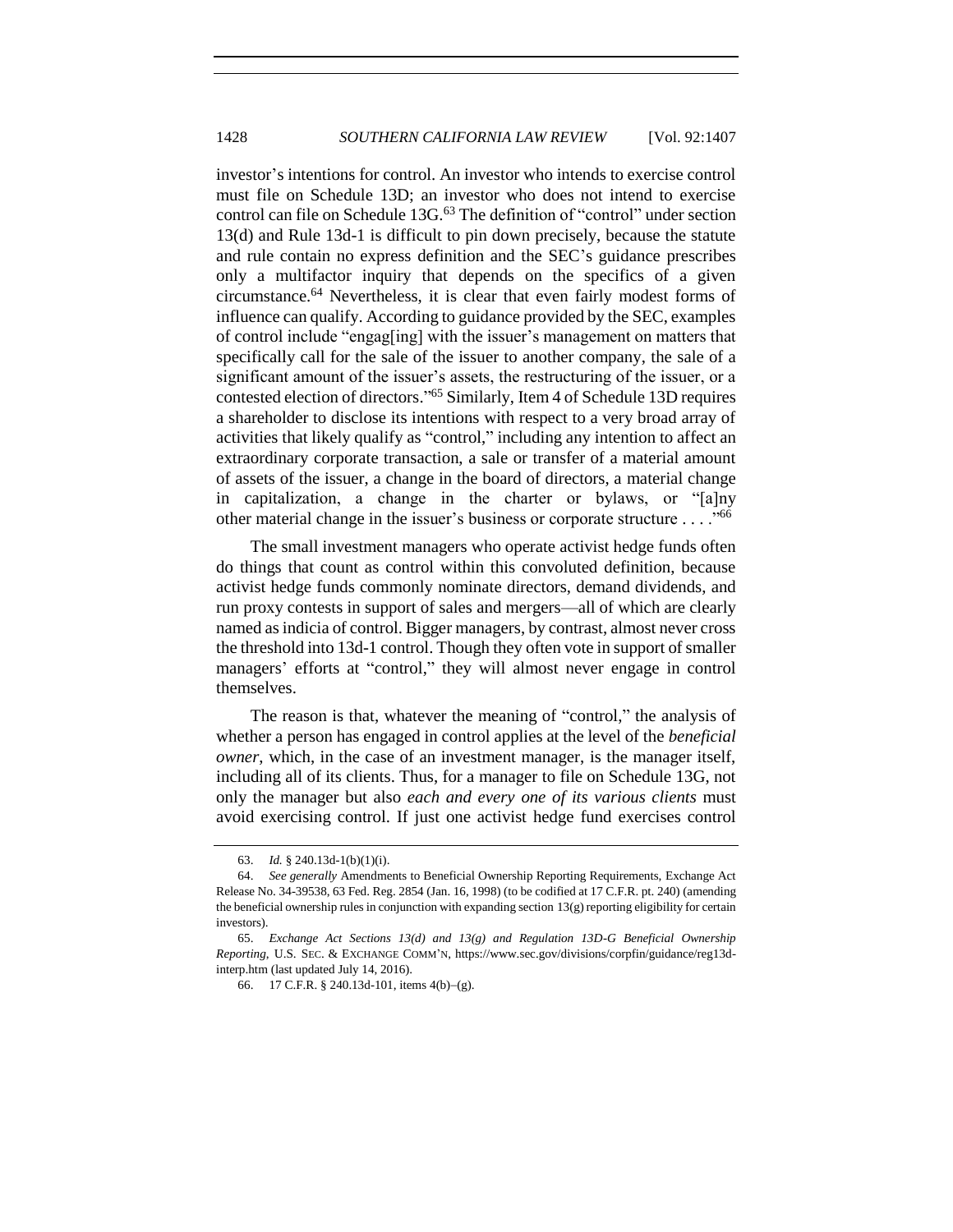investor's intentions for control. An investor who intends to exercise control must file on Schedule 13D; an investor who does not intend to exercise control can file on Schedule 13G.[63] The definition of "control" under section 13(d) and Rule 13d-1 is difficult to pin down precisely, because the statute and rule contain no express definition and the SEC's guidance prescribes only a multifactor inquiry that depends on the specifics of a given circumstance.[64] Nevertheless, it is clear that even fairly modest forms of influence can qualify. According to guidance provided by the SEC, examples of control include "engag[ing] with the issuer's management on matters that specifically call for the sale of the issuer to another company, the sale of a significant amount of the issuer's assets, the restructuring of the issuer, or a contested election of directors."[65] Similarly, Item 4 of Schedule 13D requires a shareholder to disclose its intentions with respect to a very broad array of activities that likely qualify as "control," including any intention to affect an extraordinary corporate transaction, a sale or transfer of a material amount of assets of the issuer, a change in the board of directors, a material change in capitalization, a change in the charter or bylaws, or "[a]ny other material change in the issuer's business or corporate structure . . . ."[66]

The small investment managers who operate activist hedge funds often do things that count as control within this convoluted definition, because activist hedge funds commonly nominate directors, demand dividends, and run proxy contests in support of sales and mergers—all of which are clearly named as indicia of control. Bigger managers, by contrast, almost never cross the threshold into 13d-1 control. Though they often vote in support of smaller managers' efforts at "control," they will almost never engage in control themselves.

The reason is that, whatever the meaning of "control," the analysis of whether a person has engaged in control applies at the level of the *beneficial owner*, which, in the case of an investment manager, is the manager itself, including all of its clients. Thus, for a manager to file on Schedule 13G, not only the manager but also *each and every one of its various clients* must avoid exercising control. If just one activist hedge fund exercises control

---

63. *Id.* § 240.13d-1(b)(1)(i).

64. *See generally* Amendments to Beneficial Ownership Reporting Requirements, Exchange Act Release No. 34-39538, 63 Fed. Reg. 2854 (Jan. 16, 1998) (to be codified at 17 C.F.R. pt. 240) (amending the beneficial ownership rules in conjunction with expanding section 13(g) reporting eligibility for certain investors).

65. *Exchange Act Sections 13(d) and 13(g) and Regulation 13D-G Beneficial Ownership Reporting*, U.S. SEC. & EXCHANGE COMM'N, https://www.sec.gov/divisions/corpfin/guidance/reg13d-interp.htm (last updated July 14, 2016).

66. 17 C.F.R. § 240.13d-101, items 4(b)–(g).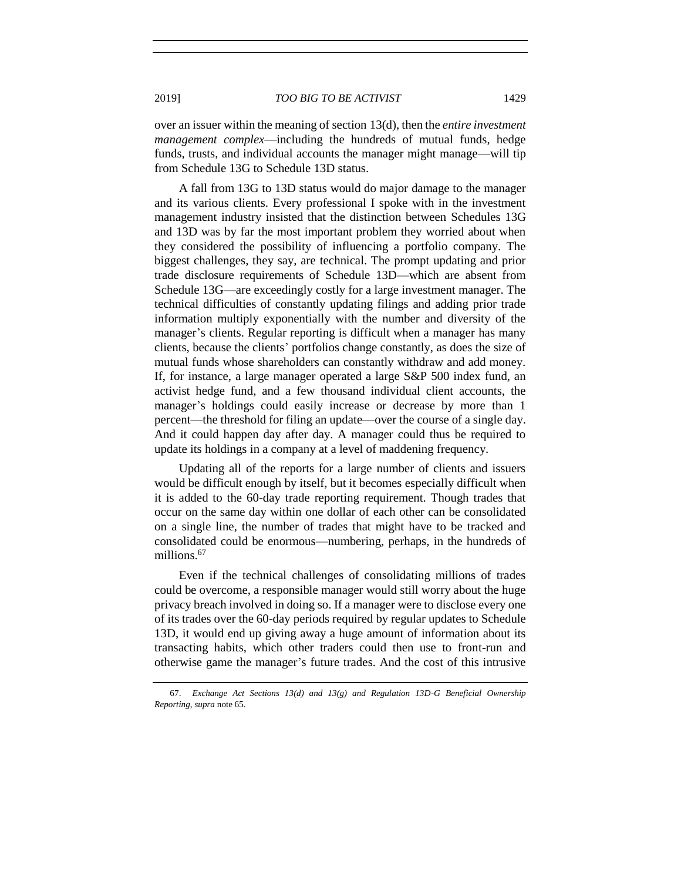over an issuer within the meaning of section 13(d), then the *entire investment management complex*—including the hundreds of mutual funds, hedge funds, trusts, and individual accounts the manager might manage—will tip from Schedule 13G to Schedule 13D status.

A fall from 13G to 13D status would do major damage to the manager and its various clients. Every professional I spoke with in the investment management industry insisted that the distinction between Schedules 13G and 13D was by far the most important problem they worried about when they considered the possibility of influencing a portfolio company. The biggest challenges, they say, are technical. The prompt updating and prior trade disclosure requirements of Schedule 13D—which are absent from Schedule 13G—are exceedingly costly for a large investment manager. The technical difficulties of constantly updating filings and adding prior trade information multiply exponentially with the number and diversity of the manager's clients. Regular reporting is difficult when a manager has many clients, because the clients' portfolios change constantly, as does the size of mutual funds whose shareholders can constantly withdraw and add money. If, for instance, a large manager operated a large S&P 500 index fund, an activist hedge fund, and a few thousand individual client accounts, the manager's holdings could easily increase or decrease by more than 1 percent—the threshold for filing an update—over the course of a single day. And it could happen day after day. A manager could thus be required to update its holdings in a company at a level of maddening frequency.

Updating all of the reports for a large number of clients and issuers would be difficult enough by itself, but it becomes especially difficult when it is added to the 60-day trade reporting requirement. Though trades that occur on the same day within one dollar of each other can be consolidated on a single line, the number of trades that might have to be tracked and consolidated could be enormous—numbering, perhaps, in the hundreds of millions.[67]

Even if the technical challenges of consolidating millions of trades could be overcome, a responsible manager would still worry about the huge privacy breach involved in doing so. If a manager were to disclose every one of its trades over the 60-day periods required by regular updates to Schedule 13D, it would end up giving away a huge amount of information about its transacting habits, which other traders could then use to front-run and otherwise game the manager's future trades. And the cost of this intrusive

67. *Exchange Act Sections 13(d) and 13(g) and Regulation 13D-G Beneficial Ownership Reporting*, *supra* note 65.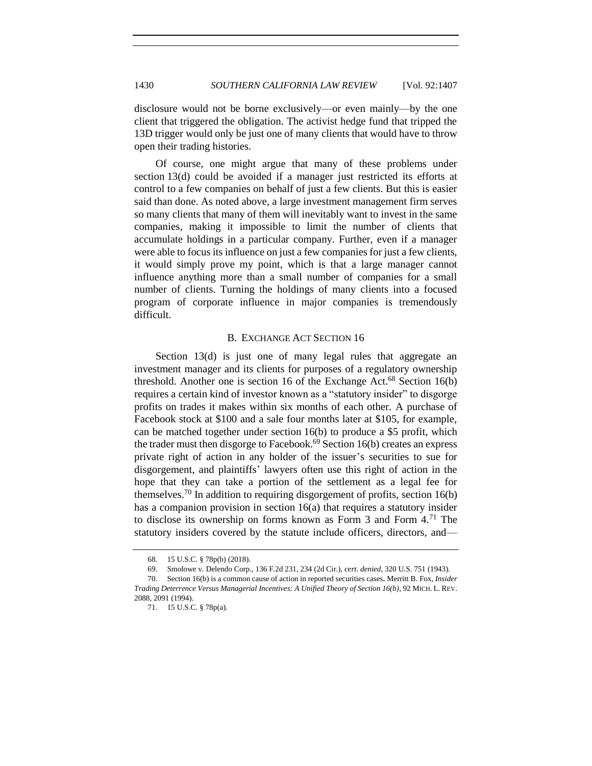disclosure would not be borne exclusively—or even mainly—by the one client that triggered the obligation. The activist hedge fund that tripped the 13D trigger would only be just one of many clients that would have to throw open their trading histories.

Of course, one might argue that many of these problems under section 13(d) could be avoided if a manager just restricted its efforts at control to a few companies on behalf of just a few clients. But this is easier said than done. As noted above, a large investment management firm serves so many clients that many of them will inevitably want to invest in the same companies, making it impossible to limit the number of clients that accumulate holdings in a particular company. Further, even if a manager were able to focus its influence on just a few companies for just a few clients, it would simply prove my point, which is that a large manager cannot influence anything more than a small number of companies for a small number of clients. Turning the holdings of many clients into a focused program of corporate influence in major companies is tremendously difficult.

### B. Exchange Act Section 16

Section 13(d) is just one of many legal rules that aggregate an investment manager and its clients for purposes of a regulatory ownership threshold. Another one is section 16 of the Exchange Act.[68] Section 16(b) requires a certain kind of investor known as a "statutory insider" to disgorge profits on trades it makes within six months of each other. A purchase of Facebook stock at $100 and a sale four months later at $105, for example, can be matched together under section 16(b) to produce a $5 profit, which the trader must then disgorge to Facebook.[69] Section 16(b) creates an express private right of action in any holder of the issuer's securities to sue for disgorgement, and plaintiffs' lawyers often use this right of action in the hope that they can take a portion of the settlement as a legal fee for themselves.[70] In addition to requiring disgorgement of profits, section 16(b) has a companion provision in section 16(a) that requires a statutory insider to disclose its ownership on forms known as Form 3 and Form 4.[71] The statutory insiders covered by the statute include officers, directors, and—

68. 15 U.S.C. § 78p(b) (2018).

69. Smolowe v. Delendo Corp., 136 F.2d 231, 234 (2d Cir.), *cert. denied*, 320 U.S. 751 (1943).

70. Section 16(b) is a common cause of action in reported securities cases. Merritt B. Fox, *Insider Trading Deterrence Versus Managerial Incentives: A Unified Theory of Section 16(b)*, 92 MICH. L. REV. 2088, 2091 (1994).

71. 15 U.S.C. § 78p(a).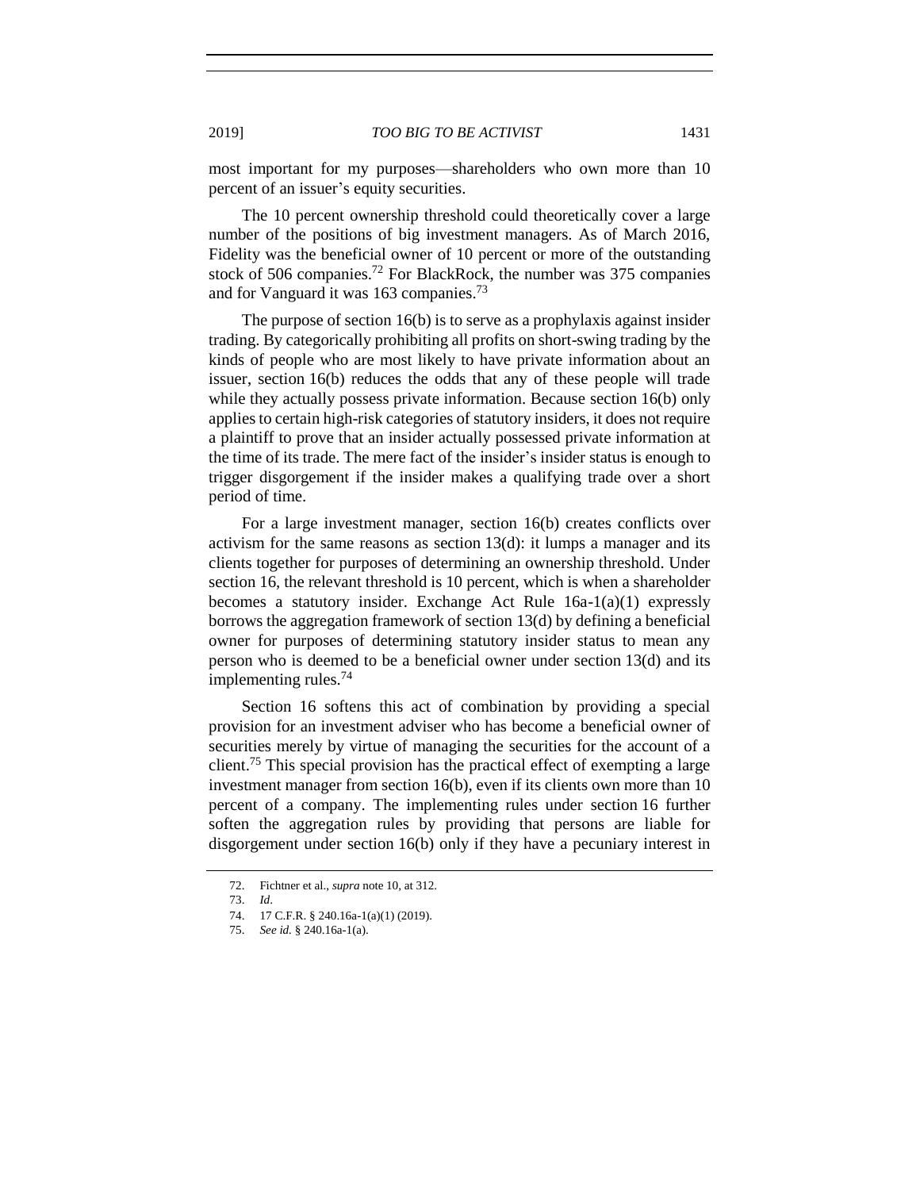most important for my purposes—shareholders who own more than 10 percent of an issuer's equity securities.

The 10 percent ownership threshold could theoretically cover a large number of the positions of big investment managers. As of March 2016, Fidelity was the beneficial owner of 10 percent or more of the outstanding stock of 506 companies.[72] For BlackRock, the number was 375 companies and for Vanguard it was 163 companies.[73]

The purpose of section 16(b) is to serve as a prophylaxis against insider trading. By categorically prohibiting all profits on short-swing trading by the kinds of people who are most likely to have private information about an issuer, section 16(b) reduces the odds that any of these people will trade while they actually possess private information. Because section 16(b) only applies to certain high-risk categories of statutory insiders, it does not require a plaintiff to prove that an insider actually possessed private information at the time of its trade. The mere fact of the insider's insider status is enough to trigger disgorgement if the insider makes a qualifying trade over a short period of time.

For a large investment manager, section 16(b) creates conflicts over activism for the same reasons as section 13(d): it lumps a manager and its clients together for purposes of determining an ownership threshold. Under section 16, the relevant threshold is 10 percent, which is when a shareholder becomes a statutory insider. Exchange Act Rule 16a-1(a)(1) expressly borrows the aggregation framework of section 13(d) by defining a beneficial owner for purposes of determining statutory insider status to mean any person who is deemed to be a beneficial owner under section 13(d) and its implementing rules.[74]

Section 16 softens this act of combination by providing a special provision for an investment adviser who has become a beneficial owner of securities merely by virtue of managing the securities for the account of a client.[75] This special provision has the practical effect of exempting a large investment manager from section 16(b), even if its clients own more than 10 percent of a company. The implementing rules under section 16 further soften the aggregation rules by providing that persons are liable for disgorgement under section 16(b) only if they have a pecuniary interest in

72. Fichtner et al., *supra* note 10, at 312.

73. *Id*.

74. 17 C.F.R. § 240.16a-1(a)(1) (2019).

75. *See id.* § 240.16a-1(a).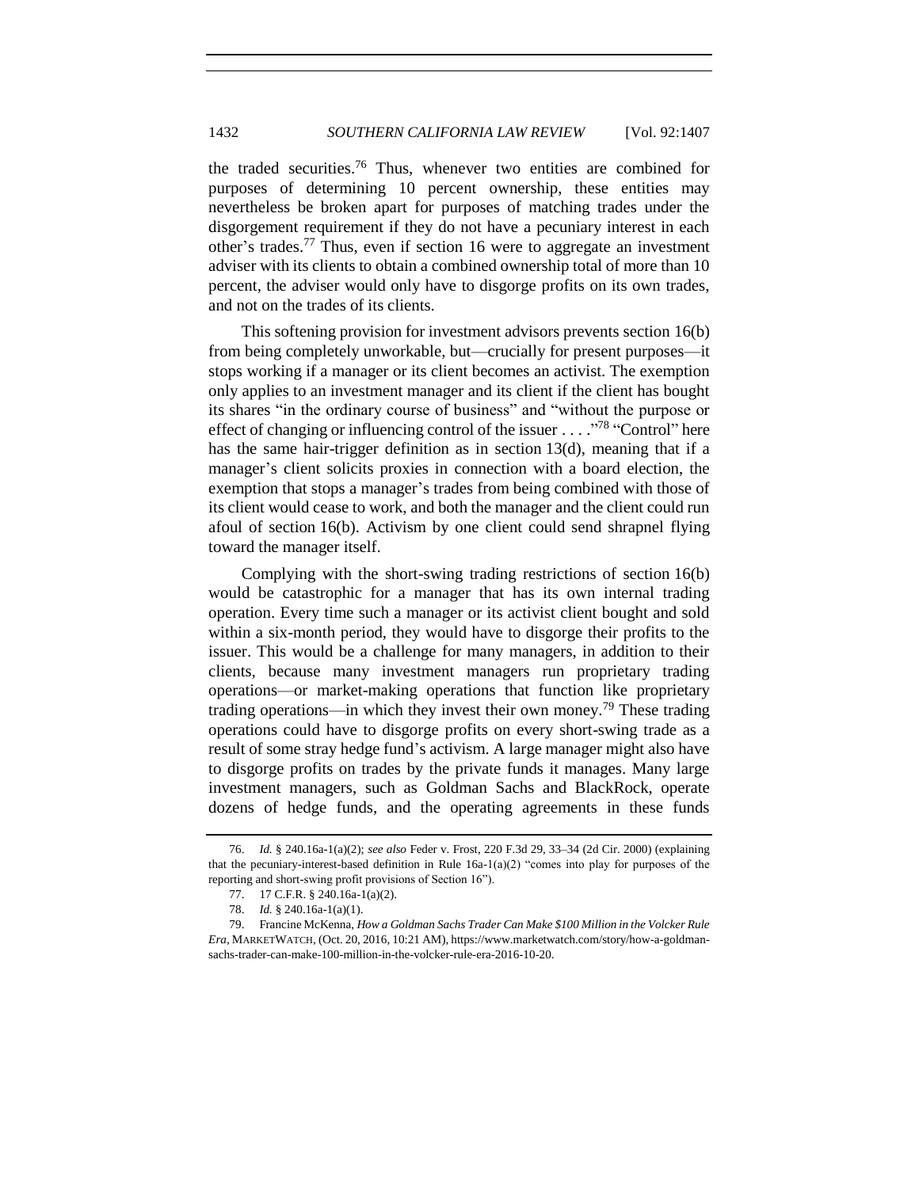the traded securities.[76] Thus, whenever two entities are combined for purposes of determining 10 percent ownership, these entities may nevertheless be broken apart for purposes of matching trades under the disgorgement requirement if they do not have a pecuniary interest in each other's trades.[77] Thus, even if section 16 were to aggregate an investment adviser with its clients to obtain a combined ownership total of more than 10 percent, the adviser would only have to disgorge profits on its own trades, and not on the trades of its clients.

This softening provision for investment advisors prevents section 16(b) from being completely unworkable, but—crucially for present purposes—it stops working if a manager or its client becomes an activist. The exemption only applies to an investment manager and its client if the client has bought its shares "in the ordinary course of business" and "without the purpose or effect of changing or influencing control of the issuer . . . ."[78] "Control" here has the same hair-trigger definition as in section 13(d), meaning that if a manager's client solicits proxies in connection with a board election, the exemption that stops a manager's trades from being combined with those of its client would cease to work, and both the manager and the client could run afoul of section 16(b). Activism by one client could send shrapnel flying toward the manager itself.

Complying with the short-swing trading restrictions of section 16(b) would be catastrophic for a manager that has its own internal trading operation. Every time such a manager or its activist client bought and sold within a six-month period, they would have to disgorge their profits to the issuer. This would be a challenge for many managers, in addition to their clients, because many investment managers run proprietary trading operations—or market-making operations that function like proprietary trading operations—in which they invest their own money.[79] These trading operations could have to disgorge profits on every short-swing trade as a result of some stray hedge fund's activism. A large manager might also have to disgorge profits on trades by the private funds it manages. Many large investment managers, such as Goldman Sachs and BlackRock, operate dozens of hedge funds, and the operating agreements in these funds

---

76. *Id.* § 240.16a-1(a)(2); *see also* Feder v. Frost, 220 F.3d 29, 33–34 (2d Cir. 2000) (explaining that the pecuniary-interest-based definition in Rule 16a-1(a)(2) "comes into play for purposes of the reporting and short-swing profit provisions of Section 16").

77. 17 C.F.R. § 240.16a-1(a)(2).

78. *Id.* § 240.16a-1(a)(1).

79. Francine McKenna, *How a Goldman Sachs Trader Can Make $100 Million in the Volcker Rule Era*, MARKETWATCH, (Oct. 20, 2016, 10:21 AM), https://www.marketwatch.com/story/how-a-goldman-sachs-trader-can-make-100-million-in-the-volcker-rule-era-2016-10-20.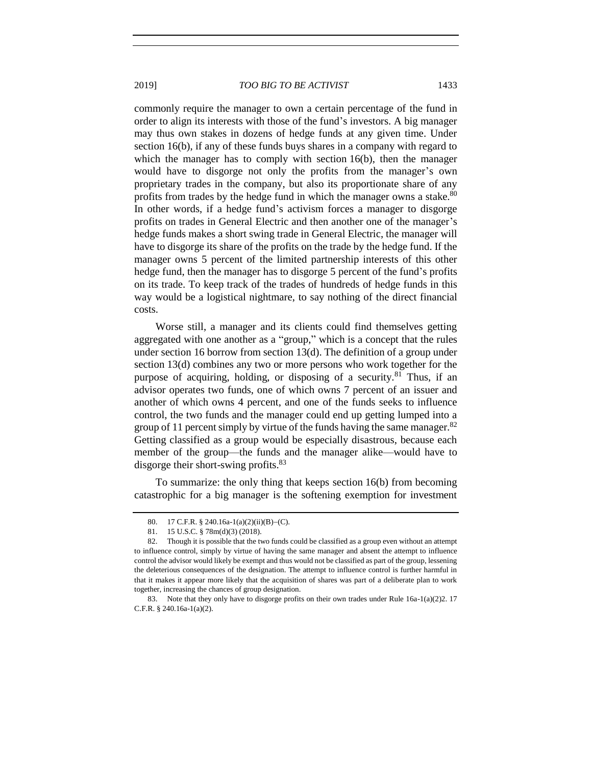commonly require the manager to own a certain percentage of the fund in order to align its interests with those of the fund's investors. A big manager may thus own stakes in dozens of hedge funds at any given time. Under section 16(b), if any of these funds buys shares in a company with regard to which the manager has to comply with section 16(b), then the manager would have to disgorge not only the profits from the manager's own proprietary trades in the company, but also its proportionate share of any profits from trades by the hedge fund in which the manager owns a stake.[80] In other words, if a hedge fund's activism forces a manager to disgorge profits on trades in General Electric and then another one of the manager's hedge funds makes a short swing trade in General Electric, the manager will have to disgorge its share of the profits on the trade by the hedge fund. If the manager owns 5 percent of the limited partnership interests of this other hedge fund, then the manager has to disgorge 5 percent of the fund's profits on its trade. To keep track of the trades of hundreds of hedge funds in this way would be a logistical nightmare, to say nothing of the direct financial costs.

Worse still, a manager and its clients could find themselves getting aggregated with one another as a "group," which is a concept that the rules under section 16 borrow from section 13(d). The definition of a group under section 13(d) combines any two or more persons who work together for the purpose of acquiring, holding, or disposing of a security.[81] Thus, if an advisor operates two funds, one of which owns 7 percent of an issuer and another of which owns 4 percent, and one of the funds seeks to influence control, the two funds and the manager could end up getting lumped into a group of 11 percent simply by virtue of the funds having the same manager.[82] Getting classified as a group would be especially disastrous, because each member of the group—the funds and the manager alike—would have to disgorge their short-swing profits.[83]

To summarize: the only thing that keeps section 16(b) from becoming catastrophic for a big manager is the softening exemption for investment

---

80. 17 C.F.R. § 240.16a-1(a)(2)(ii)(B)–(C).

81. 15 U.S.C. § 78m(d)(3) (2018).

82. Though it is possible that the two funds could be classified as a group even without an attempt to influence control, simply by virtue of having the same manager and absent the attempt to influence control the advisor would likely be exempt and thus would not be classified as part of the group, lessening the deleterious consequences of the designation. The attempt to influence control is further harmful in that it makes it appear more likely that the acquisition of shares was part of a deliberate plan to work together, increasing the chances of group designation.

83. Note that they only have to disgorge profits on their own trades under Rule 16a-1(a)(2)2. 17 C.F.R. § 240.16a-1(a)(2).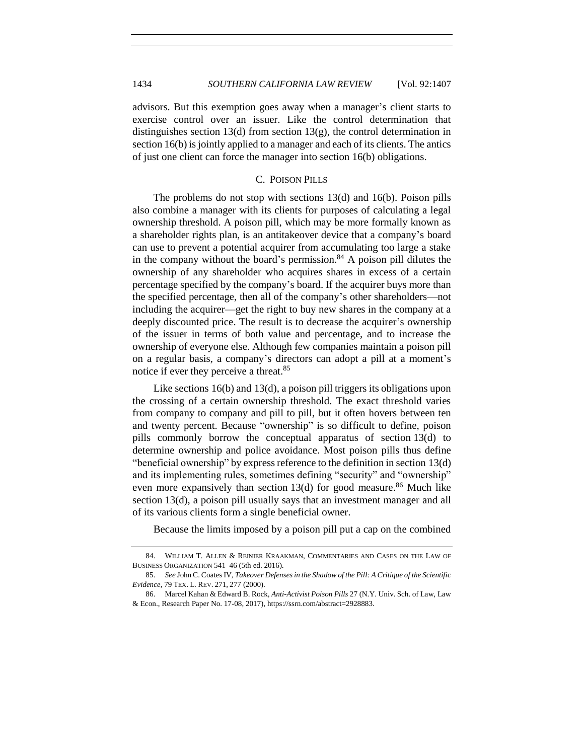advisors. But this exemption goes away when a manager's client starts to exercise control over an issuer. Like the control determination that distinguishes section 13(d) from section 13(g), the control determination in section 16(b) is jointly applied to a manager and each of its clients. The antics of just one client can force the manager into section 16(b) obligations.

### C. POISON PILLS

The problems do not stop with sections 13(d) and 16(b). Poison pills also combine a manager with its clients for purposes of calculating a legal ownership threshold. A poison pill, which may be more formally known as a shareholder rights plan, is an antitakeover device that a company's board can use to prevent a potential acquirer from accumulating too large a stake in the company without the board's permission.[84] A poison pill dilutes the ownership of any shareholder who acquires shares in excess of a certain percentage specified by the company's board. If the acquirer buys more than the specified percentage, then all of the company's other shareholders—not including the acquirer—get the right to buy new shares in the company at a deeply discounted price. The result is to decrease the acquirer's ownership of the issuer in terms of both value and percentage, and to increase the ownership of everyone else. Although few companies maintain a poison pill on a regular basis, a company's directors can adopt a pill at a moment's notice if ever they perceive a threat.[85]

Like sections 16(b) and 13(d), a poison pill triggers its obligations upon the crossing of a certain ownership threshold. The exact threshold varies from company to company and pill to pill, but it often hovers between ten and twenty percent. Because "ownership" is so difficult to define, poison pills commonly borrow the conceptual apparatus of section 13(d) to determine ownership and police avoidance. Most poison pills thus define "beneficial ownership" by express reference to the definition in section 13(d) and its implementing rules, sometimes defining "security" and "ownership" even more expansively than section 13(d) for good measure.[86] Much like section 13(d), a poison pill usually says that an investment manager and all of its various clients form a single beneficial owner.

Because the limits imposed by a poison pill put a cap on the combined

---

84. WILLIAM T. ALLEN & REINIER KRAAKMAN, COMMENTARIES AND CASES ON THE LAW OF BUSINESS ORGANIZATION 541–46 (5th ed. 2016).

85. *See* John C. Coates IV, *Takeover Defenses in the Shadow of the Pill: A Critique of the Scientific Evidence*, 79 TEX. L. REV. 271, 277 (2000).

86. Marcel Kahan & Edward B. Rock, *Anti-Activist Poison Pills* 27 (N.Y. Univ. Sch. of Law, Law & Econ., Research Paper No. 17-08, 2017), https://ssrn.com/abstract=2928883.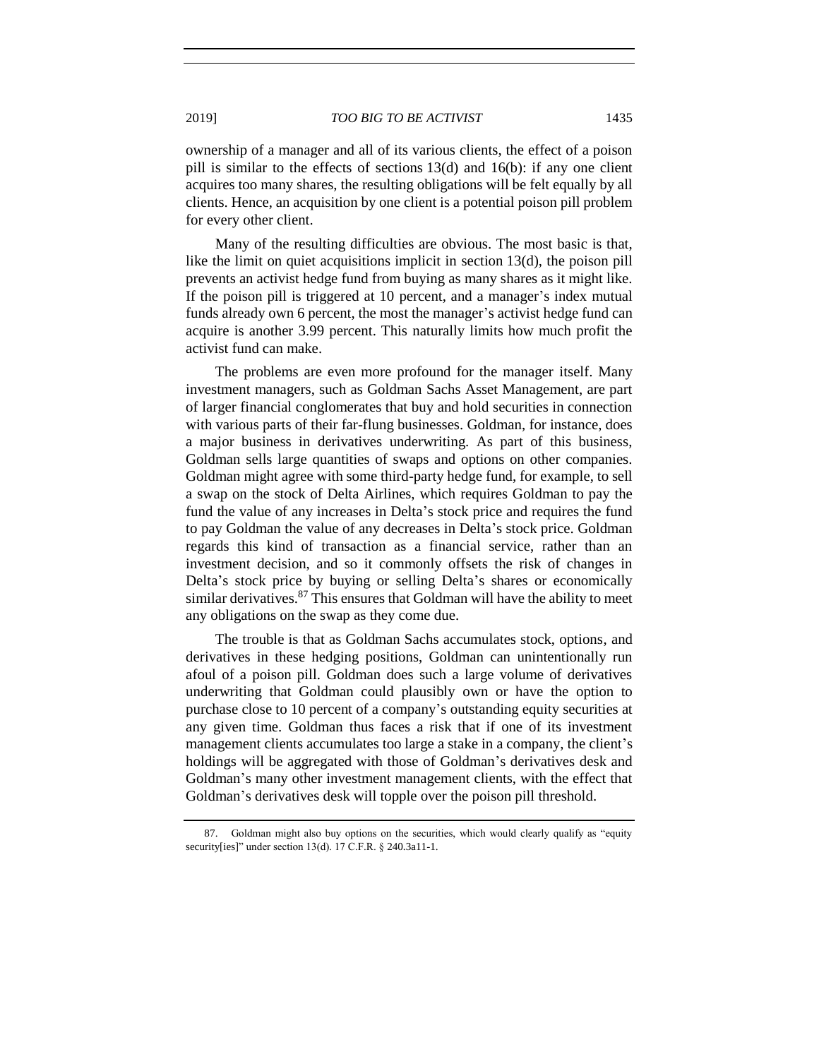ownership of a manager and all of its various clients, the effect of a poison pill is similar to the effects of sections 13(d) and 16(b): if any one client acquires too many shares, the resulting obligations will be felt equally by all clients. Hence, an acquisition by one client is a potential poison pill problem for every other client.

Many of the resulting difficulties are obvious. The most basic is that, like the limit on quiet acquisitions implicit in section 13(d), the poison pill prevents an activist hedge fund from buying as many shares as it might like. If the poison pill is triggered at 10 percent, and a manager's index mutual funds already own 6 percent, the most the manager's activist hedge fund can acquire is another 3.99 percent. This naturally limits how much profit the activist fund can make.

The problems are even more profound for the manager itself. Many investment managers, such as Goldman Sachs Asset Management, are part of larger financial conglomerates that buy and hold securities in connection with various parts of their far-flung businesses. Goldman, for instance, does a major business in derivatives underwriting. As part of this business, Goldman sells large quantities of swaps and options on other companies. Goldman might agree with some third-party hedge fund, for example, to sell a swap on the stock of Delta Airlines, which requires Goldman to pay the fund the value of any increases in Delta's stock price and requires the fund to pay Goldman the value of any decreases in Delta's stock price. Goldman regards this kind of transaction as a financial service, rather than an investment decision, and so it commonly offsets the risk of changes in Delta's stock price by buying or selling Delta's shares or economically similar derivatives.[87] This ensures that Goldman will have the ability to meet any obligations on the swap as they come due.

The trouble is that as Goldman Sachs accumulates stock, options, and derivatives in these hedging positions, Goldman can unintentionally run afoul of a poison pill. Goldman does such a large volume of derivatives underwriting that Goldman could plausibly own or have the option to purchase close to 10 percent of a company's outstanding equity securities at any given time. Goldman thus faces a risk that if one of its investment management clients accumulates too large a stake in a company, the client's holdings will be aggregated with those of Goldman's derivatives desk and Goldman's many other investment management clients, with the effect that Goldman's derivatives desk will topple over the poison pill threshold.

---

87. Goldman might also buy options on the securities, which would clearly qualify as "equity security[ies]" under section 13(d). 17 C.F.R. § 240.3a11-1.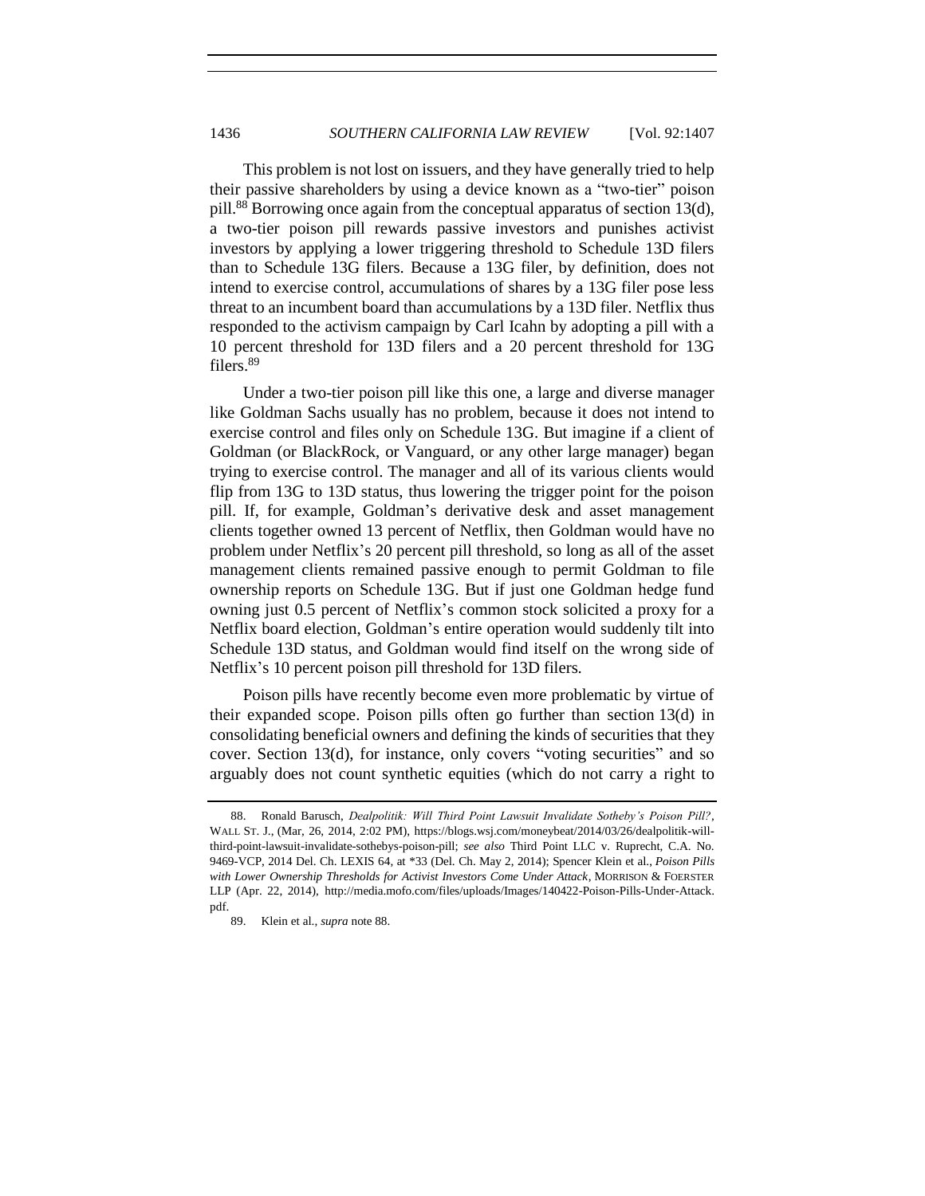This problem is not lost on issuers, and they have generally tried to help their passive shareholders by using a device known as a "two-tier" poison pill.[88] Borrowing once again from the conceptual apparatus of section 13(d), a two-tier poison pill rewards passive investors and punishes activist investors by applying a lower triggering threshold to Schedule 13D filers than to Schedule 13G filers. Because a 13G filer, by definition, does not intend to exercise control, accumulations of shares by a 13G filer pose less threat to an incumbent board than accumulations by a 13D filer. Netflix thus responded to the activism campaign by Carl Icahn by adopting a pill with a 10 percent threshold for 13D filers and a 20 percent threshold for 13G filers.[89]

Under a two-tier poison pill like this one, a large and diverse manager like Goldman Sachs usually has no problem, because it does not intend to exercise control and files only on Schedule 13G. But imagine if a client of Goldman (or BlackRock, or Vanguard, or any other large manager) began trying to exercise control. The manager and all of its various clients would flip from 13G to 13D status, thus lowering the trigger point for the poison pill. If, for example, Goldman's derivative desk and asset management clients together owned 13 percent of Netflix, then Goldman would have no problem under Netflix's 20 percent pill threshold, so long as all of the asset management clients remained passive enough to permit Goldman to file ownership reports on Schedule 13G. But if just one Goldman hedge fund owning just 0.5 percent of Netflix's common stock solicited a proxy for a Netflix board election, Goldman's entire operation would suddenly tilt into Schedule 13D status, and Goldman would find itself on the wrong side of Netflix's 10 percent poison pill threshold for 13D filers.

Poison pills have recently become even more problematic by virtue of their expanded scope. Poison pills often go further than section 13(d) in consolidating beneficial owners and defining the kinds of securities that they cover. Section 13(d), for instance, only covers "voting securities" and so arguably does not count synthetic equities (which do not carry a right to

---

88. Ronald Barusch, *Dealpolitik: Will Third Point Lawsuit Invalidate Sotheby's Poison Pill?*, WALL ST. J., (Mar, 26, 2014, 2:02 PM), https://blogs.wsj.com/moneybeat/2014/03/26/dealpolitik-will-third-point-lawsuit-invalidate-sothebys-poison-pill; *see also* Third Point LLC v. Ruprecht, C.A. No. 9469-VCP, 2014 Del. Ch. LEXIS 64, at *33 (Del. Ch. May 2, 2014); Spencer Klein et al., *Poison Pills with Lower Ownership Thresholds for Activist Investors Come Under Attack*, MORRISON & FOERSTER LLP (Apr. 22, 2014), http://media.mofo.com/files/uploads/Images/140422-Poison-Pills-Under-Attack.pdf.

89. Klein et al., *supra* note 88.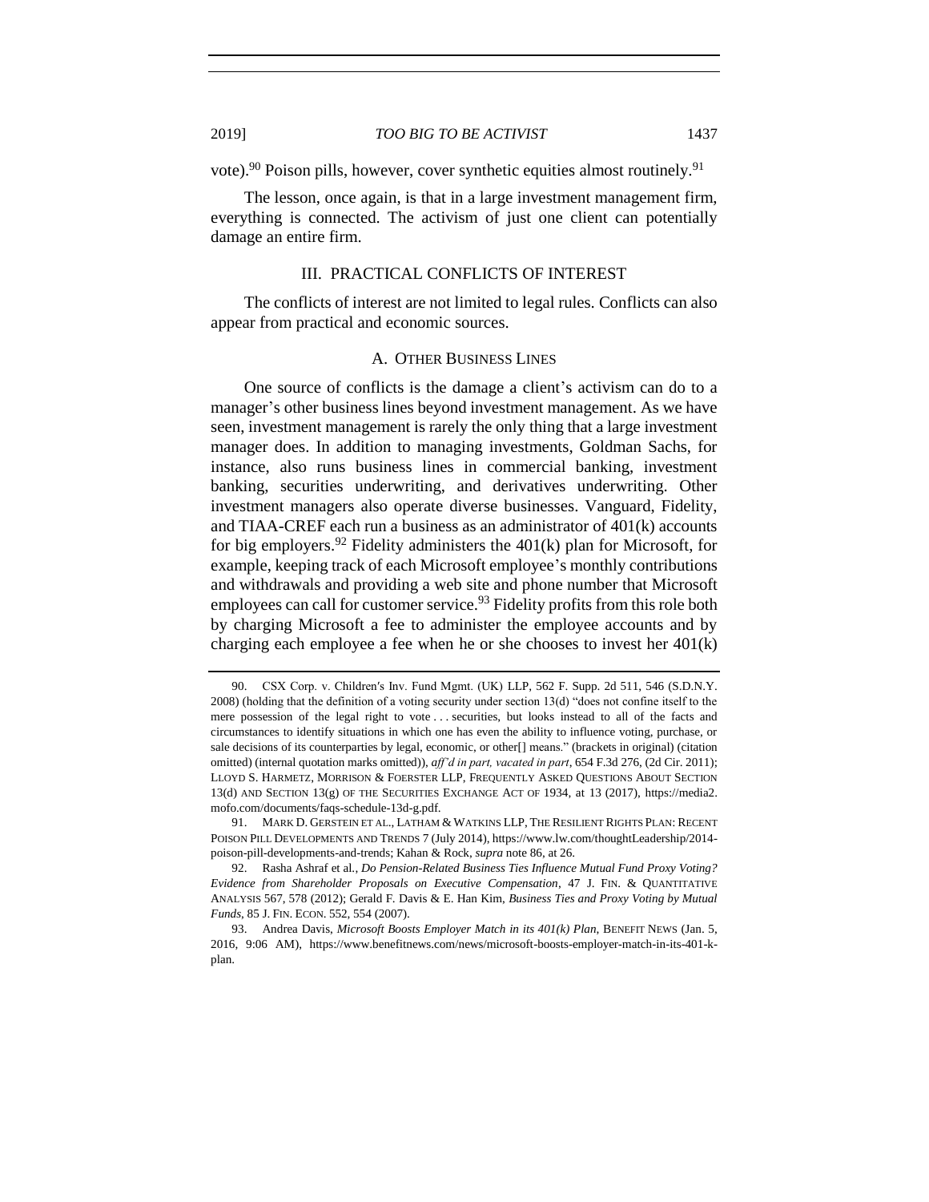vote).[90] Poison pills, however, cover synthetic equities almost routinely.[91]

The lesson, once again, is that in a large investment management firm, everything is connected. The activism of just one client can potentially damage an entire firm.

## III. PRACTICAL CONFLICTS OF INTEREST

The conflicts of interest are not limited to legal rules. Conflicts can also appear from practical and economic sources.

### A. OTHER BUSINESS LINES

One source of conflicts is the damage a client's activism can do to a manager's other business lines beyond investment management. As we have seen, investment management is rarely the only thing that a large investment manager does. In addition to managing investments, Goldman Sachs, for instance, also runs business lines in commercial banking, investment banking, securities underwriting, and derivatives underwriting. Other investment managers also operate diverse businesses. Vanguard, Fidelity, and TIAA-CREF each run a business as an administrator of 401(k) accounts for big employers.[92] Fidelity administers the 401(k) plan for Microsoft, for example, keeping track of each Microsoft employee's monthly contributions and withdrawals and providing a web site and phone number that Microsoft employees can call for customer service.[93] Fidelity profits from this role both by charging Microsoft a fee to administer the employee accounts and by charging each employee a fee when he or she chooses to invest her 401(k)

---

90. CSX Corp. v. Children's Inv. Fund Mgmt. (UK) LLP, 562 F. Supp. 2d 511, 546 (S.D.N.Y. 2008) (holding that the definition of a voting security under section 13(d) "does not confine itself to the mere possession of the legal right to vote . . . securities, but looks instead to all of the facts and circumstances to identify situations in which one has even the ability to influence voting, purchase, or sale decisions of its counterparties by legal, economic, or other[] means." (brackets in original) (citation omitted) (internal quotation marks omitted)), *aff'd in part, vacated in part*, 654 F.3d 276, (2d Cir. 2011); LLOYD S. HARMETZ, MORRISON & FOERSTER LLP, FREQUENTLY ASKED QUESTIONS ABOUT SECTION 13(d) AND SECTION 13(g) OF THE SECURITIES EXCHANGE ACT OF 1934, at 13 (2017), https://media2.mofo.com/documents/faqs-schedule-13d-g.pdf.

91. MARK D. GERSTEIN ET AL., LATHAM & WATKINS LLP, THE RESILIENT RIGHTS PLAN: RECENT POISON PILL DEVELOPMENTS AND TRENDS 7 (July 2014), https://www.lw.com/thoughtLeadership/2014-poison-pill-developments-and-trends; Kahan & Rock, *supra* note 86, at 26.

92. Rasha Ashraf et al., *Do Pension-Related Business Ties Influence Mutual Fund Proxy Voting? Evidence from Shareholder Proposals on Executive Compensation*, 47 J. FIN. & QUANTITATIVE ANALYSIS 567, 578 (2012); Gerald F. Davis & E. Han Kim, *Business Ties and Proxy Voting by Mutual Funds*, 85 J. FIN. ECON. 552, 554 (2007).

93. Andrea Davis, *Microsoft Boosts Employer Match in its 401(k) Plan*, BENEFIT NEWS (Jan. 5, 2016, 9:06 AM), https://www.benefitnews.com/news/microsoft-boosts-employer-match-in-its-401-k-plan.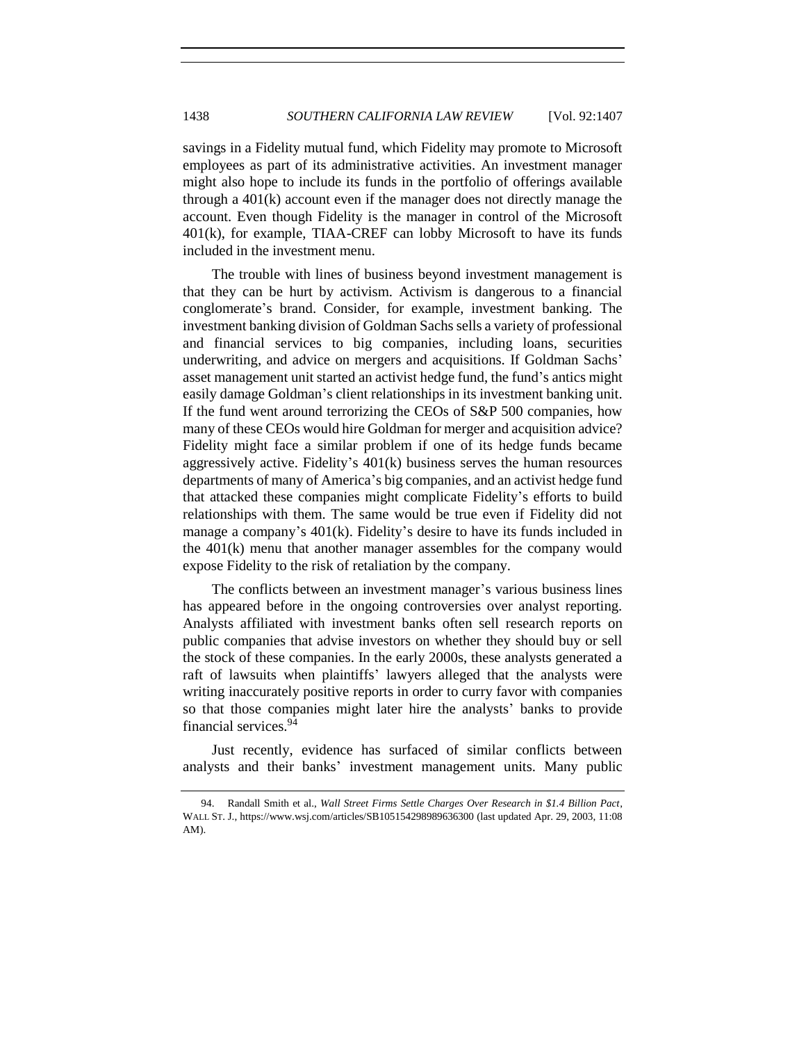savings in a Fidelity mutual fund, which Fidelity may promote to Microsoft employees as part of its administrative activities. An investment manager might also hope to include its funds in the portfolio of offerings available through a 401(k) account even if the manager does not directly manage the account. Even though Fidelity is the manager in control of the Microsoft 401(k), for example, TIAA-CREF can lobby Microsoft to have its funds included in the investment menu.

The trouble with lines of business beyond investment management is that they can be hurt by activism. Activism is dangerous to a financial conglomerate's brand. Consider, for example, investment banking. The investment banking division of Goldman Sachs sells a variety of professional and financial services to big companies, including loans, securities underwriting, and advice on mergers and acquisitions. If Goldman Sachs' asset management unit started an activist hedge fund, the fund's antics might easily damage Goldman's client relationships in its investment banking unit. If the fund went around terrorizing the CEOs of S&P 500 companies, how many of these CEOs would hire Goldman for merger and acquisition advice? Fidelity might face a similar problem if one of its hedge funds became aggressively active. Fidelity's 401(k) business serves the human resources departments of many of America's big companies, and an activist hedge fund that attacked these companies might complicate Fidelity's efforts to build relationships with them. The same would be true even if Fidelity did not manage a company's 401(k). Fidelity's desire to have its funds included in the 401(k) menu that another manager assembles for the company would expose Fidelity to the risk of retaliation by the company.

The conflicts between an investment manager's various business lines has appeared before in the ongoing controversies over analyst reporting. Analysts affiliated with investment banks often sell research reports on public companies that advise investors on whether they should buy or sell the stock of these companies. In the early 2000s, these analysts generated a raft of lawsuits when plaintiffs' lawyers alleged that the analysts were writing inaccurately positive reports in order to curry favor with companies so that those companies might later hire the analysts' banks to provide financial services.[94]

Just recently, evidence has surfaced of similar conflicts between analysts and their banks' investment management units. Many public

---

94. Randall Smith et al., *Wall Street Firms Settle Charges Over Research in $1.4 Billion Pact*, WALL ST. J., https://www.wsj.com/articles/SB105154298989636300 (last updated Apr. 29, 2003, 11:08 AM).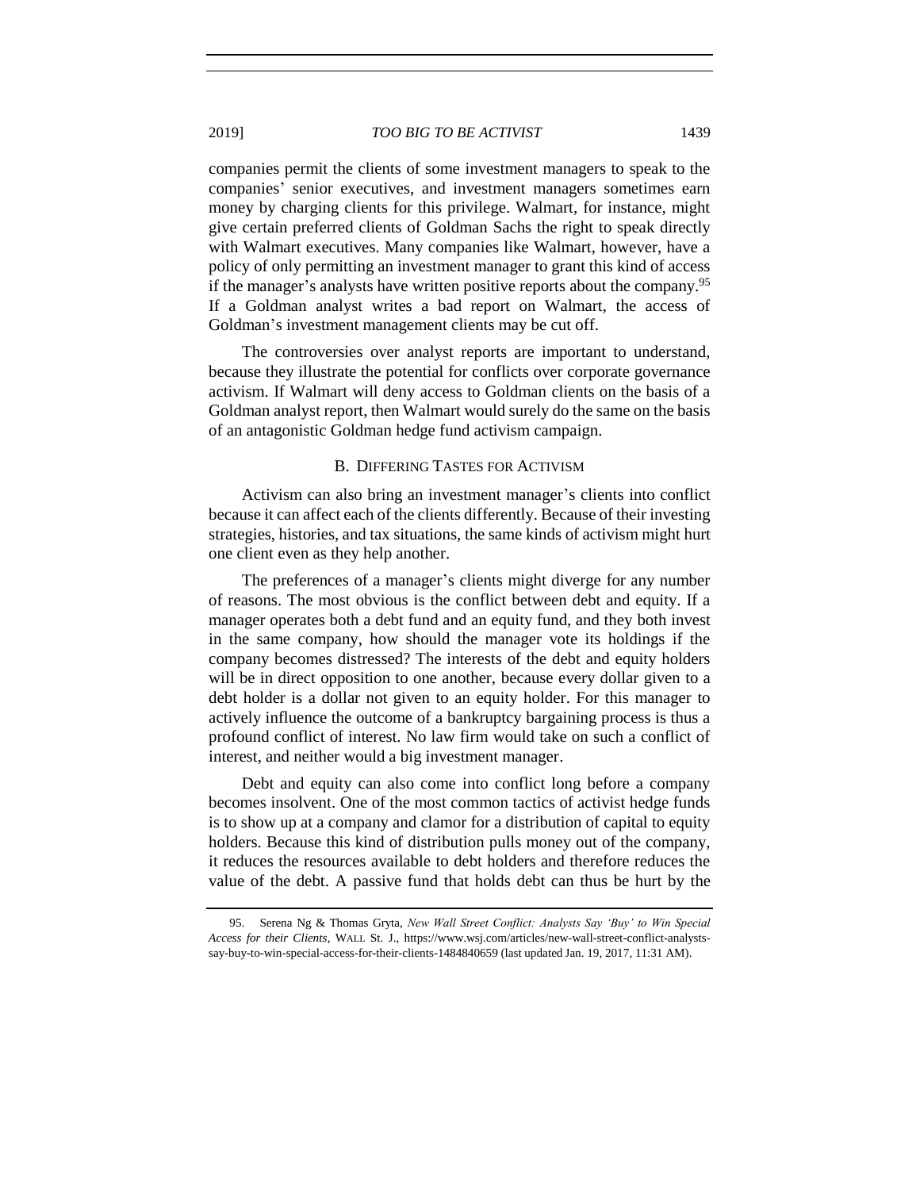companies permit the clients of some investment managers to speak to the companies' senior executives, and investment managers sometimes earn money by charging clients for this privilege. Walmart, for instance, might give certain preferred clients of Goldman Sachs the right to speak directly with Walmart executives. Many companies like Walmart, however, have a policy of only permitting an investment manager to grant this kind of access if the manager's analysts have written positive reports about the company.[95] If a Goldman analyst writes a bad report on Walmart, the access of Goldman's investment management clients may be cut off.

The controversies over analyst reports are important to understand, because they illustrate the potential for conflicts over corporate governance activism. If Walmart will deny access to Goldman clients on the basis of a Goldman analyst report, then Walmart would surely do the same on the basis of an antagonistic Goldman hedge fund activism campaign.

### B. Differing Tastes for Activism

Activism can also bring an investment manager's clients into conflict because it can affect each of the clients differently. Because of their investing strategies, histories, and tax situations, the same kinds of activism might hurt one client even as they help another.

The preferences of a manager's clients might diverge for any number of reasons. The most obvious is the conflict between debt and equity. If a manager operates both a debt fund and an equity fund, and they both invest in the same company, how should the manager vote its holdings if the company becomes distressed? The interests of the debt and equity holders will be in direct opposition to one another, because every dollar given to a debt holder is a dollar not given to an equity holder. For this manager to actively influence the outcome of a bankruptcy bargaining process is thus a profound conflict of interest. No law firm would take on such a conflict of interest, and neither would a big investment manager.

Debt and equity can also come into conflict long before a company becomes insolvent. One of the most common tactics of activist hedge funds is to show up at a company and clamor for a distribution of capital to equity holders. Because this kind of distribution pulls money out of the company, it reduces the resources available to debt holders and therefore reduces the value of the debt. A passive fund that holds debt can thus be hurt by the

95. Serena Ng & Thomas Gryta, *New Wall Street Conflict: Analysts Say 'Buy' to Win Special Access for their Clients*, WALL St. J., https://www.wsj.com/articles/new-wall-street-conflict-analysts-say-buy-to-win-special-access-for-their-clients-1484840659 (last updated Jan. 19, 2017, 11:31 AM).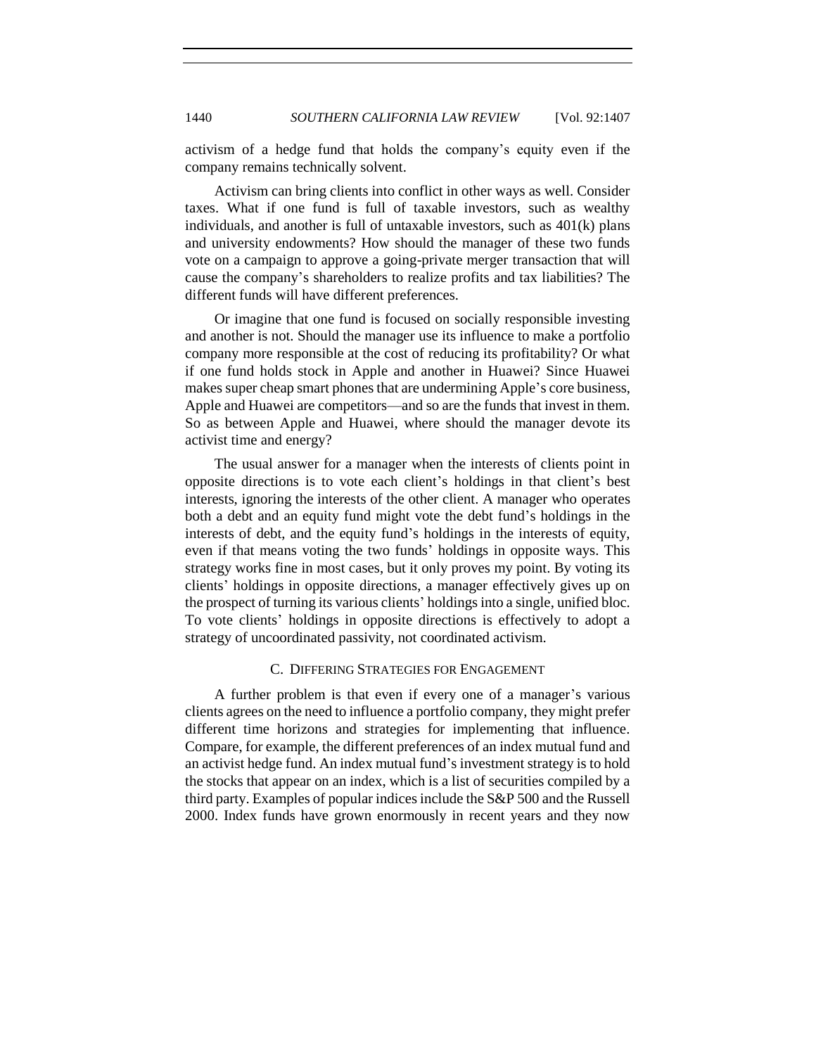activism of a hedge fund that holds the company's equity even if the company remains technically solvent.

Activism can bring clients into conflict in other ways as well. Consider taxes. What if one fund is full of taxable investors, such as wealthy individuals, and another is full of untaxable investors, such as 401(k) plans and university endowments? How should the manager of these two funds vote on a campaign to approve a going-private merger transaction that will cause the company's shareholders to realize profits and tax liabilities? The different funds will have different preferences.

Or imagine that one fund is focused on socially responsible investing and another is not. Should the manager use its influence to make a portfolio company more responsible at the cost of reducing its profitability? Or what if one fund holds stock in Apple and another in Huawei? Since Huawei makes super cheap smart phones that are undermining Apple's core business, Apple and Huawei are competitors—and so are the funds that invest in them. So as between Apple and Huawei, where should the manager devote its activist time and energy?

The usual answer for a manager when the interests of clients point in opposite directions is to vote each client's holdings in that client's best interests, ignoring the interests of the other client. A manager who operates both a debt and an equity fund might vote the debt fund's holdings in the interests of debt, and the equity fund's holdings in the interests of equity, even if that means voting the two funds' holdings in opposite ways. This strategy works fine in most cases, but it only proves my point. By voting its clients' holdings in opposite directions, a manager effectively gives up on the prospect of turning its various clients' holdings into a single, unified bloc. To vote clients' holdings in opposite directions is effectively to adopt a strategy of uncoordinated passivity, not coordinated activism.

### C. Differing Strategies for Engagement

A further problem is that even if every one of a manager's various clients agrees on the need to influence a portfolio company, they might prefer different time horizons and strategies for implementing that influence. Compare, for example, the different preferences of an index mutual fund and an activist hedge fund. An index mutual fund's investment strategy is to hold the stocks that appear on an index, which is a list of securities compiled by a third party. Examples of popular indices include the S&P 500 and the Russell 2000. Index funds have grown enormously in recent years and they now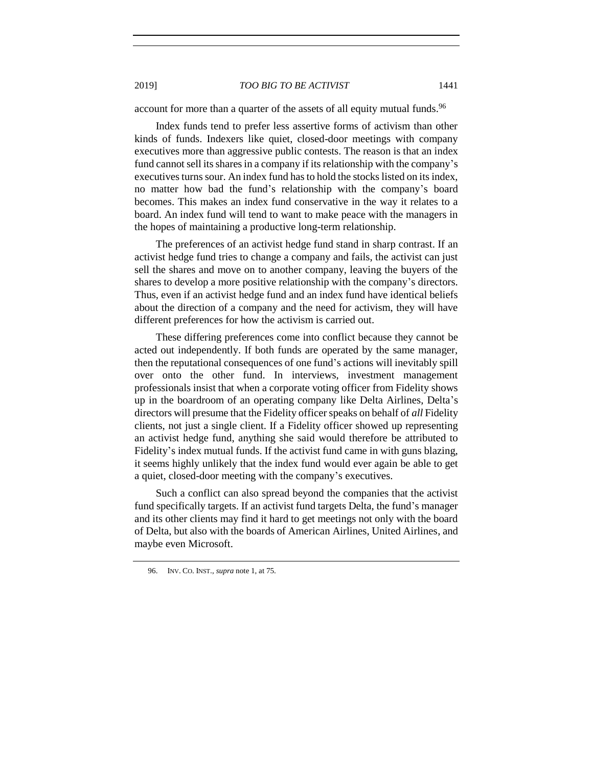account for more than a quarter of the assets of all equity mutual funds.[96]

Index funds tend to prefer less assertive forms of activism than other kinds of funds. Indexers like quiet, closed-door meetings with company executives more than aggressive public contests. The reason is that an index fund cannot sell its shares in a company if its relationship with the company's executives turns sour. An index fund has to hold the stocks listed on its index, no matter how bad the fund's relationship with the company's board becomes. This makes an index fund conservative in the way it relates to a board. An index fund will tend to want to make peace with the managers in the hopes of maintaining a productive long-term relationship.

The preferences of an activist hedge fund stand in sharp contrast. If an activist hedge fund tries to change a company and fails, the activist can just sell the shares and move on to another company, leaving the buyers of the shares to develop a more positive relationship with the company's directors. Thus, even if an activist hedge fund and an index fund have identical beliefs about the direction of a company and the need for activism, they will have different preferences for how the activism is carried out.

These differing preferences come into conflict because they cannot be acted out independently. If both funds are operated by the same manager, then the reputational consequences of one fund's actions will inevitably spill over onto the other fund. In interviews, investment management professionals insist that when a corporate voting officer from Fidelity shows up in the boardroom of an operating company like Delta Airlines, Delta's directors will presume that the Fidelity officer speaks on behalf of *all* Fidelity clients, not just a single client. If a Fidelity officer showed up representing an activist hedge fund, anything she said would therefore be attributed to Fidelity's index mutual funds. If the activist fund came in with guns blazing, it seems highly unlikely that the index fund would ever again be able to get a quiet, closed-door meeting with the company's executives.

Such a conflict can also spread beyond the companies that the activist fund specifically targets. If an activist fund targets Delta, the fund's manager and its other clients may find it hard to get meetings not only with the board of Delta, but also with the boards of American Airlines, United Airlines, and maybe even Microsoft.

---

96. INV. CO. INST., *supra* note 1, at 75.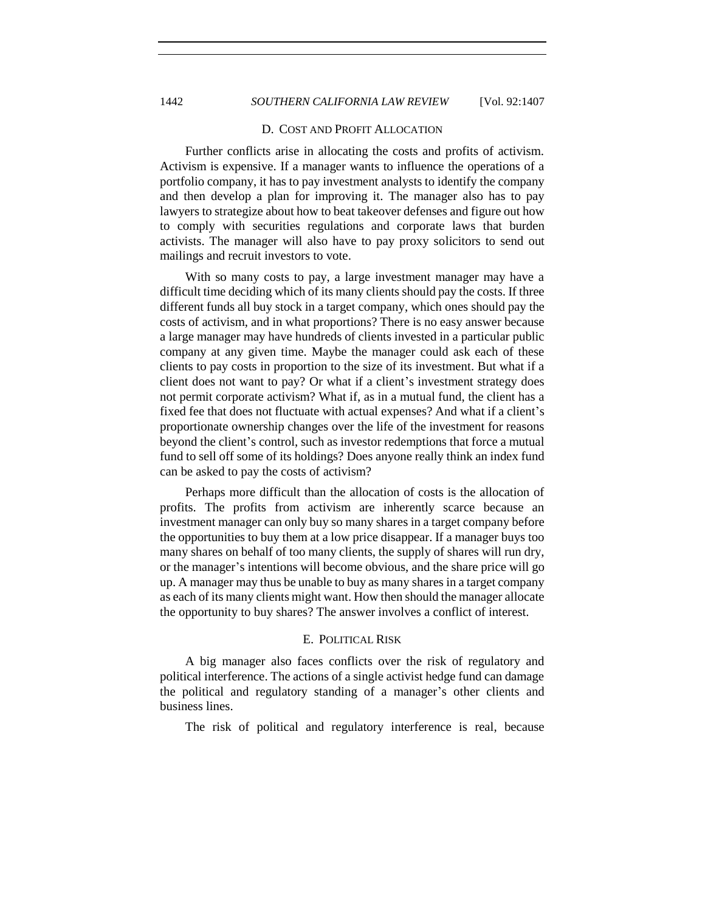### D. Cost and Profit Allocation

Further conflicts arise in allocating the costs and profits of activism. Activism is expensive. If a manager wants to influence the operations of a portfolio company, it has to pay investment analysts to identify the company and then develop a plan for improving it. The manager also has to pay lawyers to strategize about how to beat takeover defenses and figure out how to comply with securities regulations and corporate laws that burden activists. The manager will also have to pay proxy solicitors to send out mailings and recruit investors to vote.

With so many costs to pay, a large investment manager may have a difficult time deciding which of its many clients should pay the costs. If three different funds all buy stock in a target company, which ones should pay the costs of activism, and in what proportions? There is no easy answer because a large manager may have hundreds of clients invested in a particular public company at any given time. Maybe the manager could ask each of these clients to pay costs in proportion to the size of its investment. But what if a client does not want to pay? Or what if a client's investment strategy does not permit corporate activism? What if, as in a mutual fund, the client has a fixed fee that does not fluctuate with actual expenses? And what if a client's proportionate ownership changes over the life of the investment for reasons beyond the client's control, such as investor redemptions that force a mutual fund to sell off some of its holdings? Does anyone really think an index fund can be asked to pay the costs of activism?

Perhaps more difficult than the allocation of costs is the allocation of profits. The profits from activism are inherently scarce because an investment manager can only buy so many shares in a target company before the opportunities to buy them at a low price disappear. If a manager buys too many shares on behalf of too many clients, the supply of shares will run dry, or the manager's intentions will become obvious, and the share price will go up. A manager may thus be unable to buy as many shares in a target company as each of its many clients might want. How then should the manager allocate the opportunity to buy shares? The answer involves a conflict of interest.

### E. Political Risk

A big manager also faces conflicts over the risk of regulatory and political interference. The actions of a single activist hedge fund can damage the political and regulatory standing of a manager's other clients and business lines.

The risk of political and regulatory interference is real, because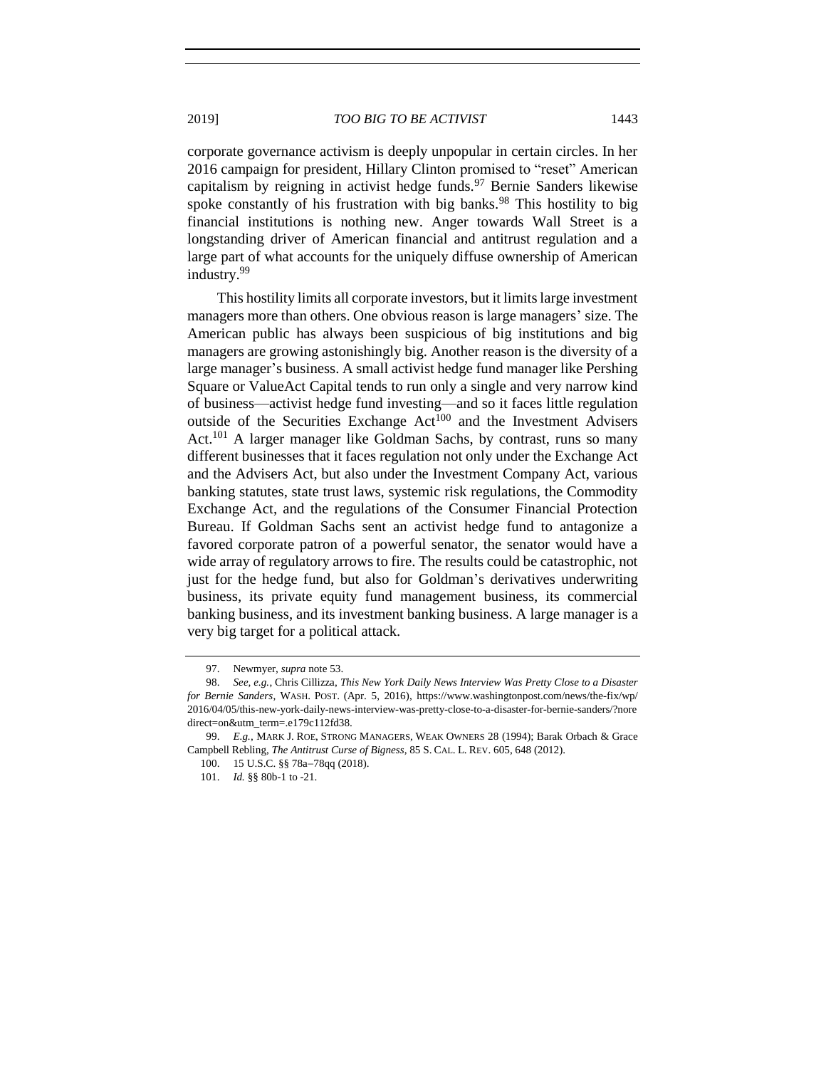corporate governance activism is deeply unpopular in certain circles. In her 2016 campaign for president, Hillary Clinton promised to "reset" American capitalism by reigning in activist hedge funds.[97] Bernie Sanders likewise spoke constantly of his frustration with big banks.[98] This hostility to big financial institutions is nothing new. Anger towards Wall Street is a longstanding driver of American financial and antitrust regulation and a large part of what accounts for the uniquely diffuse ownership of American industry.[99]

This hostility limits all corporate investors, but it limits large investment managers more than others. One obvious reason is large managers' size. The American public has always been suspicious of big institutions and big managers are growing astonishingly big. Another reason is the diversity of a large manager's business. A small activist hedge fund manager like Pershing Square or ValueAct Capital tends to run only a single and very narrow kind of business—activist hedge fund investing—and so it faces little regulation outside of the Securities Exchange Act[100] and the Investment Advisers Act.[101] A larger manager like Goldman Sachs, by contrast, runs so many different businesses that it faces regulation not only under the Exchange Act and the Advisers Act, but also under the Investment Company Act, various banking statutes, state trust laws, systemic risk regulations, the Commodity Exchange Act, and the regulations of the Consumer Financial Protection Bureau. If Goldman Sachs sent an activist hedge fund to antagonize a favored corporate patron of a powerful senator, the senator would have a wide array of regulatory arrows to fire. The results could be catastrophic, not just for the hedge fund, but also for Goldman's derivatives underwriting business, its private equity fund management business, its commercial banking business, and its investment banking business. A large manager is a very big target for a political attack.

97. Newmyer, *supra* note 53.

98. *See, e.g.*, Chris Cillizza, *This New York Daily News Interview Was Pretty Close to a Disaster for Bernie Sanders*, WASH. POST. (Apr. 5, 2016), https://www.washingtonpost.com/news/the-fix/wp/2016/04/05/this-new-york-daily-news-interview-was-pretty-close-to-a-disaster-for-bernie-sanders/?noredirect=on&utm_term=.e179c112fd38.

99. *E.g.*, MARK J. ROE, STRONG MANAGERS, WEAK OWNERS 28 (1994); Barak Orbach & Grace Campbell Rebling, *The Antitrust Curse of Bigness*, 85 S. CAL. L. REV. 605, 648 (2012).

100. 15 U.S.C. §§ 78a–78qq (2018).

101. *Id.* §§ 80b-1 to -21.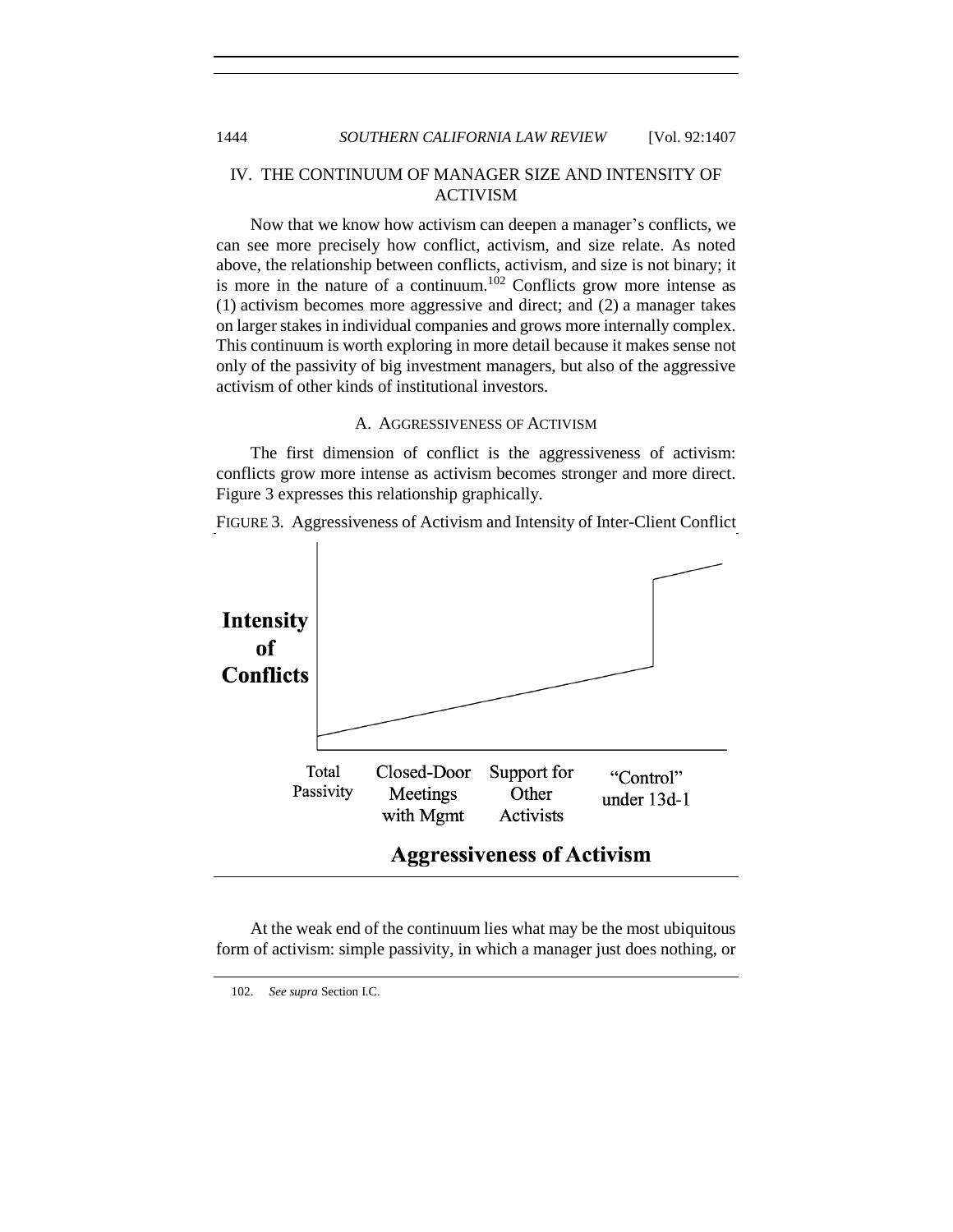## IV. THE CONTINUUM OF MANAGER SIZE AND INTENSITY OF ACTIVISM

Now that we know how activism can deepen a manager's conflicts, we can see more precisely how conflict, activism, and size relate. As noted above, the relationship between conflicts, activism, and size is not binary; it is more in the nature of a continuum.[102] Conflicts grow more intense as (1) activism becomes more aggressive and direct; and (2) a manager takes on larger stakes in individual companies and grows more internally complex. This continuum is worth exploring in more detail because it makes sense not only of the passivity of big investment managers, but also of the aggressive activism of other kinds of institutional investors.

### A. AGGRESSIVENESS OF ACTIVISM

The first dimension of conflict is the aggressiveness of activism: conflicts grow more intense as activism becomes stronger and more direct. Figure 3 expresses this relationship graphically.

FIGURE 3. Aggressiveness of Activism and Intensity of Inter-Client Conflict

Intensity of Conflicts

Total Passivity | Closed-Door Meetings with Mgmt | Support for Other Activists | "Control" under 13d-1

**Aggressiveness of Activism**

At the weak end of the continuum lies what may be the most ubiquitous form of activism: simple passivity, in which a manager just does nothing, or

102. *See supra* Section I.C.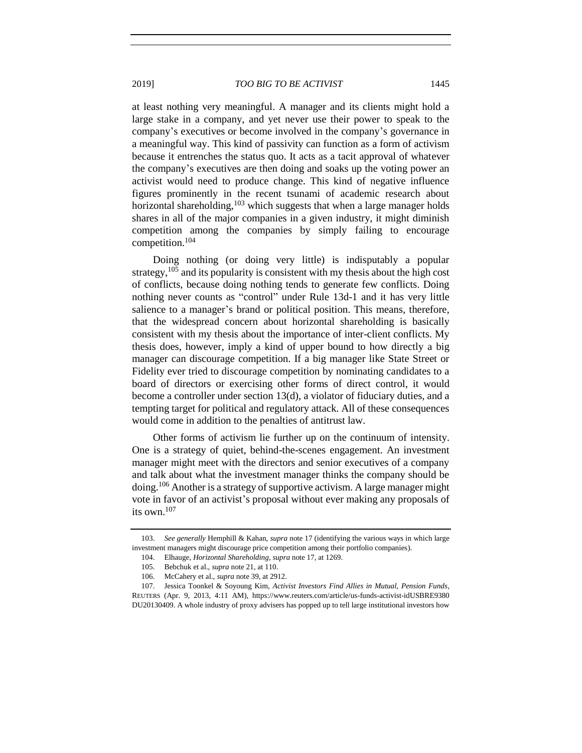at least nothing very meaningful. A manager and its clients might hold a large stake in a company, and yet never use their power to speak to the company's executives or become involved in the company's governance in a meaningful way. This kind of passivity can function as a form of activism because it entrenches the status quo. It acts as a tacit approval of whatever the company's executives are then doing and soaks up the voting power an activist would need to produce change. This kind of negative influence figures prominently in the recent tsunami of academic research about horizontal shareholding,[103] which suggests that when a large manager holds shares in all of the major companies in a given industry, it might diminish competition among the companies by simply failing to encourage competition.[104]

Doing nothing (or doing very little) is indisputably a popular strategy,[105] and its popularity is consistent with my thesis about the high cost of conflicts, because doing nothing tends to generate few conflicts. Doing nothing never counts as "control" under Rule 13d-1 and it has very little salience to a manager's brand or political position. This means, therefore, that the widespread concern about horizontal shareholding is basically consistent with my thesis about the importance of inter-client conflicts. My thesis does, however, imply a kind of upper bound to how directly a big manager can discourage competition. If a big manager like State Street or Fidelity ever tried to discourage competition by nominating candidates to a board of directors or exercising other forms of direct control, it would become a controller under section 13(d), a violator of fiduciary duties, and a tempting target for political and regulatory attack. All of these consequences would come in addition to the penalties of antitrust law.

Other forms of activism lie further up on the continuum of intensity. One is a strategy of quiet, behind-the-scenes engagement. An investment manager might meet with the directors and senior executives of a company and talk about what the investment manager thinks the company should be doing.[106] Another is a strategy of supportive activism. A large manager might vote in favor of an activist's proposal without ever making any proposals of its own.[107]

---

103. *See generally* Hemphill & Kahan, *supra* note 17 (identifying the various ways in which large investment managers might discourage price competition among their portfolio companies).

104. Elhauge, *Horizontal Shareholding*, *supra* note 17, at 1269.

105. Bebchuk et al., *supra* note 21, at 110.

106. McCahery et al., *supra* note 39, at 2912.

107. Jessica Toonkel & Soyoung Kim, *Activist Investors Find Allies in Mutual, Pension Funds*, REUTERS (Apr. 9, 2013, 4:11 AM), https://www.reuters.com/article/us-funds-activist-idUSBRE9380DU20130409. A whole industry of proxy advisers has popped up to tell large institutional investors how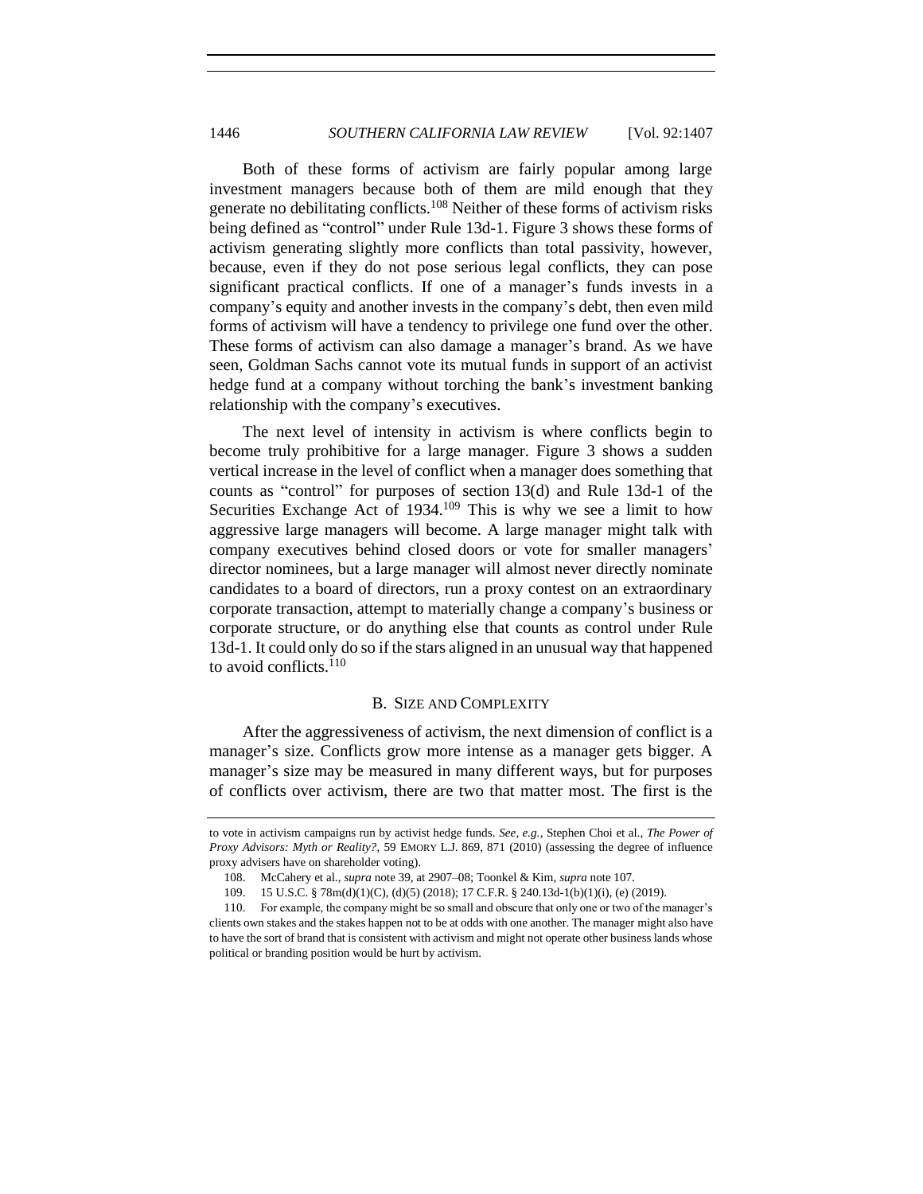Both of these forms of activism are fairly popular among large investment managers because both of them are mild enough that they generate no debilitating conflicts.[108] Neither of these forms of activism risks being defined as "control" under Rule 13d-1. Figure 3 shows these forms of activism generating slightly more conflicts than total passivity, however, because, even if they do not pose serious legal conflicts, they can pose significant practical conflicts. If one of a manager's funds invests in a company's equity and another invests in the company's debt, then even mild forms of activism will have a tendency to privilege one fund over the other. These forms of activism can also damage a manager's brand. As we have seen, Goldman Sachs cannot vote its mutual funds in support of an activist hedge fund at a company without torching the bank's investment banking relationship with the company's executives.

The next level of intensity in activism is where conflicts begin to become truly prohibitive for a large manager. Figure 3 shows a sudden vertical increase in the level of conflict when a manager does something that counts as "control" for purposes of section 13(d) and Rule 13d-1 of the Securities Exchange Act of 1934.[109] This is why we see a limit to how aggressive large managers will become. A large manager might talk with company executives behind closed doors or vote for smaller managers' director nominees, but a large manager will almost never directly nominate candidates to a board of directors, run a proxy contest on an extraordinary corporate transaction, attempt to materially change a company's business or corporate structure, or do anything else that counts as control under Rule 13d-1. It could only do so if the stars aligned in an unusual way that happened to avoid conflicts.[110]

## B. SIZE AND COMPLEXITY

After the aggressiveness of activism, the next dimension of conflict is a manager's size. Conflicts grow more intense as a manager gets bigger. A manager's size may be measured in many different ways, but for purposes of conflicts over activism, there are two that matter most. The first is the

---

to vote in activism campaigns run by activist hedge funds. *See, e.g.*, Stephen Choi et al., *The Power of Proxy Advisors: Myth or Reality?*, 59 EMORY L.J. 869, 871 (2010) (assessing the degree of influence proxy advisers have on shareholder voting).

108. McCahery et al., *supra* note 39, at 2907–08; Toonkel & Kim, *supra* note 107.

109. 15 U.S.C. § 78m(d)(1)(C), (d)(5) (2018); 17 C.F.R. § 240.13d-1(b)(1)(i), (e) (2019).

110. For example, the company might be so small and obscure that only one or two of the manager's clients own stakes and the stakes happen not to be at odds with one another. The manager might also have to have the sort of brand that is consistent with activism and might not operate other business lands whose political or branding position would be hurt by activism.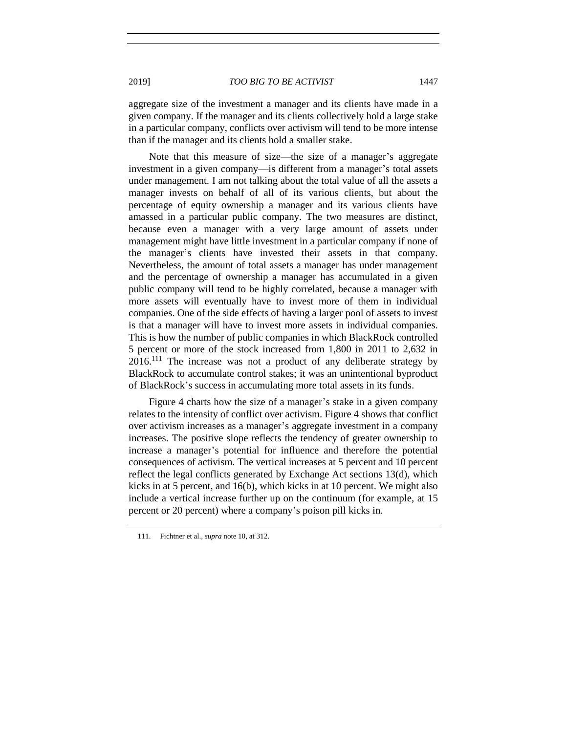aggregate size of the investment a manager and its clients have made in a given company. If the manager and its clients collectively hold a large stake in a particular company, conflicts over activism will tend to be more intense than if the manager and its clients hold a smaller stake.

Note that this measure of size—the size of a manager's aggregate investment in a given company—is different from a manager's total assets under management. I am not talking about the total value of all the assets a manager invests on behalf of all of its various clients, but about the percentage of equity ownership a manager and its various clients have amassed in a particular public company. The two measures are distinct, because even a manager with a very large amount of assets under management might have little investment in a particular company if none of the manager's clients have invested their assets in that company. Nevertheless, the amount of total assets a manager has under management and the percentage of ownership a manager has accumulated in a given public company will tend to be highly correlated, because a manager with more assets will eventually have to invest more of them in individual companies. One of the side effects of having a larger pool of assets to invest is that a manager will have to invest more assets in individual companies. This is how the number of public companies in which BlackRock controlled 5 percent or more of the stock increased from 1,800 in 2011 to 2,632 in 2016.[111] The increase was not a product of any deliberate strategy by BlackRock to accumulate control stakes; it was an unintentional byproduct of BlackRock's success in accumulating more total assets in its funds.

Figure 4 charts how the size of a manager's stake in a given company relates to the intensity of conflict over activism. Figure 4 shows that conflict over activism increases as a manager's aggregate investment in a company increases. The positive slope reflects the tendency of greater ownership to increase a manager's potential for influence and therefore the potential consequences of activism. The vertical increases at 5 percent and 10 percent reflect the legal conflicts generated by Exchange Act sections 13(d), which kicks in at 5 percent, and 16(b), which kicks in at 10 percent. We might also include a vertical increase further up on the continuum (for example, at 15 percent or 20 percent) where a company's poison pill kicks in.

111. Fichtner et al., *supra* note 10, at 312.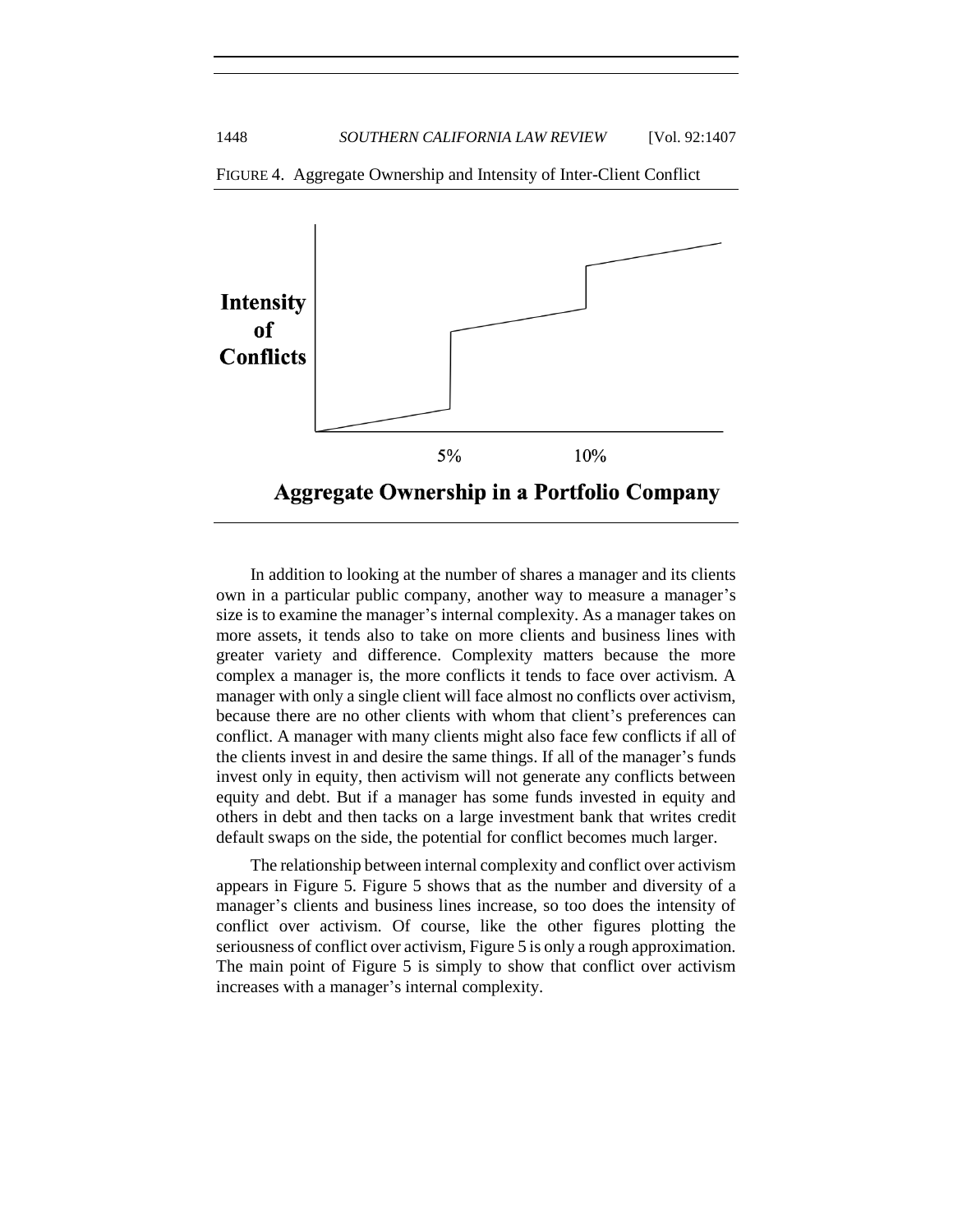FIGURE 4. Aggregate Ownership and Intensity of Inter-Client Conflict

In addition to looking at the number of shares a manager and its clients own in a particular public company, another way to measure a manager's size is to examine the manager's internal complexity. As a manager takes on more assets, it tends also to take on more clients and business lines with greater variety and difference. Complexity matters because the more complex a manager is, the more conflicts it tends to face over activism. A manager with only a single client will face almost no conflicts over activism, because there are no other clients with whom that client's preferences can conflict. A manager with many clients might also face few conflicts if all of the clients invest in and desire the same things. If all of the manager's funds invest only in equity, then activism will not generate any conflicts between equity and debt. But if a manager has some funds invested in equity and others in debt and then tacks on a large investment bank that writes credit default swaps on the side, the potential for conflict becomes much larger.

The relationship between internal complexity and conflict over activism appears in Figure 5. Figure 5 shows that as the number and diversity of a manager's clients and business lines increase, so too does the intensity of conflict over activism. Of course, like the other figures plotting the seriousness of conflict over activism, Figure 5 is only a rough approximation. The main point of Figure 5 is simply to show that conflict over activism increases with a manager's internal complexity.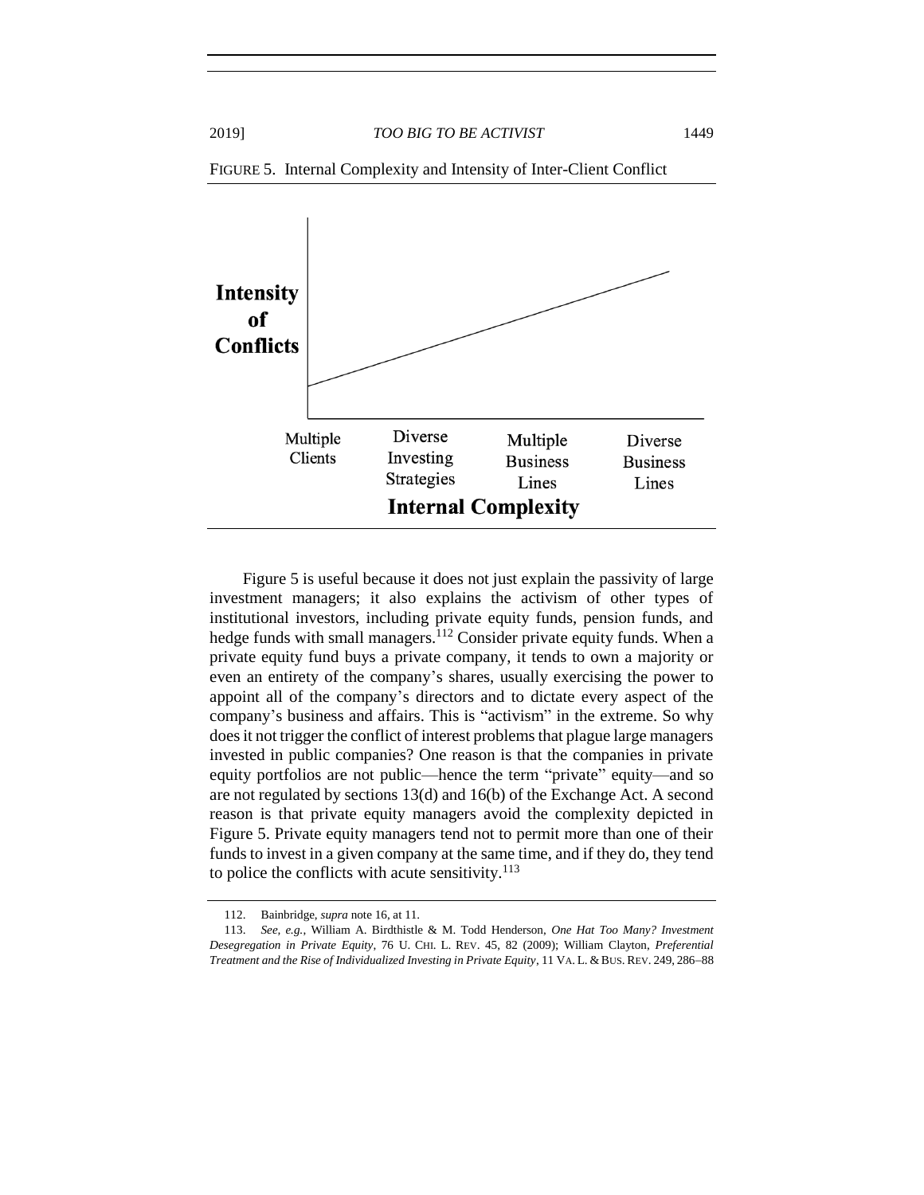FIGURE 5. Internal Complexity and Intensity of Inter-Client Conflict

**Intensity of Conflicts**

Multiple Clients | Diverse Investing Strategies | Multiple Business Lines | Diverse Business Lines

**Internal Complexity**

Figure 5 is useful because it does not just explain the passivity of large investment managers; it also explains the activism of other types of institutional investors, including private equity funds, pension funds, and hedge funds with small managers.[112] Consider private equity funds. When a private equity fund buys a private company, it tends to own a majority or even an entirety of the company's shares, usually exercising the power to appoint all of the company's directors and to dictate every aspect of the company's business and affairs. This is "activism" in the extreme. So why does it not trigger the conflict of interest problems that plague large managers invested in public companies? One reason is that the companies in private equity portfolios are not public—hence the term "private" equity—and so are not regulated by sections 13(d) and 16(b) of the Exchange Act. A second reason is that private equity managers avoid the complexity depicted in Figure 5. Private equity managers tend not to permit more than one of their funds to invest in a given company at the same time, and if they do, they tend to police the conflicts with acute sensitivity.[113]

---

112. Bainbridge, *supra* note 16, at 11.

113. *See, e.g.*, William A. Birdthistle & M. Todd Henderson, *One Hat Too Many? Investment Desegregation in Private Equity*, 76 U. CHI. L. REV. 45, 82 (2009); William Clayton, *Preferential Treatment and the Rise of Individualized Investing in Private Equity*, 11 VA. L. & BUS. REV. 249, 286–88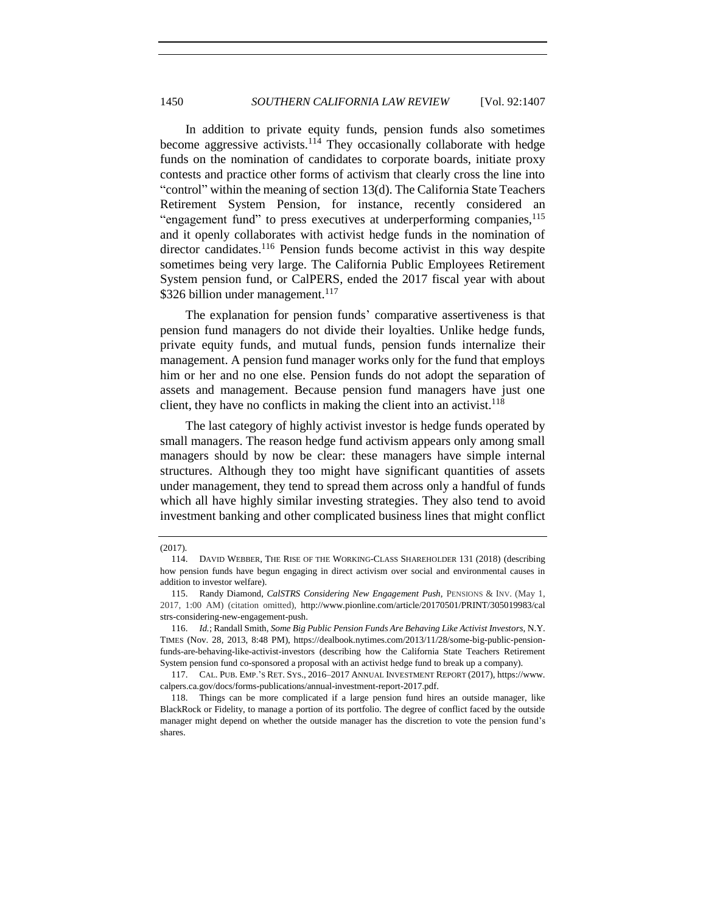In addition to private equity funds, pension funds also sometimes become aggressive activists.[114] They occasionally collaborate with hedge funds on the nomination of candidates to corporate boards, initiate proxy contests and practice other forms of activism that clearly cross the line into "control" within the meaning of section 13(d). The California State Teachers Retirement System Pension, for instance, recently considered an "engagement fund" to press executives at underperforming companies,[115] and it openly collaborates with activist hedge funds in the nomination of director candidates.[116] Pension funds become activist in this way despite sometimes being very large. The California Public Employees Retirement System pension fund, or CalPERS, ended the 2017 fiscal year with about $326 billion under management.[117]

The explanation for pension funds' comparative assertiveness is that pension fund managers do not divide their loyalties. Unlike hedge funds, private equity funds, and mutual funds, pension funds internalize their management. A pension fund manager works only for the fund that employs him or her and no one else. Pension funds do not adopt the separation of assets and management. Because pension fund managers have just one client, they have no conflicts in making the client into an activist.[118]

The last category of highly activist investor is hedge funds operated by small managers. The reason hedge fund activism appears only among small managers should by now be clear: these managers have simple internal structures. Although they too might have significant quantities of assets under management, they tend to spread them across only a handful of funds which all have highly similar investing strategies. They also tend to avoid investment banking and other complicated business lines that might conflict

---

(2017).

114. DAVID WEBBER, THE RISE OF THE WORKING-CLASS SHAREHOLDER 131 (2018) (describing how pension funds have begun engaging in direct activism over social and environmental causes in addition to investor welfare).

115. Randy Diamond, *CalSTRS Considering New Engagement Push*, PENSIONS & INV. (May 1, 2017, 1:00 AM) (citation omitted), http://www.pionline.com/article/20170501/PRINT/305019983/calstrs-considering-new-engagement-push.

116. *Id.*; Randall Smith, *Some Big Public Pension Funds Are Behaving Like Activist Investors*, N.Y. TIMES (Nov. 28, 2013, 8:48 PM), https://dealbook.nytimes.com/2013/11/28/some-big-public-pension-funds-are-behaving-like-activist-investors (describing how the California State Teachers Retirement System pension fund co-sponsored a proposal with an activist hedge fund to break up a company).

117. CAL. PUB. EMP.'S RET. SYS., 2016–2017 ANNUAL INVESTMENT REPORT (2017), https://www.calpers.ca.gov/docs/forms-publications/annual-investment-report-2017.pdf.

118. Things can be more complicated if a large pension fund hires an outside manager, like BlackRock or Fidelity, to manage a portion of its portfolio. The degree of conflict faced by the outside manager might depend on whether the outside manager has the discretion to vote the pension fund's shares.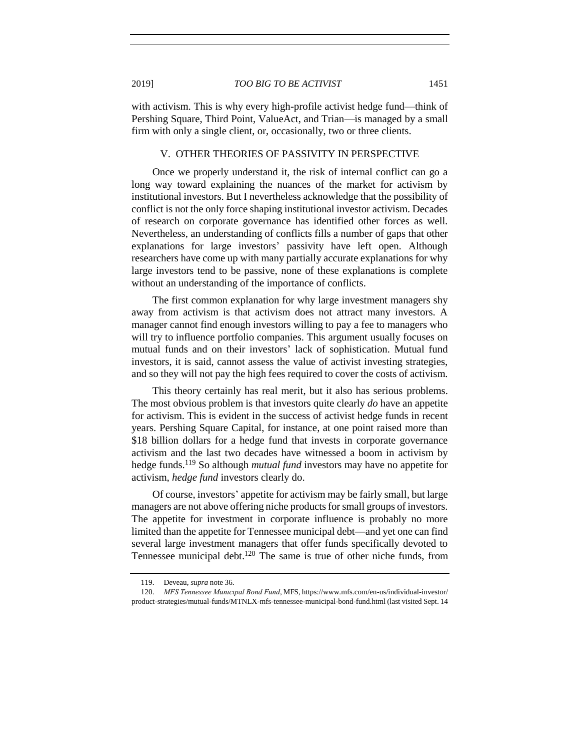with activism. This is why every high-profile activist hedge fund—think of Pershing Square, Third Point, ValueAct, and Trian—is managed by a small firm with only a single client, or, occasionally, two or three clients.

## V. OTHER THEORIES OF PASSIVITY IN PERSPECTIVE

Once we properly understand it, the risk of internal conflict can go a long way toward explaining the nuances of the market for activism by institutional investors. But I nevertheless acknowledge that the possibility of conflict is not the only force shaping institutional investor activism. Decades of research on corporate governance has identified other forces as well. Nevertheless, an understanding of conflicts fills a number of gaps that other explanations for large investors' passivity have left open. Although researchers have come up with many partially accurate explanations for why large investors tend to be passive, none of these explanations is complete without an understanding of the importance of conflicts.

The first common explanation for why large investment managers shy away from activism is that activism does not attract many investors. A manager cannot find enough investors willing to pay a fee to managers who will try to influence portfolio companies. This argument usually focuses on mutual funds and on their investors' lack of sophistication. Mutual fund investors, it is said, cannot assess the value of activist investing strategies, and so they will not pay the high fees required to cover the costs of activism.

This theory certainly has real merit, but it also has serious problems. The most obvious problem is that investors quite clearly *do* have an appetite for activism. This is evident in the success of activist hedge funds in recent years. Pershing Square Capital, for instance, at one point raised more than $18 billion dollars for a hedge fund that invests in corporate governance activism and the last two decades have witnessed a boom in activism by hedge funds.[119] So although *mutual fund* investors may have no appetite for activism, *hedge fund* investors clearly do.

Of course, investors' appetite for activism may be fairly small, but large managers are not above offering niche products for small groups of investors. The appetite for investment in corporate influence is probably no more limited than the appetite for Tennessee municipal debt—and yet one can find several large investment managers that offer funds specifically devoted to Tennessee municipal debt.[120] The same is true of other niche funds, from

---

119. Deveau, *supra* note 36.

120. *MFS Tennessee Municipal Bond Fund*, MFS, https://www.mfs.com/en-us/individual-investor/product-strategies/mutual-funds/MTNLX-mfs-tennessee-municipal-bond-fund.html (last visited Sept. 14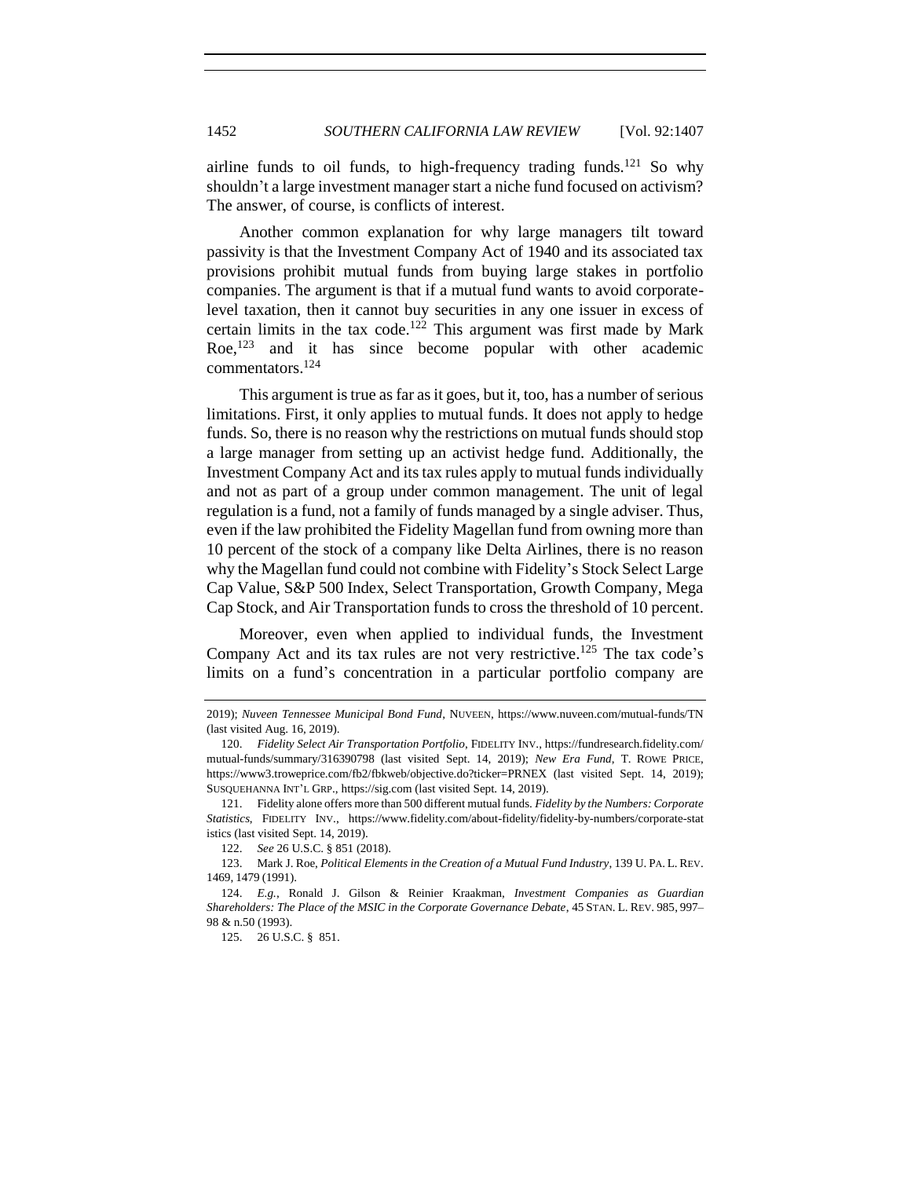airline funds to oil funds, to high-frequency trading funds.[121] So why shouldn't a large investment manager start a niche fund focused on activism? The answer, of course, is conflicts of interest.

Another common explanation for why large managers tilt toward passivity is that the Investment Company Act of 1940 and its associated tax provisions prohibit mutual funds from buying large stakes in portfolio companies. The argument is that if a mutual fund wants to avoid corporate-level taxation, then it cannot buy securities in any one issuer in excess of certain limits in the tax code.[122] This argument was first made by Mark Roe,[123] and it has since become popular with other academic commentators.[124]

This argument is true as far as it goes, but it, too, has a number of serious limitations. First, it only applies to mutual funds. It does not apply to hedge funds. So, there is no reason why the restrictions on mutual funds should stop a large manager from setting up an activist hedge fund. Additionally, the Investment Company Act and its tax rules apply to mutual funds individually and not as part of a group under common management. The unit of legal regulation is a fund, not a family of funds managed by a single adviser. Thus, even if the law prohibited the Fidelity Magellan fund from owning more than 10 percent of the stock of a company like Delta Airlines, there is no reason why the Magellan fund could not combine with Fidelity's Stock Select Large Cap Value, S&P 500 Index, Select Transportation, Growth Company, Mega Cap Stock, and Air Transportation funds to cross the threshold of 10 percent.

Moreover, even when applied to individual funds, the Investment Company Act and its tax rules are not very restrictive.[125] The tax code's limits on a fund's concentration in a particular portfolio company are

---

2019); *Nuveen Tennessee Municipal Bond Fund*, NUVEEN, https://www.nuveen.com/mutual-funds/TN (last visited Aug. 16, 2019).

120. *Fidelity Select Air Transportation Portfolio*, FIDELITY INV., https://fundresearch.fidelity.com/mutual-funds/summary/316390798 (last visited Sept. 14, 2019); *New Era Fund*, T. ROWE PRICE, https://www3.troweprice.com/fb2/fbkweb/objective.do?ticker=PRNEX (last visited Sept. 14, 2019); SUSQUEHANNA INT'L GRP., https://sig.com (last visited Sept. 14, 2019).

121. Fidelity alone offers more than 500 different mutual funds. *Fidelity by the Numbers: Corporate Statistics*, FIDELITY INV., https://www.fidelity.com/about-fidelity/fidelity-by-numbers/corporate-statistics (last visited Sept. 14, 2019).

122. *See* 26 U.S.C. § 851 (2018).

123. Mark J. Roe, *Political Elements in the Creation of a Mutual Fund Industry*, 139 U. PA. L. REV. 1469, 1479 (1991).

124. *E.g.*, Ronald J. Gilson & Reinier Kraakman, *Investment Companies as Guardian Shareholders: The Place of the MSIC in the Corporate Governance Debate*, 45 STAN. L. REV. 985, 997–98 & n.50 (1993).

125. 26 U.S.C. § 851.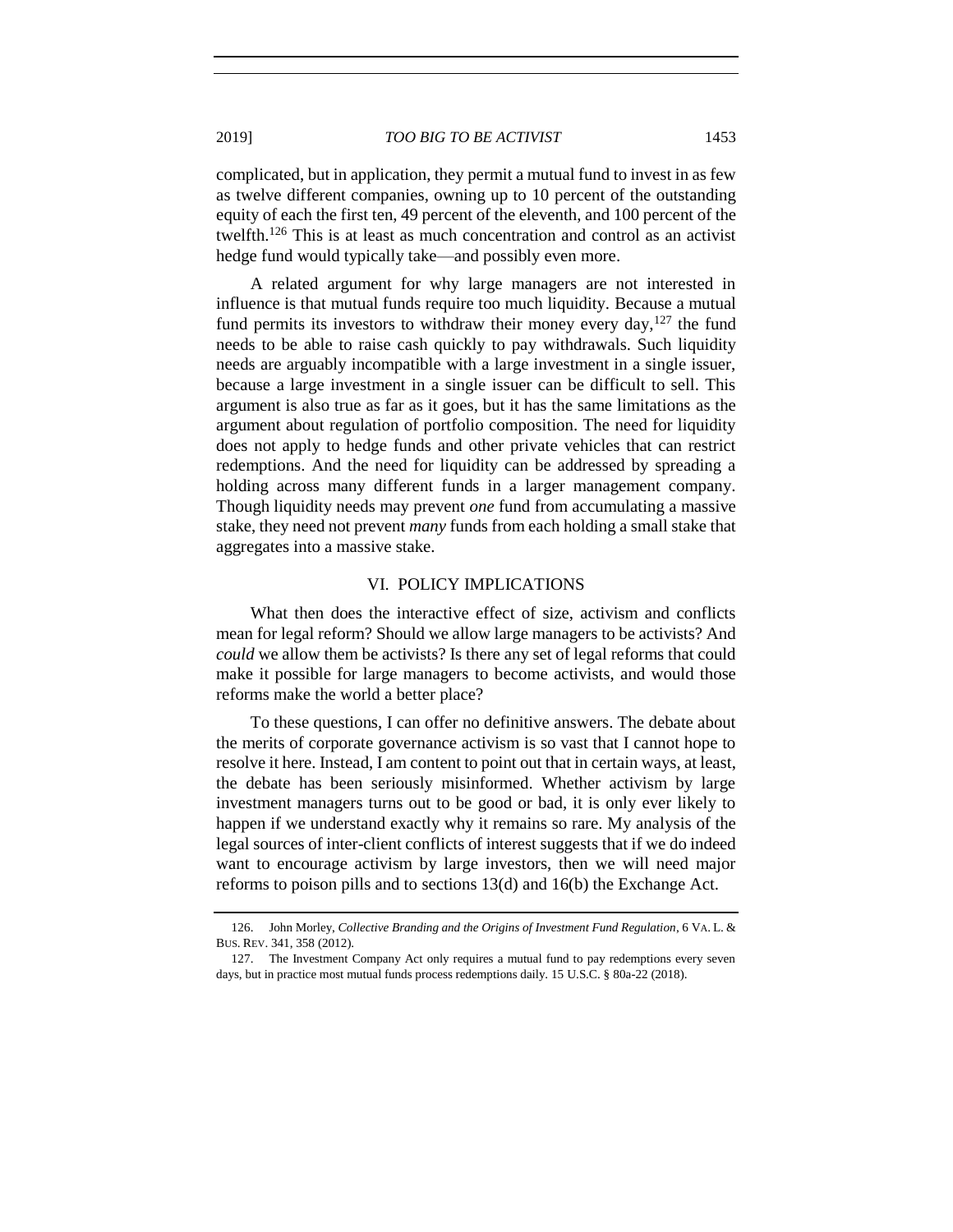complicated, but in application, they permit a mutual fund to invest in as few as twelve different companies, owning up to 10 percent of the outstanding equity of each the first ten, 49 percent of the eleventh, and 100 percent of the twelfth.[126] This is at least as much concentration and control as an activist hedge fund would typically take—and possibly even more.

A related argument for why large managers are not interested in influence is that mutual funds require too much liquidity. Because a mutual fund permits its investors to withdraw their money every day,[127] the fund needs to be able to raise cash quickly to pay withdrawals. Such liquidity needs are arguably incompatible with a large investment in a single issuer, because a large investment in a single issuer can be difficult to sell. This argument is also true as far as it goes, but it has the same limitations as the argument about regulation of portfolio composition. The need for liquidity does not apply to hedge funds and other private vehicles that can restrict redemptions. And the need for liquidity can be addressed by spreading a holding across many different funds in a larger management company. Though liquidity needs may prevent *one* fund from accumulating a massive stake, they need not prevent *many* funds from each holding a small stake that aggregates into a massive stake.

## VI. POLICY IMPLICATIONS

What then does the interactive effect of size, activism and conflicts mean for legal reform? Should we allow large managers to be activists? And *could* we allow them be activists? Is there any set of legal reforms that could make it possible for large managers to become activists, and would those reforms make the world a better place?

To these questions, I can offer no definitive answers. The debate about the merits of corporate governance activism is so vast that I cannot hope to resolve it here. Instead, I am content to point out that in certain ways, at least, the debate has been seriously misinformed. Whether activism by large investment managers turns out to be good or bad, it is only ever likely to happen if we understand exactly why it remains so rare. My analysis of the legal sources of inter-client conflicts of interest suggests that if we do indeed want to encourage activism by large investors, then we will need major reforms to poison pills and to sections 13(d) and 16(b) the Exchange Act.

---

126. John Morley, *Collective Branding and the Origins of Investment Fund Regulation*, 6 VA. L. & BUS. REV. 341, 358 (2012).

127. The Investment Company Act only requires a mutual fund to pay redemptions every seven days, but in practice most mutual funds process redemptions daily. 15 U.S.C. § 80a-22 (2018).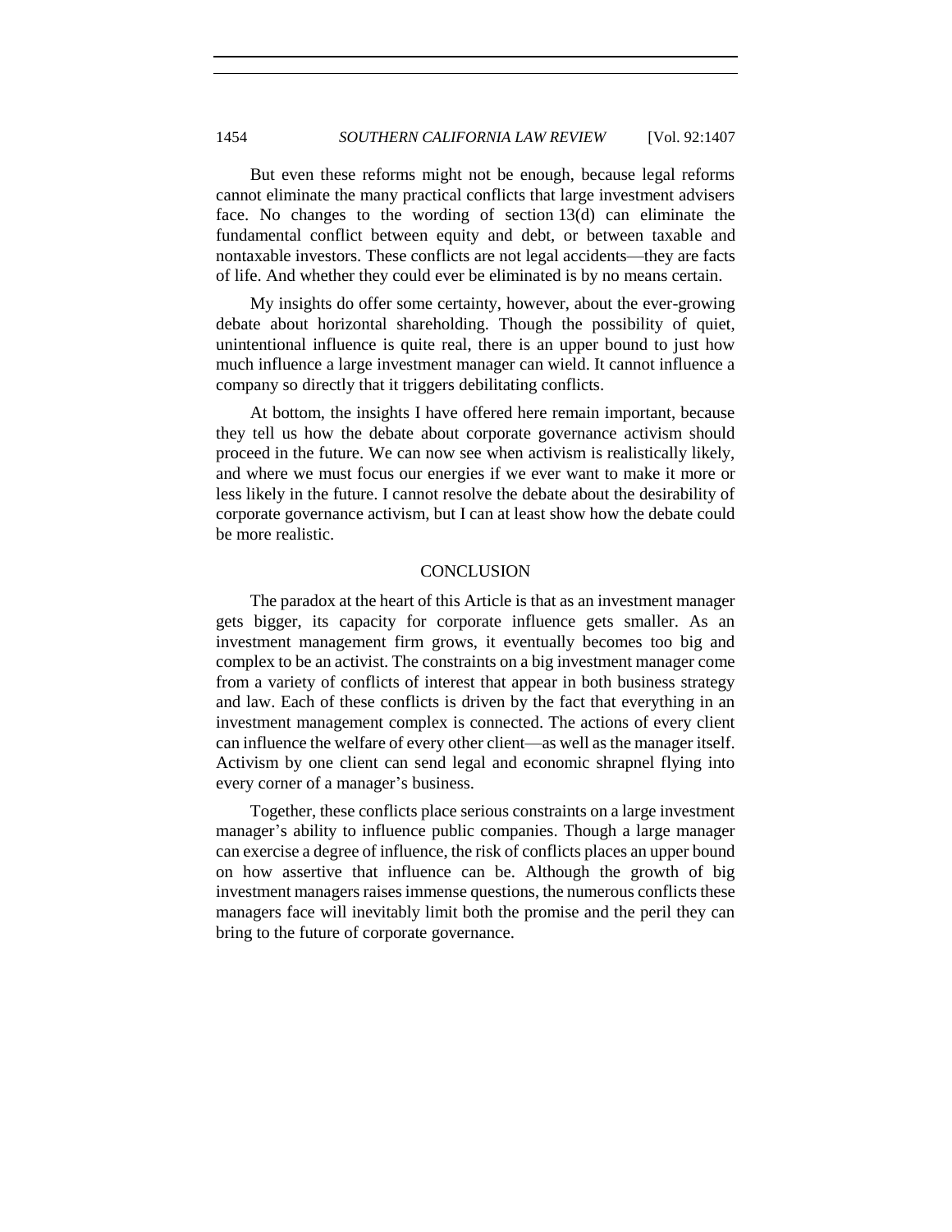But even these reforms might not be enough, because legal reforms cannot eliminate the many practical conflicts that large investment advisers face. No changes to the wording of section 13(d) can eliminate the fundamental conflict between equity and debt, or between taxable and nontaxable investors. These conflicts are not legal accidents—they are facts of life. And whether they could ever be eliminated is by no means certain.

My insights do offer some certainty, however, about the ever-growing debate about horizontal shareholding. Though the possibility of quiet, unintentional influence is quite real, there is an upper bound to just how much influence a large investment manager can wield. It cannot influence a company so directly that it triggers debilitating conflicts.

At bottom, the insights I have offered here remain important, because they tell us how the debate about corporate governance activism should proceed in the future. We can now see when activism is realistically likely, and where we must focus our energies if we ever want to make it more or less likely in the future. I cannot resolve the debate about the desirability of corporate governance activism, but I can at least show how the debate could be more realistic.

## CONCLUSION

The paradox at the heart of this Article is that as an investment manager gets bigger, its capacity for corporate influence gets smaller. As an investment management firm grows, it eventually becomes too big and complex to be an activist. The constraints on a big investment manager come from a variety of conflicts of interest that appear in both business strategy and law. Each of these conflicts is driven by the fact that everything in an investment management complex is connected. The actions of every client can influence the welfare of every other client—as well as the manager itself. Activism by one client can send legal and economic shrapnel flying into every corner of a manager's business.

Together, these conflicts place serious constraints on a large investment manager's ability to influence public companies. Though a large manager can exercise a degree of influence, the risk of conflicts places an upper bound on how assertive that influence can be. Although the growth of big investment managers raises immense questions, the numerous conflicts these managers face will inevitably limit both the promise and the peril they can bring to the future of corporate governance.